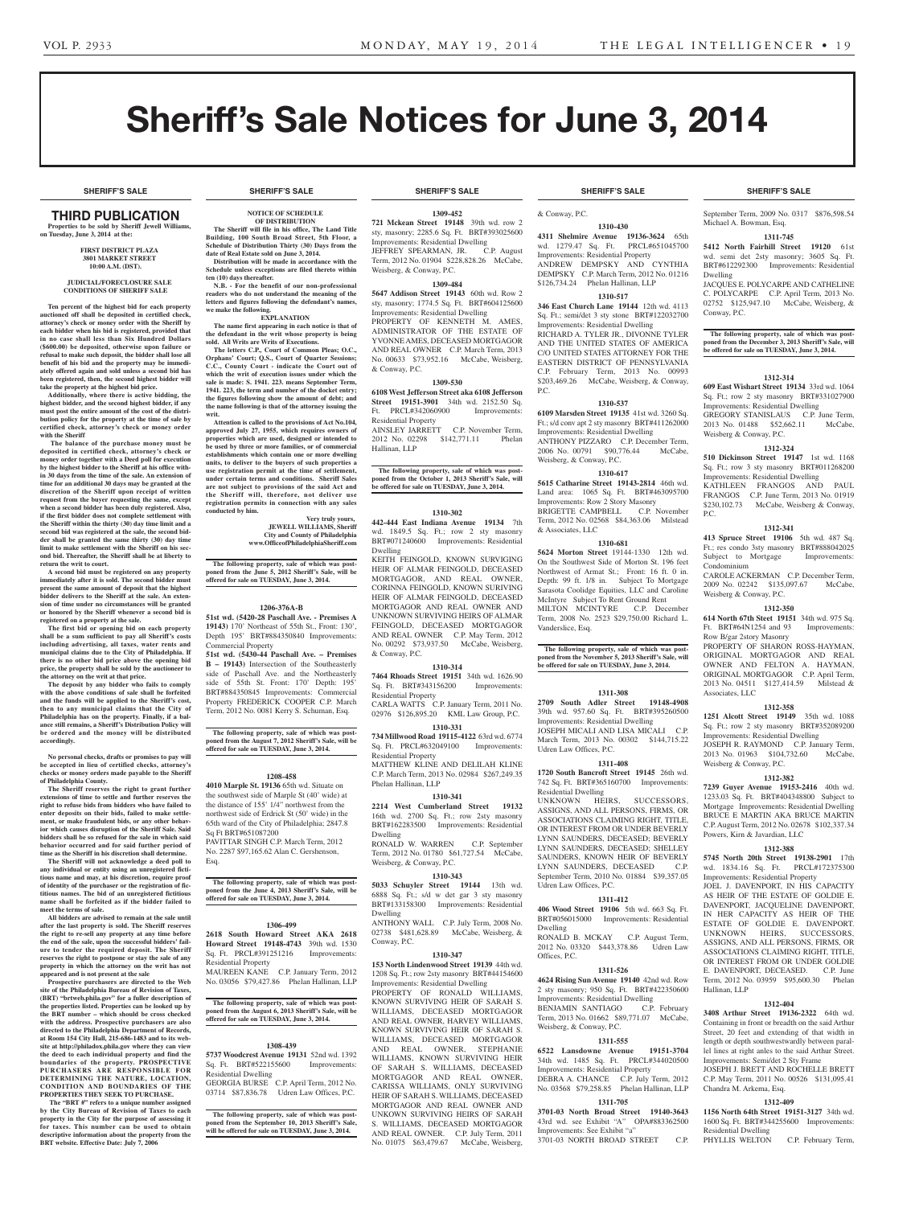# Sheriff's Sale Notices for June 3, 2014

SHERIFF'S SALE

## THIRD PUBLICATION

**Properties to be sold by Sheriff Jewell Williams, on Tuesday, June 3, 2014 at the:**

**FIRST DISTRICT PLAZA**
**3801 MARKET STREET**
**10:00 A.M. (DST).**

**JUDICIAL/FORECLOSURE SALE CONDITIONS OF SHERIFF SALE**

**Ten percent of the highest bid for each property auctioned off shall be deposited in certified check, attorney's check or money order with the Sheriff by each bidder when his bid is registered, provided that in no case shall less than Six Hundred Dollars ($600.00) be deposited, otherwise upon failure or refusal to make such deposit, the bidder shall lose all benefit of his bid and the property may be immediately offered again and sold unless a second bid has been registered, then, the second highest bidder will take the property at the highest bid price.**

**Additionally, where there is active bidding, the highest bidder, and the second highest bidder, if any must post the entire amount of the cost of the distribution policy for the property at the time of sale by certified check, attorney's check or money order with the Sheriff**

**The balance of the purchase money must be deposited in certified check, attorney's check or money order together with a Deed poll for execution by the highest bidder to the Sheriff at his office within 30 days from the time of the sale. An extension of time for an additional 30 days may be granted at the discretion of the Sheriff upon receipt of written request from the buyer requesting the same, except when a second bidder has been duly registered. Also, if the first bidder does not complete settlement with the Sheriff within the thirty (30) day time limit and a second bid was registered at the sale, the second bidder shall be granted the same thirty (30) day time limit to make settlement with the Sheriff on his second bid. Thereafter, the Sheriff shall be at liberty to return the writ to court.**

**A second bid must be registered on any property immediately after it is sold. The second bidder must present the same amount of deposit that the highest bidder delivers to the Sheriff at the sale. An extension of time under no circumstances will be granted or honored by the Sheriff whenever a second bid is registered on a property at the sale.**

**The first bid or opening bid on each property shall be a sum sufficient to pay all Sheriff's costs including advertising, all taxes, water rents and municipal claims due to the City of Philadelphia. If there is no other bid price above the opening bid price, the property shall be sold by the auctioneer to the attorney on the writ at that price.**

**The deposit by any bidder who fails to comply with the above conditions of sale shall be forfeited and the funds will be applied to the Sheriff's cost, then to any municipal claims that the City of Philadelphia has on the property. Finally, if a balance still remains, a Sheriff's Distribution Policy will be ordered and the money will be distributed accordingly.**

**No personal checks, drafts or promises to pay will be accepted in lieu of certified checks, attorney's checks or money orders made payable to the Sheriff of Philadelphia County.**

**The Sheriff reserves the right to grant further extensions of time to settle and further reserves the right to refuse bids from bidders who have failed to enter deposits on their bids, failed to make settlement, or make fraudulent bids, or any other behavior which causes disruption of the Sheriff Sale. Said bidders shall be so refused for the sale in which said behavior occurred and for said further period of time as the Sheriff in his discretion shall determine.**

**The Sheriff will not acknowledge a deed poll to any individual or entity using an unregistered fictitious name and may, at his discretion, require proof of identity of the purchaser or the registration of fictitious names. The bid of an unregistered fictitious name shall be forfeited as if the bidder failed to meet the terms of sale.**

**All bidders are advised to remain at the sale until after the last property is sold. The Sheriff reserves the right to re-sell any property at any time before the end of the sale, upon the successful bidders' failure to tender the required deposit. The Sheriff reserves the right to postpone or stay the sale of any property in which the attorney on the writ has not appeared and is not present at the sale**

**Prospective purchasers are directed to the Web site of the Philadelphia Bureau of Revision of Taxes, (BRT) "brtweb.phila.gov" for a fuller description of the properties listed. Properties can be looked up by the BRT number – which should be cross checked with the address. Prospective purchasers are also directed to the Philadelphia Department of Records, at Room 154 City Hall, 215-686-1483 and to its website at http://philadox.phila.gov where they can view the deed to each individual property and find the boundaries of the property. PROSPECTIVE PURCHASERS ARE RESPONSIBLE FOR DETERMINING THE NATURE, LOCATION, CONDITION AND BOUNDARIES OF THE PROPERTIES THEY SEEK TO PURCHASE.**

**The "BRT #" refers to a unique number assigned by the City Bureau of Revision of Taxes to each property in the City for the purpose of assessing it for taxes. This number can be used to obtain descriptive information about the property from the BRT website. Effective Date: July 7, 2006**

**NOTICE OF SCHEDULE OF DISTRIBUTION**

**The Sheriff will file in his office, The Land Title Building, 100 South Broad Street, 5th Floor, a Schedule of Distribution Thirty (30) Days from the date of Real Estate sold on June 3, 2014.**

**Distribution will be made in accordance with the Schedule unless exceptions are filed thereto within ten (10) days thereafter.**

**N.B. - For the benefit of our non-professional readers who do not understand the meaning of the letters and figures following the defendant's names, we make the following.**

**EXPLANATION**

**The name first appearing in each notice is that of the defendant in the writ whose property is being sold. All Writs are Writs of Executions.**

**The letters C.P., Court of Common Pleas; O.C., Orphans' Court; Q.S., Court of Quarter Sessions; C.C., County Court - indicate the Court out of which the writ of execution issues under which the sale is made: S. 1941. 223. means September Term, 1941. 223, the term and number of the docket entry; the figures following show the amount of debt; and the name following is that of the attorney issuing the writ.**

**Attention is called to the provisions of Act No.104, approved July 27, 1955, which requires owners of properties which are used, designed or intended to be used by three or more families, or of commercial establishments which contain one or more dwelling units, to deliver to the buyers of such properties a use registration permit at the time of settlement, under certain terms and conditions. Sheriff Sales are not subject to provisions of the said Act and the Sheriff will, therefore, not deliver use registration permits in connection with any sales conducted by him.**

**Very truly yours,**
**JEWELL WILLIAMS, Sheriff**
**City and County of Philadelphia**
**www.OfficeofPhiladelphiaSheriff.com**

**The following property, sale of which was postponed from the June 5, 2012 Sheriff's Sale, will be offered for sale on TUESDAY, June 3, 2014.**

**1206-376A-B**

**51st wd. (5420-28 Paschall Ave. - Premises A 19143)** 170' Northeast of 55th St., Front: 130', Depth 195' BRT#884350840 Improvements: Commercial Property
**51st wd. (5430-44 Paschall Ave. – Premises B – 19143)** Intersection of the Southeasterly side of Paschall Ave. and the Northeasterly side of 55th St. Front: 170' Depth: 195' BRT#884350845 Improvements: Commercial Property FREDERICK COOPER C.P. March Term, 2012 No. 0081 Kerry S. Schuman, Esq.

**The following property, sale of which was postponed from the August 7, 2012 Sheriff's Sale, will be offered for sale on TUESDAY, June 3, 2014.**

**1208-458**

**4010 Marple St. 19136** 65th wd. Situate on the southwest side of Marple St (40' wide) at the distance of 155' 1/4" northwest from the northwest side of Erdrick St (50' wide) in the 65th ward of the City of Philadelphia; 2847.8 Sq Ft BRT#651087200
PAVITTAR SINGH C.P. March Term, 2012 No. 2287 $97,165.62 Alan C. Gershenson, Esq.

**The following property, sale of which was postponed from the June 4, 2013 Sheriff's Sale, will be offered for sale on TUESDAY, June 3, 2014.**

**1306-499**

**2618 South Howard Street AKA 2618 Howard Street 19148-4743** 39th wd. 1530 Sq. Ft. PRCL#391251216 Improvements: Residential Property
MAUREEN KANE C.P. January Term, 2012 No. 03056 $79,427.86 Phelan Hallinan, LLP

**The following property, sale of which was postponed from the August 6, 2013 Sheriff's Sale, will be offered for sale on TUESDAY, June 3, 2014.**

**1308-439**

**5737 Woodcrest Avenue 19131** 52nd wd. 1392 Sq. Ft. BRT#522155600 Improvements: Residential Dwelling
GEORGIA BURSE C.P. April Term, 2012 No. 03714 $87,836.78 Udren Law Offices, P.C.

**The following property, sale of which was postponed from the September 10, 2013 Sheriff's Sale, will be offered for sale on TUESDAY, June 3, 2014.**

**1309-452**

**721 Mckean Street 19148** 39th wd. row 2 sty, masonry; 2285.6 Sq. Ft. BRT#393025600 Improvements: Residential Dwelling
JEFFREY SPEARMAN, JR. C.P. August Term, 2012 No. 01904 $228,828.26 McCabe, Weisberg, & Conway, P.C.

**1309-484**

**5647 Addison Street 19143** 60th wd. Row 2 sty, masonry; 1774.5 Sq. Ft. BRT#604125600 Improvements: Residential Dwelling
PROPERTY OF KENNETH M. AMES, ADMINISTRATOR OF THE ESTATE OF YVONNE AMES, DECEASED MORTGAGOR AND REAL OWNER C.P. March Term, 2013 No. 00633 $73,952.16 McCabe, Weisberg, & Conway, P.C.

**1309-530**

**6108 West Jefferson Street aka 6108 Jefferson Street 19151-3901** 34th wd. 2152.50 Sq. Ft. PRCL#342060900 Improvements: Residential Property
AINSLEY JARRETT C.P. November Term, 2012 No. 02298 $142,771.11 Phelan Hallinan, LLP

**The following property, sale of which was postponed from the October 1, 2013 Sheriff's Sale, will be offered for sale on TUESDAY, June 3, 2014.**

**1310-302**

**442-444 East Indiana Avenue 19134** 7th wd. 1849.5 Sq. Ft.; row 2 sty masonry BRT#071240600 Improvements: Residential Dwelling
KEITH FEINGOLD, KNOWN SURVIGING HEIR OF ALMAR FEINGOLD, DECEASED MORTGAGOR, AND REAL OWNER, CORINNA FEINGOLD, KNOWN SURIVING HEIR OF ALMAR FEINGOLD, DECEASED MORTGAGOR AND REAL OWNER AND UNKNOWN SURVIVING HEIRS OF ALMAR FEINGOLD, DECEASED MORTGAGOR AND REAL OWNER C.P. May Term, 2012 No. 00292 $73,937.50 McCabe, Weisberg, & Conway, P.C.

**1310-314**

**7464 Rhoads Street 19151** 34th wd. 1626.90 Sq. Ft. BRT#343156200 Improvements: Residential Property
CARLA WATTS C.P. January Term, 2011 No. 02976 $126,895.20 KML Law Group, P.C.

**1310-331**

**734 Millwood Road 19115-4122** 63rd wd. 6774 Sq. Ft. PRCL#632049100 Improvements: Residential Property
MATTHEW KLINE AND DELILAH KLINE C.P. March Term, 2013 No. 02984 $267,249.35 Phelan Hallinan, LLP

**1310-341**

**2214 West Cumberland Street 19132** 16th wd. 2700 Sq. Ft.; row 2sty masonry BRT#162283500 Improvements: Residential Dwelling
RONALD W. WARREN C.P. September Term, 2012 No. 01780 $61,727.54 McCabe, Weisberg, & Conway, P.C.

**1310-343**

**5033 Schuyler Street 19144** 13th wd. 6888 Sq. Ft.; s/d w det gar 3 sty masonry BRT#133158300 Improvements: Residential Dwelling
ANTHONY WALL C.P. July Term, 2008 No. 02738 $481,628.89 McCabe, Weisberg, & Conway, P.C.

**1310-347**

**153 North Lindenwood Street 19139** 44th wd. 1208 Sq. Ft.; row 2sty masonry BRT#44154600 Improvements: Residential Dwelling
PROPERTY OF RONALD WILLIAMS, KNOWN SURVIVING HEIR OF SARAH S. WILLIAMS, DECEASED MORTGAGOR AND REAL OWNER, HARVEY WILLIAMS, KNOWN SURVIVING HEIR OF SARAH S. WILLIAMS, DECEASED MORTGAGOR AND REAL OWNER, STEPHANIE WILLIAMS, KNOWN SURVIVING HEIR OF SARAH S. WILLIAMS, DECEASED MORTGAGOR AND REAL OWNER, CARISSA WILLIAMS, ONLY SURVIVING HEIR OF SARAH S. WILLIAMS, DECEASED MORTGAGOR AND REAL OWNER AND UNKOWN SURVIVING HEIRS OF SARAH S. WILLIAMS, DECEASED MORTGAGOR AND REAL OWNER. C.P. July Term, 2011 No. 01075 $63,479.67 McCabe, Weisberg, & Conway, P.C.

**1310-430**

**4311 Shelmire Avenue 19136-3624** 65th wd. 1279.47 Sq. Ft. PRCL#651045700 Improvements: Residential Property
ANDREW DEMPSKY AND CYNTHIA DEMPSKY C.P. March Term, 2012 No. 01216 $126,734.24 Phelan Hallinan, LLP

**1310-517**

**346 East Church Lane 19144** 12th wd. 4113 Sq. Ft.; semi/det 3 sty stone BRT#122032700 Improvements: Residential Dwelling
RICHARD A. TYLER JR., DIVONNE TYLER AND THE UNITED STATES OF AMERICA C/O UNITED STATES ATTORNEY FOR THE EASTERN DISTRICT OF PENNSYLVANIA C.P. February Term, 2013 No. 00993 $203,469.26 McCabe, Weisberg, & Conway, P.C.

**1310-537**

**6109 Marsden Street 19135** 41st wd. 3260 Sq. Ft.; s/d conv apt 2 sty masonry BRT#411262000 Improvements: Residential Dwelling
ANTHONY PIZZARO C.P. December Term, 2006 No. 00791 $90,776.44 McCabe, Weisberg, & Conway, P.C.

**1310-617**

**5615 Catharine Street 19143-2814** 46th wd. Land area: 1065 Sq. Ft. BRT#463095700 Improvements: Row 2 Story Masonry
BRIGETTE CAMPBELL C.P. November Term, 2012 No. 02568 $84,363.06 Milstead & Associates, LLC

**1310-681**

**5624 Morton Street** 19144-1330 12th wd. On the Southwest Side of Morton St. 196 feet Northwest of Armat St.; Front: 16 ft. 0 in. Depth: 99 ft. 1/8 in. Subject To Mortgage Sarasota Coolidge Equities, LLC and Caroline McIntyre Subject To Rent Ground Rent
MILTON MCINTYRE C.P. December Term, 2008 No. 2523 $29,750.00 Richard L. Vanderslice, Esq.

**The following property, sale of which was postponed from the November 5, 2013 Sheriff's Sale, will be offered for sale on TUESDAY, June 3, 2014.**

**1311-308**

**2709 South Adler Street 19148-4908** 39th wd. 957.60 Sq. Ft. BRT#395260500 Improvements: Residential Dwelling
JOSEPH MICALI AND LISA MICALI C.P. March Term, 2013 No. 00302 $144,715.22 Udren Law Offices, P.C.

**1311-408**

**1720 South Bancroft Street 19145** 26th wd. 742 Sq. Ft. BRT#365160700 Improvements: Residential Dwelling
UNKNOWN HEIRS, SUCCESSORS, ASSIGNS, AND ALL PERSONS, FIRMS, OR ASSOCIATIONS CLAIMING RIGHT, TITLE, OR INTEREST FROM OR UNDER BEVERLY LYNN SAUNDERS, DECEASED; BEVERLY LYNN SAUNDERS, DECEASED; SHELLEY SAUNDERS, KNOWN HEIR OF BEVERLY LYNN SAUNDERS, DECEASED C.P. September Term, 2010 No. 01884 $39,357.05 Udren Law Offices, P.C.

**1311-412**

**406 Wood Street 19106** 5th wd. 663 Sq. Ft. BRT#056015000 Improvements: Residential Dwelling
RONALD B. MCKAY C.P. August Term, 2012 No. 03320 $443,378.86 Udren Law Offices, P.C.

**1311-526**

**4624 Rising Sun Avenue 19140** 42nd wd. Row 2 sty masonry; 950 Sq. Ft. BRT#422350600 Improvements: Residential Dwelling
BENJAMIN SANTIAGO C.P. February Term, 2013 No. 01662 $89,771.07 McCabe, Weisberg, & Conway, P.C.

**1311-555**

**6522 Lansdowne Avenue 19151-3704** 34th wd. 1485 Sq. Ft. PRCL#344020500 Improvements: Residential Property
DEBRA A. CHANCE C.P. July Term, 2012 No. 03568 $79,258.85 Phelan Hallinan, LLP

**1311-705**

**3701-03 North Broad Street 19140-3643** 43rd wd. see Exhibit "A" OPA#883362500 Improvements: See Exhibit "a"
3701-03 NORTH BROAD STREET C.P. September Term, 2009 No. 0317 $876,598.54 Michael A. Bowman, Esq.

**1311-745**

**5412 North Fairhill Street 19120** 61st wd. semi det 2sty masonry; 3605 Sq. Ft. BRT#612292300 Improvements: Residential Dwelling
JACQUES E. POLYCARPE AND CATHELINE C. POLYCARPE C.P. April Term, 2013 No. 02752 $125,947.10 McCabe, Weisberg, & Conway, P.C.

**The following property, sale of which was postponed from the December 3, 2013 Sheriff's Sale, will be offered for sale on TUESDAY, June 3, 2014.**

**1312-314**

**609 East Wishart Street 19134** 33rd wd. 1064 Sq. Ft.; row 2 sty masonry BRT#331027900 Improvements: Residential Dwelling
GREGORY STANISLAUS C.P. June Term, 2013 No. 01488 $52,662.11 McCabe, Weisberg & Conway, P.C.

**1312-324**

**510 Dickinson Street 19147** 1st wd. 1168 Sq. Ft.; row 3 sty masonry BRT#011268200 Improvements: Residential Dwelling
KATHLEEN FRANGOS AND PAUL FRANGOS C.P. June Term, 2013 No. 01919 $230,102.73 McCabe, Weisberg & Conway, P.C.

**1312-341**

**413 Spruce Street 19106** 5th wd. 487 Sq. Ft.; res condo 3sty masonry BRT#888042025 Subject to Mortgage Improvements: Condominium
CAROLE ACKERMAN C.P. December Term, 2009 No. 02242 $135,097.67 McCabe, Weisberg & Conway, P.C.

**1312-350**

**614 North 67th Street 19151** 34th wd. 975 Sq. Ft. BRT#64N1254 and 93 Improvements: Row B/gar 2story Masonry
PROPERTY OF SHARON ROSS-HAYMAN, ORIGINAL MORTGAGOR AND REAL OWNER AND FELTON A. HAYMAN, ORIGINAL MORTGAGOR C.P. April Term, 2013 No. 04511 $127,414.59 Milstead & Associates, LLC

**1312-358**

**1251 Alcott Street 19149** 35th wd. 1088 Sq. Ft.; row 2 sty masonry BRT#352089200 Improvements: Residential Dwelling
JOSEPH R. RAYMOND C.P. January Term, 2013 No. 01963 $104,732.60 McCabe, Weisberg & Conway, P.C.

**1312-382**

**7239 Guyer Avenue 19153-2416** 40th wd. 1233.03 Sq. Ft. BRT#404348800 Subject to Mortgage Improvements: Residential Dwelling
BRUCE E MARTIN AKA BRUCE MARTIN C.P. August Term, 2012 No. 02678 $102,337.34 Powers, Kirn & Javardian, LLC

**1312-388**

**5745 North 20th Street 19138-2901** 17th wd. 1834.16 Sq. Ft. PRCL#172375300 Improvements: Residential Property
JOEL J. DAVENPORT, IN HIS CAPACITY AS HEIR OF THE ESTATE OF GOLDIE E. DAVENPORT, JACQUELINE DAVENPORT, IN HER CAPACITY AS HEIR OF THE ESTATE OF GOLDIE E. DAVENPORT. UNKNOWN HEIRS, SUCCESSORS, ASSIGNS, AND ALL PERSONS, FIRMS, OR ASSOCIATIONS CLAIMING RIGHT, TITLE, OR INTEREST FROM OR UNDER GOLDIE E. DAVENPORT, DECEASED. C.P. June Term, 2012 No. 03959 $95,600.30 Phelan Hallinan, LLP

**1312-404**

**3408 Arthur Street 19136-2322** 64th wd. Containing in front or breadth on the said Arthur Street, 20 feet and extending of that width in length or depth southwestwardly between parallel lines at right anles to the said Arthur Street. Improvements: Semi/det 2 Sty Frame
JOSEPH J. BRETT AND ROCHELLE BRETT C.P. May Term, 2011 No. 00526 $131,095.41 Chandra M. Arkema, Esq.

**1312-409**

**1156 North 64th Street 19151-3127** 34th wd. 1600 Sq. Ft. BRT#344255600 Improvements: Residential Dwelling
PHYLLIS WELTON C.P. February Term,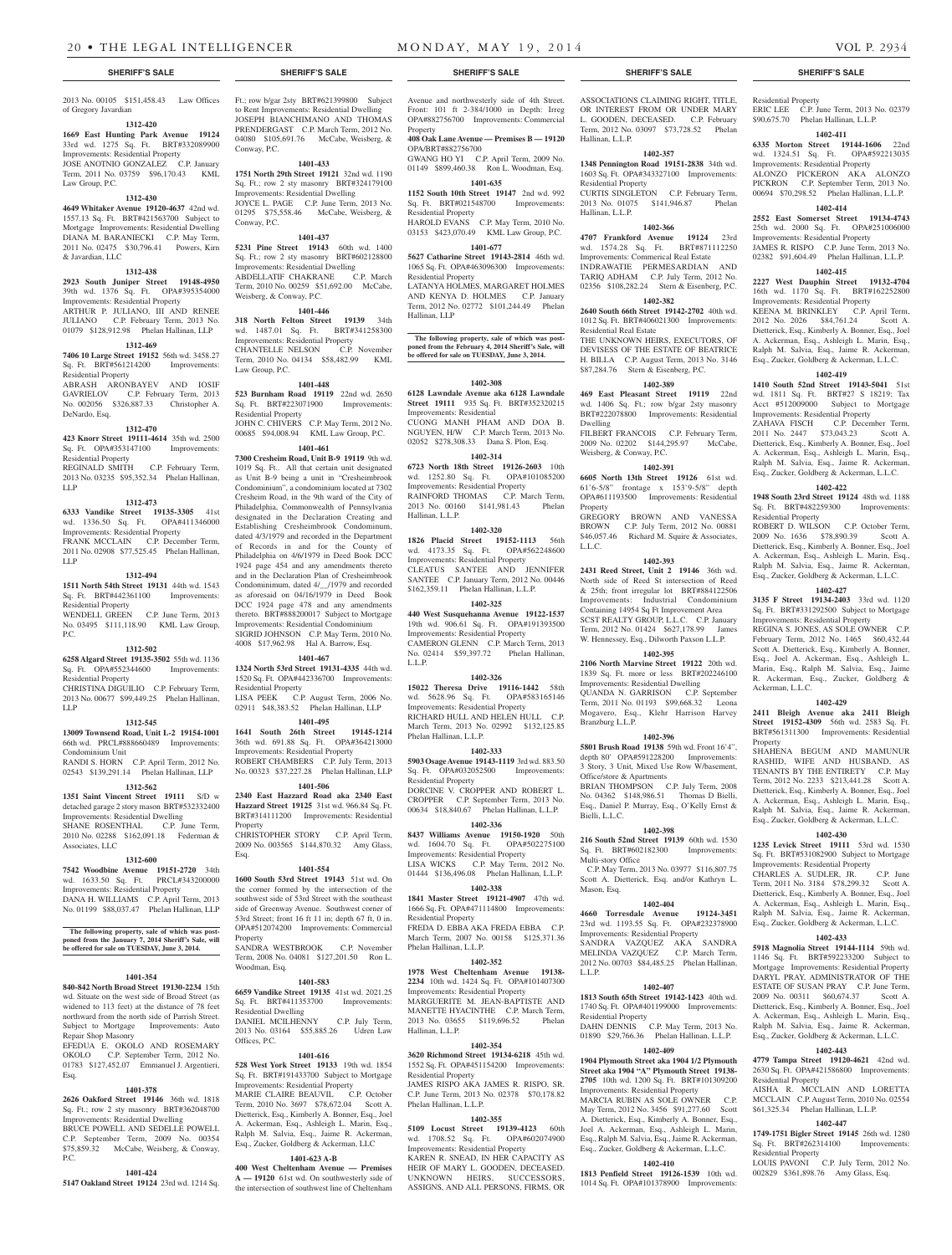**SHERIFF'S SALE**

2013 No. 00105 $151,458.43 Law Offices of Gregory Javardian

**1312-420**

**1669 East Hunting Park Avenue 19124** 33rd wd. 1275 Sq. Ft. BRT#332089900 Improvements: Residential Property
JOSE ANOTNIO GONZALEZ C.P. January Term, 2011 No. 03759 $96,170.43 KML Law Group, P.C.

**1312-430**

**4649 Whitaker Avenue 19120-4637** 42nd wd. 1557.13 Sq. Ft. BRT#421563700 Subject to Mortgage Improvements: Residential Dwelling
DIANA M. BARANIECKI C.P. May Term, 2011 No. 02475 $30,796.41 Powers, Kirn & Javardian, LLC

**1312-438**

**2923 South Juniper Street 19148-4950** 39th wd. 1376 Sq. Ft. OPA#395354000 Improvements: Residential Property
ARTHUR P. JULIANO, III AND RENEE JULIANO C.P. February Term, 2013 No. 01079 $128,912.98 Phelan Hallinan, LLP

**1312-469**

**7406 10 Large Street 19152** 56th wd. 3458.27 Sq. Ft. BRT#561214200 Improvements: Residential Property
ABRASH ARONBAYEV AND IOSIF GAVRIELOV C.P. February Term, 2013 No. 002056 $326,887.33 Christopher A. DeNardo, Esq.

**1312-470**

**423 Knorr Street 19111-4614** 35th wd. 2500 Sq. Ft. OPA#353147100 Improvements: Residential Property
REGINALD SMITH C.P. February Term, 2013 No. 03235 $95,352.34 Phelan Hallinan, LLP

**1312-473**

**6333 Vandike Street 19135-3305** 41st wd. 1336.50 Sq. Ft. OPA#411346000 Improvements: Residential Property
FRANK MCCLAIN C.P. December Term, 2011 No. 02908 $77,525.45 Phelan Hallinan, LLP

**1312-494**

**1511 North 54th Street 19131** 44th wd. 1543 Sq. Ft. BRT#442361100 Improvements: Residential Property
WENDELL GREEN C.P. June Term, 2013 No. 03495 $111,118.90 KML Law Group, P.C.

**1312-502**

**6258 Algard Street 19135-3502** 55th wd. 1136 Sq. Ft. OPA#552344600 Improvements: Residential Property
CHRISTINA DIGUILIO C.P. February Term, 2013 No. 00677 $99,449.25 Phelan Hallinan, LLP

**1312-545**

**13009 Townsend Road, Unit L-2 19154-1001** 66th wd. PRCL#888660489 Improvements: Condominium Unit
RANDI S. HORN C.P. April Term, 2012 No. 02543 $139,291.14 Phelan Hallinan, LLP

**1312-562**

**1351 Saint Vincent Street 19111** S/D w detached garage 2 story mason BRT#532332400 Improvements: Residential Dwelling
SHANE ROSENTHAL C.P. June Term, 2010 No. 02288 $162,091.18 Federman & Associates, LLC

**1312-600**

**7542 Woodbine Avenue 19151-2720** 34th wd. 1633.50 Sq. Ft. PRCL#343200000 Improvements: Residential Property
DANA H. WILLIAMS C.P. April Term, 2013 No. 01199 $88,037.47 Phelan Hallinan, LLP

**The following property, sale of which was postponed from the January 7, 2014 Sheriff's Sale, will be offered for sale on TUESDAY, June 3, 2014.**

**1401-354**

**840-842 North Broad Street 19130-2234** 15th wd. Situate on the west side of Broad Street (as widened to 113 feet) at the distance of 78 feet northward from the north side of Parrish Street. Subject to Mortgage Improvements: Auto Repair Shop Masonry
EFEDUA E. OKOLO AND ROSEMARY OKOLO C.P. September Term, 2012 No. 01783 $127,452.07 Emmanuel J. Argentieri, Esq.

**1401-378**

**2626 Oakford Street 19146** 36th wd. 1818 Sq. Ft.; row 2 sty masonry BRT#362048700 Improvements: Residential Dwelling
BRUCE POWELL AND SEDELLE POWELL C.P. September Term, 2009 No. 00354 $75,859.32 McCabe, Weisberg, & Conway, P.C.

**1401-424**

**5147 Oakland Street 19124** 23rd wd. 1214 Sq. Ft.; row b/gar 2sty BRT#621399800 Subject to Rent Improvements: Residential Dwelling
JOSEPH BIANCHIMANO AND THOMAS PRENDERGAST C.P. March Term, 2012 No. 04080 $105,691.76 McCabe, Weisberg, & Conway, P.C.

**1401-433**

**1751 North 29th Street 19121** 32nd wd. 1190 Sq. Ft.; row 2 sty masonry BRT#324179100 Improvements: Residential Dwelling
JOYCE L. PAGE C.P. June Term, 2013 No. 01295 $75,558.46 McCabe, Weisberg, & Conway, P.C.

**1401-437**

**5231 Pine Street 19143** 60th wd. 1400 Sq. Ft.; row 2 sty masonry BRT#602128800 Improvements: Residential Dwelling
ABDELLATIF CHAKRANE C.P. March Term, 2010 No. 00259 $51,692.00 McCabe, Weisberg, & Conway, P.C.

**1401-446**

**318 North Felton Street 19139** 34th wd. 1487.01 Sq. Ft. BRT#341258300 Improvements: Residential Property
CHANTELLE NELSON C.P. November Term, 2010 No. 04134 $58,482.99 KML Law Group, P.C.

**1401-448**

**523 Burnham Road 19119** 22nd wd. 2650 Sq. Ft. BRT#223071900 Improvements: Residential Property
JOHN C. CHIVERS C.P. May Term, 2012 No. 00685 $94,008.94 KML Law Group, P.C.

**1401-461**

**7300 Cresheim Road, Unit B-9 19119** 9th wd. 1019 Sq. Ft.; All that certain unit designated as Unit B-9 being a unit in "Cresheimbrook Condominium", a condominium located at 7302 Cresheim Road, in the 9th ward of the City of Philadelphia, Commonwealth of Pennsylvania designated in the Declaration Creating and Establishing Cresheimbrook Condominum, dated 4/3/1979 and recorded in the Department of Records in and for the County of Philadelphia on 4/6/1979 in Deed Book DCC 1924 page 454 and any amendments thereto and in the Declaration Plan of Cresheimbrook Condominimum, dated 4/__/1979 and recorded as aforesaid on 04/16/1979 in Deed Book DCC 1924 page 478 and any amendments thereto. BRT#888200017 Subject to Mortgage Improvements: Residential Condominium
SIGRID JOHNSON C.P. May Term, 2010 No. 4008 $17,962.98 Hal A. Barrow, Esq.

**1401-467**

**1324 North 53rd Street 19131-4335** 44th wd. 1520 Sq. Ft. OPA#442336700 Improvements: Residential Property
LISA PEEK C.P. August Term, 2006 No. 02911 $48,383.52 Phelan Hallinan, LLP

**1401-495**

**1641 South 26th Street 19145-1214** 36th wd. 691.88 Sq. Ft. OPA#364213000 Improvements: Residential Property
ROBERT CHAMBERS C.P. July Term, 2013 No. 00323 $37,227.28 Phelan Hallinan, LLP

**1401-506**

**2340 East Hazzard Road aka 2340 East Hazzard Street 19125** 31st wd. 966.84 Sq. Ft. BRT#314111200 Improvements: Residential Property
CHRISTOPHER STORY C.P. April Term, 2009 No. 003565 $144,870.32 Amy Glass, Esq.

**1401-554**

**1600 South 53rd Street 19143** 51st wd. On the corner formed by the intersection of the southwest side of 53rd Street with the southeast side of Greenway Avenue. Southwest corner of 53rd Street; front 16 ft 11 in; depth 67 ft, 0 in. OPA#512074200 Improvements: Commercial Property
SANDRA WESTBROOK C.P. November Term, 2008 No. 04081 $127,201.50 Ron L. Woodman, Esq.

**1401-583**

**6659 Vandike Street 19135** 41st wd. 2021.25 Sq. Ft. BRT#411353700 Improvements: Residential Dwelling
DANIEL MCILHENNY C.P. July Term, 2013 No. 03164 $55,885.26 Udren Law Offices, P.C.

**1401-616**

**528 West York Street 19133** 19th wd. 1854 Sq. Ft. BRT#191433700 Subject to Mortgage Improvements: Residential Property
MARIE CLAIRE BEAUVIL C.P. October Term, 2010 No. 3697 $78,672.04 Scott A. Dietterick, Esq., Kimberly A. Bonner, Esq., Joel A. Ackerman, Esq., Ashleigh L. Marin, Esq., Ralph M. Salvia, Esq., Jaime R. Ackerman, Esq., Zucker, Goldberg & Ackerman, LLC

**1401-623 A-B**

**400 West Cheltenham Avenue — Premises A — 19120** 61st wd. On southwesterly side of the intersection of southwest line of Cheltenham Avenue and northwesterly side of 4th Street. Front: 101 ft 2-384/1000 in Depth: Irreg OPA#882756700 Improvements: Commercial Property
**408 Oak Lane Avenue — Premises B — 19120** OPA/BRT#882756700
GWANG HO YI C.P. April Term, 2009 No. 01149 $899,460.38 Ron L. Woodman, Esq.

**1401-635**

**1152 South 10th Street 19147** 2nd wd. 992 Sq. Ft. BRT#021548700 Improvements: Residential Property
HAROLD EVANS C.P. May Term, 2010 No. 03153 $423,070.49 KML Law Group, P.C.

**1401-677**

**5627 Catharine Street 19143-2814** 46th wd. 1065 Sq. Ft. OPA#463096300 Improvements: Residential Property
LATANYA HOLMES, MARGARET HOLMES AND KENYA D. HOLMES C.P. January Term, 2012 No. 02772 $101,244.49 Phelan Hallinan, LLP

**The following property, sale of which was postponed from the February 4, 2014 Sheriff's Sale, will be offered for sale on TUESDAY, June 3, 2014.**

**1402-308**

**6128 Lawndale Avenue aka 6128 Lawndale Street 19111** 935 Sq. Ft. BRT#352320215 Improvements: Residential
CUONG MANH PHAM AND DOA B. NGUYEN, H/W C.P. March Term, 2013 No. 02052 $278,308.33 Dana S. Plon, Esq.

**1402-314**

**6723 North 18th Street 19126-2603** 10th wd. 1252.80 Sq. Ft. OPA#101085200 Improvements: Residential Property
RAINFORD THOMAS C.P. March Term, 2013 No. 00160 $141,981.43 Phelan Hallinan, L.L.P.

**1402-320**

**1826 Placid Street 19152-1113** 56th wd. 4173.35 Sq. Ft. OPA#562248600 Improvements: Residential Property
CLEATUS SANTEE AND JENNIFER SANTEE C.P. January Term, 2012 No. 00446 $162,359.11 Phelan Hallinan, L.L.P.

**1402-325**

**440 West Susquehanna Avenue 19122-1537** 19th wd. 906.61 Sq. Ft. OPA#191393500 Improvements: Residential Property
CAMERON GLENN C.P. March Term, 2013 No. 02414 $59,397.72 Phelan Hallinan, L.L.P.

**1402-326**

**15022 Theresa Drive 19116-1442** 58th wd. 5628.96 Sq. Ft. OPA#583165146 Improvements: Residential Property
RICHARD HULL AND HELEN HULL C.P. March Term, 2013 No. 02992 $132,125.85 Phelan Hallinan, L.L.P.

**1402-333**

**5903 Osage Avenue 19143-1119** 3rd wd. 883.50 Sq. Ft. OPA#032052500 Improvements: Residential Property
DORCINE V. CROPPER AND ROBERT L. CROPPER C.P. September Term, 2013 No. 00634 $18,840.67 Phelan Hallinan, L.L.P.

**1402-336**

**8437 Williams Avenue 19150-1920** 50th wd. 1604.70 Sq. Ft. OPA#502275100 Improvements: Residential Property
LISA WICKS C.P. May Term, 2012 No. 01444 $136,496.08 Phelan Hallinan, L.L.P.

**1402-338**

**1841 Master Street 19121-4907** 47th wd. 1666 Sq. Ft. OPA#471114800 Improvements: Residential Property
FREDA D. EBBA AKA FREDA EBBA C.P. March Term, 2007 No. 00158 $125,371.36 Phelan Hallinan, L.L.P.

**1402-352**

**1978 West Cheltenham Avenue 19138-2234** 10th wd. 1424 Sq. Ft. OPA#101407300 Improvements: Residential Property
MARGUERITE M. JEAN-BAPTISTE AND MANETTE HYACINTHE C.P. March Term, 2013 No. 03655 $119,696.52 Phelan Hallinan, L.L.P.

**1402-354**

**3620 Richmond Street 19134-6218** 45th wd. 1552 Sq. Ft. OPA#451154200 Improvements: Residential Property
JAMES RISPO AKA JAMES R. RISPO, SR. C.P. June Term, 2013 No. 02378 $70,178.82 Phelan Hallinan, L.L.P.

**1402-355**

**5109 Locust Street 19139-4123** 60th wd. 1708.52 Sq. Ft. OPA#602074900 Improvements: Residential Property
KAREN R. SNEAD, IN HER CAPACITY AS HEIR OF MARY L. GOODEN, DECEASED. UNKNOWN HEIRS, SUCCESSORS, ASSIGNS, AND ALL PERSONS, FIRMS, OR ASSOCIATIONS CLAIMING RIGHT, TITLE, OR INTEREST FROM OR UNDER MARY L. GOODEN, DECEASED. C.P. February Term, 2012 No. 03097 $73,728.52 Phelan Hallinan, L.L.P.

**1402-357**

**1348 Pennington Road 19151-2838** 34th wd. 1603 Sq. Ft. OPA#343327100 Improvements: Residential Property
CURTIS SINGLETON C.P. February Term, 2013 No. 01075 $141,946.87 Phelan Hallinan, L.L.P.

**1402-366**

**4707 Frankford Avenue 19124** 23rd wd. 1574.28 Sq. Ft. BRT#871112250 Improvements: Commerical Real Estate
INDRAWATIE PERMESARDIAN AND TARIQ ADHAM C.P. July Term, 2012 No. 02356 $108,282.24 Stern & Eisenberg, P.C.

**1402-382**

**2640 South 66th Street 19142-2702** 40th wd. 1012 Sq. Ft. BRT#406021300 Improvements: Residential Real Estate
THE UNKNOWN HEIRS, EXECUTORS, OF DEVISESS OF THE ESTATE OF BEATRICE H. BILLA C.P. August Term, 2013 No. 3146 $87,284.76 Stern & Eisenberg, P.C.

**1402-389**

**469 East Pleasant Street 19119** 22nd wd. 1406 Sq. Ft.; row b/gar 2sty masonry BRT#222078800 Improvements: Residential Dwelling
FILBERT FRANCOIS C.P. February Term, 2009 No. 02202 $144,295.97 McCabe, Weisberg, & Conway, P.C.

**1402-391**

**6605 North 13th Street 19126** 61st wd. 61'6-5/8" frontage x 153'9-5/8" depth OPA#611193500 Improvements: Residential Property
GREGORY BROWN AND VANESSA BROWN C.P. July Term, 2012 No. 00881 $46,057.46 Richard M. Squire & Associates, L.L.C.

**1402-393**

**2431 Reed Street, Unit 2 19146** 36th wd. North side of Reed St intersection of Reed & 25th; front irregular lot BRT#884122506 Improvements: Industrial Condominium Containing 14954 Sq Ft Improvement Area
SCST REALTY GROUP, L.L.C. C.P. January Term, 2012 No. 01424 $627,178.99 James W. Hennessey, Esq., Dilworth Paxson L.L.P.

**1402-395**

**2106 North Marvine Street 19122** 20th wd. 1839 Sq. Ft. more or less BRT#202246100 Improvements: Residential Dwelling
QUANDA N. GARRISON C.P. September Term, 2011 No. 01193 $99,668.32 Leona Mogavero, Esq., Klehr Harrison Harvey Branzburg L.L.P.

**1402-396**

**5801 Brush Road 19138** 59th wd. Front 16'4", depth 80' OPA#591228200 Improvements: 3 Story, 3 Unit, Mixed Use Row W/basement, Office/store & Apartments
BRIAN THOMPSON C.P. July Term, 2008 No. 04362 $148,986.51 Thomas D Bielli, Esq., Daniel P. Murray, Esq., O'Kelly Ernst & Bielli, L.L.C.

**1402-398**

**216 South 52nd Street 19139** 60th wd. 1530 Sq. Ft. BRT#602182300 Improvements: Multi-story Office
C.P. May Term, 2013 No. 03977 $116,807.75 Scott A. Dietterick, Esq. and/or Kathryn L. Mason, Esq.

**1402-404**

**4660 Torresdale Avenue 19124-3451** 23rd wd. 1193.55 Sq. Ft. OPA#232378900 Improvements: Residential Property
SANDRA VAZQUEZ AKA SANDRA MELINDA VAZQUEZ C.P. March Term, 2012 No. 00703 $84,485.25 Phelan Hallinan, L.L.P.

**1402-407**

**1813 South 65th Street 19142-1423** 40th wd. 1740 Sq. Ft. OPA#401199000 Improvements: Residential Property
DAHN DENNIS C.P. May Term, 2013 No. 01890 $29,766.36 Phelan Hallinan, L.L.P.

**1402-409**

**1904 Plymouth Street aka 1904 1/2 Plymouth Street aka 1904 "A" Plymouth Street 19138-2705** 10th wd. 1200 Sq. Ft. BRT#101309200 Improvements: Residential Property
MARCIA RUBIN AS SOLE OWNER C.P. May Term, 2012 No. 3456 $91,277.60 Scott A. Dietterick, Esq., Kimberly A. Bonner, Esq., Joel A. Ackerman, Esq., Ashleigh L. Marin, Esq., Ralph M. Salvia, Esq., Jaime R. Ackerman, Esq., Zucker, Goldberg & Ackerman, L.L.C.

**1402-410**

**1813 Penfield Street 19126-1539** 10th wd. 1014 Sq. Ft. OPA#101378900 Improvements: Residential Property
ERIC LEE C.P. June Term, 2013 No. 02379 $90,675.70 Phelan Hallinan, L.L.P.

**1402-411**

**6335 Morton Street 19144-1606** 22nd wd. 1324.51 Sq. Ft. OPA#592213035 Improvements: Residential Property
ALONZO PICKERON AKA ALONZO PICKRON C.P. September Term, 2013 No. 00694 $70,298.52 Phelan Hallinan, L.L.P.

**1402-414**

**2552 East Somerset Street 19134-4743** 25th wd. 2000 Sq. Ft. OPA#251006000 Improvements: Residential Property
JAMES R. RISPO C.P. June Term, 2013 No. 02382 $91,604.49 Phelan Hallinan, L.L.P.

**1402-415**

**2227 West Dauphin Street 19132-4704** 16th wd. 1170 Sq. Ft. BRT#162252800 Improvements: Residential Property
KEENA M. BRINKLEY C.P. April Term, 2012 No. 2026 $84,761.24 Scott A. Dietterick, Esq., Kimberly A. Bonner, Esq., Joel A. Ackerman, Esq., Ashleigh L. Marin, Esq., Ralph M. Salvia, Esq., Jaime R. Ackerman, Esq., Zucker, Goldberg & Ackerman, L.L.C.

**1402-419**

**1410 South 52nd Street 19143-5041** 51st wd. 1811 Sq. Ft. BRT#27 S 18219; Tax Acct #512009000 Subject to Mortgage Improvements: Residential Property
ZAHAVA FISCH C.P. December Term, 2011 No. 2447 $73,043.23 Scott A. Dietterick, Esq., Kimberly A. Bonner, Esq., Joel A. Ackerman, Esq., Ashleigh L. Marin, Esq., Ralph M. Salvia, Esq., Jaime R. Ackerman, Esq., Zucker, Goldberg & Ackerman, L.L.C.

**1402-422**

**1948 South 23rd Street 19124** 48th wd. 1188 Sq. Ft. BRT#482259300 Improvements: Residential Property
ROBERT D. WILSON C.P. October Term, 2009 No. 1636 $78,890.39 Scott A. Dietterick, Esq., Kimberly A. Bonner, Esq., Joel A. Ackerman, Esq., Ashleigh L. Marin, Esq., Ralph M. Salvia, Esq., Jaime R. Ackerman, Esq., Zucker, Goldberg & Ackerman, L.L.C.

**1402-427**

**3135 F Street 19134-2403** 33rd wd. 1120 Sq. Ft. BRT#331292500 Subject to Mortgage Improvements: Residential Property
REGINA S. JONES, AS SOLE OWNER C.P. February Term, 2012 No. 1465 $60,432.44 Scott A. Dietterick, Esq., Kimberly A. Bonner, Esq., Joel A. Ackerman, Esq., Ashleigh L. Marin, Esq., Ralph M. Salvia, Esq., Jaime R. Ackerman, Esq., Zucker, Goldberg & Ackerman, L.L.C.

**1402-429**

**2411 Bleigh Avenue aka 2411 Bleigh Street 19152-4309** 56th wd. 2583 Sq. Ft. BRT#561311300 Improvements: Residential Property
SHAHENA BEGUM AND MAMUNUR RASHID, WIFE AND HUSBAND AS TENANTS BY THE ENTIRETY C.P. May Term, 2012 No. 2233 $213,441.28 Scott A. Dietterick, Esq., Kimberly A. Bonner, Esq., Joel A. Ackerman, Esq., Ashleigh L. Marin, Esq., Ralph M. Salvia, Esq., Jaime R. Ackerman, Esq., Zucker, Goldberg & Ackerman, L.L.C.

**1402-430**

**1235 Levick Street 19111** 53rd wd. 1530 Sq. Ft. BRT#531082900 Subject to Mortgage Improvements: Residential Property
CHARLES A. SUDLER, JR. C.P. June Term, 2011 No. 3184 $78,299.32 Scott A. Dietterick, Esq., Kimberly A. Bonner, Esq., Joel A. Ackerman, Esq., Ashleigh L. Marin, Esq., Ralph M. Salvia, Esq., Jaime R. Ackerman, Esq., Zucker, Goldberg & Ackerman, L.L.C.

**1402-433**

**5918 Magnolia Street 19144-1114** 59th wd. 1146 Sq. Ft. BRT#592233200 Subject to Mortgage Improvements: Residential Property
DARYL PRAY, ADMINISTRATOR OF THE ESTATE OF SUSAN PRAY C.P. June Term, 2009 No. 00311 $60,674.37 Scott A. Dietterick, Esq., Kimberly A. Bonner, Esq., Joel A. Ackerman, Esq., Ashleigh L. Marin, Esq., Ralph M. Salvia, Esq., Jaime R. Ackerman, Esq., Zucker, Goldberg & Ackerman, L.L.C.

**1402-443**

**4779 Tampa Street 19120-4621** 42nd wd. 2630 Sq. Ft. OPA#421586800 Improvements: Residential Property
AISHA R. MCCLAIN AND LORETTA MCCLAIN C.P. August Term, 2010 No. 02554 $61,325.34 Phelan Hallinan, L.L.P.

**1402-447**

**1749-1751 Bigler Street 19145** 26th wd. 1280 Sq. Ft. BRT#262314100 Improvements: Residential Property
LOUIS PAVONI C.P. July Term, 2012 No. 002829 $361,898.76 Amy Glass, Esq.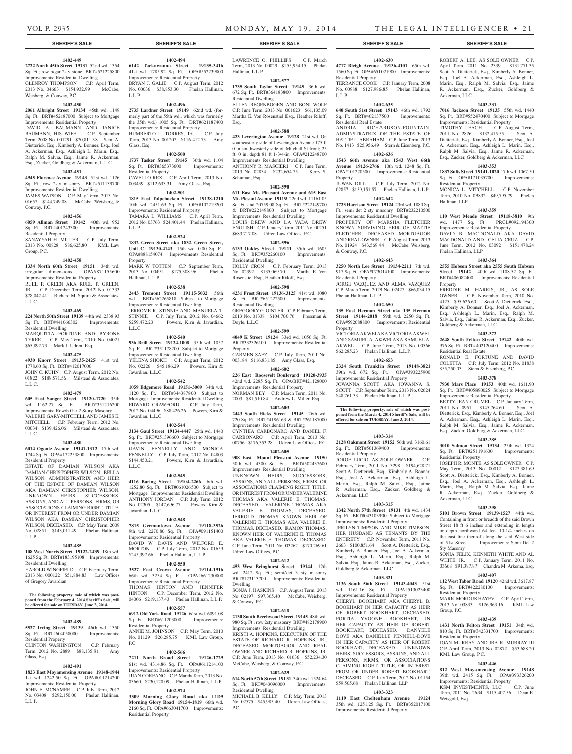## SHERIFF'S SALE

**1402-449**
**2722 North 45th Street 19131** 52nd wd. 1354 Sq. Ft.; row b/gar 2sty stone BRT#521225800 Improvements: Residential Dwelling
GLENROY THOMPSON C.P. April Term, 2013 No. 04663 $154,932.99 McCabe, Weisberg & Conway, P.C.

**1402-450**
**2061 Albright Street 19134** 45th wd. 1149 Sq. Ft. BRT#452187000 Subject to Mortgage Improvements: Residential Property
DAVID A. BAUMANN AND JANICE BAUMANN, HIS WIFE C.P. September Term, 2008 No. 001291 $70,811.38 Scott A. Dietterick, Esq., Kimberly A. Bonner, Esq., Joel A. Ackerman, Esq., Ashleigh L. Marin, Esq., Ralph M. Salvia, Esq., Jaime R. Ackerman, Esq., Zucker, Goldberg & Ackerman, L.L.C.

**1402-451**
**4945 Florence Avenue 19143** 51st wd. 1126 Sq. Ft.; row 2sty masonry BRT#511139700 Improvements: Residential Dwelling
JAMES WATSON C.P. May Term, 2013 No. 01657 $144,749.08 McCabe, Weisberg, & Conway, P.C.

**1402-456**
**6059 Allman Street 19142** 40th wd. 952 Sq. Ft. BRT#401243300 Improvements: Residential Property
SANAYYAH H. MILLER C.P. July Term, 2013 No. 00828 $86,625.80 KML Law Group, P.C.

**1402-458**
**1334 North 60th Street 19151** 34th wd. irregular dimensions OPA#871155600 Improvements: Residential Property
RUEL P. GREEN AKA RUEL P. GREEN, JR. C.P. December Term, 2012 No. 01333 $78,042.41 Richard M. Squire & Associates, L.L.C.

**1402-469**
**224 North 50th Street 19139** 44th wd. 2338.93 Sq. Ft. BRT#441066302 Improvements: Residential Dwelling
MARQUITTA FORTUNE AND BYRONE TYREE C.P. May Term, 2010 No. 04021 $65,892.73 Mark J. Udren, Esq.

**1402-475**
**4930 Knorr Street 19135-2425** 41st wd. 1778.60 Sq. Ft. BRT#412017000
JOHN C. KUHN C.P. August Term, 2012 No. 01822 $188,571.56 Milstead & Associates, L.L.C.

**1402-479**
**605 East Sanger Street 19120-1720** 35th wd. 1162.27 Sq. Ft. BRT#351216200 Improvements: Row/b Gar 2 Story Masonry
VALERIE GARY-MITCHELL AND JAMES E. MITCHELL C.P. February Term, 2012 No. 00034 $139,426.06 Milstead & Associates, L.L.C.

**1402-480**
**6014 Ogontz Avenue 19141-1312** 17th wd. 1744 Sq. Ft. OPA#172253800 Improvements: Residential Property
ESTATE OF DAMIAN WILSON AKA DAMIAN CHRISTOPHER WILSON. BELLA WILSON, ADMINISTRATRIX AND HEIR OF THE ESTATE OF DAMIAN WILSON AKA DAMIAN CHRISTOPHER WILSON. UNKNOWN HEIRS, SUCCESSORS, ASSIGNS, AND ALL PERSONS, FIRMS, OR ASSOCIATIONS CLAIMING RIGHT, TITLE, OR INTEREST FROM OR UNDER DAMIAN WILSON AKA DAMIAN CHRISTOPHER WILSON, DECEASED. C.P. May Term, 2009 No. 02851 $143,011.49 Phelan Hallinan, L.L.P.

**1402-485**
**108 West Norris Street 19122-2439** 18th wd. 1625 Sq. Ft. BRT#183195108 Improvements: Residential Dwelling
HAROLD WINGFIELD C.P. February Term, 2013 No. 000122 $51,884.83 Law Offices of Gregory Javardian

**The following property, sale of which was postponed from the February 4, 2014 Sheriff's Sale, will be offered for sale on TUESDAY, June 3, 2014.**

**1402-489**
**5527 Irving Street 19139** 46th wd. 1350 Sq. Ft. BRT#604058000 Improvements: Residential Property
CLINTON WASHINGTON C.P. February Term, 2012 No. 2889 $88,135.81 Amy Glass, Esq.

**1402-491**
**1823 East Moyamensing Avenue 19148-1944** 1st wd. 1242.50 Sq. Ft. OPA#011214200 Improvements: Residential Property
JOHN E. MCNAMEE C.P. July Term, 2012 No. 03408 $292,150.00 Phelan Hallinan, L.L.P.

**1402-494**
**6142 Tackawanna Street 19135-3416** 41st wd. 1785.92 Sq. Ft. OPA#552239800 Improvements: Residential Property
BRYAN J. GALIE C.P. August Term, 2012 No. 00036 $38,853.30 Phelan Hallinan, L.L.P.

**1402-496**
**2735 Lardner Street 19149** 62nd wd. (formerly part of the 55th wd., which was formerly the 35th wd.) 1005 Sq. Ft. BRT#621187400 Improvements: Residential Property
HUMBERTO L. TORRES, JR. C.P. July Term, 2013 No. 001207 $116,412.73 Amy Glass, Esq.

**1402-500**
**1737 Tasker Street 19145** 36th wd. 1104 Sq. Ft. BRT#365373600 Improvements: Residential Property
CAVELLO REX C.P. April Term, 2013 No. 003439 $112,633.31 Amy Glass, Esq.

**1402-501**
**1815 East Tulpehocken Street 19138-1210** 10th wd. 2451.69 Sq. Ft. OPA#102219200 Improvements: Residential Property
TAMARA L. WILLIAMS C.P. April Term, 2012 No. 03763 $24,401.44 Phelan Hallinan, L.L.P.

**1402-524**
**1832 Green Street aka 1832 Green Street, Unit C 19130-4143** 15th wd. 0.00 Sq. Ft. OPA#888154074 Improvements: Residential Property
MARK W. TOTTEN C.P. September Term, 2013 No. 00491 $175,308.96 Phelan Hallinan, L.L.P.

**1402-538**
**2443 Tremont Street 19115-5032** 56th wd. BRT#562265818 Subject to Mortgage Improvements: Residential Dwelling
JERROME R. STINNIE AND MANUELA T. STINNIE C.P. July Term, 2012 No. 04662 $259,472.23 Powers, Kirn & Javardian, L.L.C.

**1402-540**
**936 Brill Street 19124-1008** 35th wd. 1057 Sq. Ft. BRT#351178200 Subject to Mortgage Improvements: Residential Dwelling
YELENA SHOKH C.P. August Term, 2012 No. 02226 $45,186.29 Powers, Kirn & Javardian, L.L.C.

**1402-542**
**1059 Edgemore Road 19151-3009** 34th wd. 1120 Sq. Ft. BRT#344387800 Subject to Mortgage Improvements: Residential Dwelling
EDWARD CRAWFORD C.P. July Term, 2012 No. 04496 $88,426.26 Powers, Kirn & Javardian, L.L.C.

**1402-544**
**3134 Gaul Street 19134-4447** 25th wd. 1440 Sq. Ft. BRT#251396600 Subject to Mortgage Improvements: Residential Dwelling
GAVIN FENNELLY AND MONICA FENNELLY C.P. July Term, 2012 No. 04803 $144,450.21 Powers, Kirn & Javardian, L.L.C.

**1402-545**
**4116 Baring Street 19104-2266** 6th wd. 1252.80 Sq. Ft. BRT#061026500 Subject to Mortgage Improvements: Residential Dwelling
ANTHONY JORDAN C.P. July Term, 2012 No. 02305 $147,696.77 Powers, Kirn & Javardian, L.L.C.

**1402-548**
**7815 Germantown Avenue 19118-3526** 9th wd. 2270.80 Sq. Ft. OPA#091151400 Improvements: Residential Property
DAVID W. DAVIS AND WILFORD E. MORTON C.P. July Term, 2012 No. 01659 $245,397.66 Phelan Hallinan, L.L.P.

**1402-550**
**3527 East Crown Avenue 19114-1916** 66th wd. 3254 Sq. Ft. OPA#661230800 Improvements: Residential Property
THOMAS HINTON AND JENNIFER HINTON C.P. December Term, 2012 No. 04006 $219,137.43 Phelan Hallinan, L.L.P.

**1402-557**
**6912 Old York Road 19126** 61st wd. 6091.08 Sq. Ft. BRT#611203000 Improvements: Residential Property
ANNIE M. JOHNSON C.P. May Term, 2010 No. 01129 $26,285.75 KML Law Group, P.C.

**1402-566**
**7211 North Broad Street 19126-1729** 61st wd. 4314.86 Sq. Ft. OPA#611214100 Improvements: Residential Property
JUAN COREANO C.P. March Term, 2013 No. 03660 $230,120.09 Phelan Hallinan, L.L.P.

**1402-574**
**3309 Morning Glory Road aka L1D9 Morning Glory Road 19154-1819** 66th wd. 2160 Sq. Ft. OPA#663041700 Improvements: Residential Property
LAWRENCE O. PHILLIPS C.P. March Term, 2013 No. 00029 $155,954.15 Phelan Hallinan, L.L.P.

**1402-577**
**1735 South Taylor Street 19145** 36th wd. 672 Sq. Ft. BRT#364183800 Improvements: Residential Dwelling
ELLEN REGENBOGEN AND BONI WOLF C.P. June Term, 2013 No. 001623 $61,135.09 Martha E. Von Rosenstiel Esq., Heather Riloff, Esq.

**1402-588**
**423 Leverington Avenue 19128** 21st wd. On southeasterly side of Leverington Avenue 175 ft 0 in southwesterly side of Mitchell St front; 25 ft, 0 in; depth 81 ft 1-3/4-in OPA#212248700 Improvements: Residential Dwelling
ANTHONY R. MASCIERI C.P. June Term, 2013 No. 02834 $232,654.75 Kerry S. Schuman, Esq.

**1402-590**
**611 East Mt. Pleasant Avenue and 615 East Mt. Pleasant Avenue 19119** 22nd wd. 11161.05 Sq. Ft. and 20759.08 Sq. Ft. BRT#222149700 & BRT#222149800 Subject to Mortgage Improvements: Residential Dwelling
LOUIS DREW AND LA VADA DREW ENGLISH C.P. January Term, 2011 No. 00251 $683,717.08 Udren Law Offices, P.C.

**1402-596**
**6133 Oakley Street 19111** 35th wd. 1605 Sq. Ft. BRT#352260100 Improvements: Residential Dwelling
HOLLY CRON C.P. February Term, 2013 No. 02392 $135,069.70 Martha E. Von Rosenstiel Esq., Heather Riloff, Esq.

**1402-598**
**4231 Frost Street 19136-3125** 41st wd. 1080 Sq. Ft. BRT#651222500 Improvements: Residential Dwelling
GREGGORY G. GINTER C.P. February Term, 2013 No. 01338 $104,700.76 Pressman & Doyle, L.L.C.

**1402-599**
**4049 K Street 19124** 33rd wd. 1056 Sq. Ft. BRT#332326100 Improvements: Residential Property
CARMEN SAEZ C.P. July Term, 2011 No. 003184 $116,831.85 Amy Glass, Esq.

**1402-602**
**226 East Roosevelt Boulevard 19120-3935** 42nd wd. 2285 Sq. Ft. OPA/BRT#421128000 Improvements: Residential Property
NORMAN BEY C.P. March Term, 2011 No. 2003 $81,510.84 Andrew L. Miller, Esq.

**1402-603**
**2443 South Hicks Street 19145** 26th wd. 720 Sq. Ft. BRT#41S6163 & BRT#261187000 Improvements: Residential Dwelling
CYNTHIA CARBONARO AND DANIEL F. CARBONARO C.P. April Term, 2013 No. 00756 $176,353.28 Udren Law Offices, P.C.

**1402-605**
**908 East Mount Pleasant Avenue 19150** 50th wd. 4300 Sq. Ft. BRT#502437600 Improvements: Residential Dwelling
UNKNOWN HEIRS, SUCCESSORS, ASSIGNS, AND ALL PERSONS, FIRMS, OR ASSOCIATIONS CLAIMING RIGHT, TITLE, OR INTEREST FROM OR UNDER VALERINE THOMAS AKA VALERIE E. THOMAS, DECEASED. VALERINE THOMAS AKA VALERIE E. THOMAS, DECEASED. JERROLD THOMAS KNOWN HEIR OF VALERINE E. THOMAS AKA VALERIE E. THOMAS, DECEASED. RAMON THOMAS, KNOWN HEIR OF VALERINE E. THOMAS AKA VALERIE E. THOMAS, DECEASED. C.P. June Term, 2011 No. 03262 $170,269.61 Udren Law Offices, P.C.

**1402-612**
**453 West Bringhurst Street 19144** 12th wd. 2412 Sq. Ft.; semi/det 3 sty masonry BRT#123113700 Improvements: Residential Dwelling
SONJA J. HASKINS C.P. August Term, 2013 No. 02197 $97,365.40 McCabe, Weisberg, & Conway, P.C.

**1402-618**
**2130 South Beechwood Street 19145** 48th wd. 980 Sq. Ft.; row 2sty masonry BRT#482178900 Improvements: Residential Dwelling
KRISTI A. HOPKINS, EXECUTRIX OF THE ESTATE OF RICHARD R. HOPKINS, JR., DECEASED MORTGAGOR AND REAL OWNER AND RICHARD R. HOPKINS, JR. C.P. June Term, 2013 No. 01636 $52,234.30 McCabe, Weisberg, & Conway, P.C.

**1402-629**
**614 North 57th Street 19131** 34th wd. 1524.64 Sq. Ft. BRT#043096000 Improvements: Residential Dwelling
MICHAEL B. KELLY C.P. May Term, 2013 No. 02575 $45,985.40 Udren Law Offices, P.C.

**1402-630**
**4717 Bleigh Avenue 19136-4101** 65th wd. 1560 Sq. Ft. OPA#651021900 Improvements: Residential Property
TERRANCE COOK C.P. January Term, 2008 No. 00988 $127,986.85 Phelan Hallinan, L.L.P.

**1402-635**
**640 South 51st Street 19143** 46th wd. 1792 Sq. Ft. BRT#462137500 Improvements: Residential Real Estate
ANDRIA RICHARDSON-FOUNTAIN, ADMINSTRATRIX OF THE ESTATE OF HATTIE L. ABRAHAM C.P. June Term, 2013 No. 1413 $25,956.49 Stern & Eisenberg, P.C.

**1402-636**
**1543 66th Avenue aka 1543 West 66th Avenue 19126-2766** 10th wd. 1248 Sq. Ft. OPA#101220500 Improvements: Residential Property
JUWAN DILL C.P. July Term, 2012 No. 02857 $159,151.57 Phelan Hallinan, L.L.P.

**1402-642**
**1723 Harrison Street 19124** 23rd wd. 1880 Sq. Ft.; semi det 2 sty masonry BRT#232210500 Improvements: Residential Dwelling
PROPERTY OF MARSHA FLETCHER KNOWN SURVIVING HEIR OF MATTIE FLETCHER, DECEASED MORTGAGOR AND REAL OWNER C.P. August Term, 2013 No. 01924 $43,569.44 McCabe, Weisberg, & Conway, P.C.

**1402-643**
**3250 North Lee Street 19134-2211** 7th wd. 917 Sq. Ft. OPA#073014100 Improvements: Residential Property
JORGE VAZQUEZ AND ALMA VAZQUEZ C.P. March Term, 2013 No. 02427 $66,034.15 Phelan Hallinan, L.L.P.

**1402-650**
**135 East Herman Street aka 135 Herman Street 19144-2018** 59th wd. 2250 Sq. Ft. OPA#592088800 Improvements: Residential Property
VICTORIA AKWEI AKA VICTORIA AKWEL AND SAMUEL A. AKWEI AKA SAMUEL A. AKWEL C.P. June Term, 2013 No. 00566 $62,285.23 Phelan Hallinan, L.L.P.

**1402-653**
**2324 South Franklin Street 19148-3821** 39th wd. 672 Sq. Ft. OPA#393225900 Improvements: Residential Property
JOWANNA SCOTT AKA JOWANNA S. SCOTT C.P. September Term, 2013 No. 02624 $48,761.33 Phelan Hallinan, L.L.P.

**The following property, sale of which was postponed from the March 4, 2014 Sheriff's Sale, will be offered for sale on TUESDAY, June 3, 2014.**

**1403-314**
**2128 Oakmont Street 19152** 56th wd. 3160.61 Sq. Ft. BRT#561369400 Improvements: Residential Property
JORGE LUCIO, AS SOLE OWNER C.P. February Term, 2011 No. 3298 $194,628.71 Scott A. Dietterick, Esq., Kimberly A. Bonner, Esq., Joel A. Ackerman, Esq., Ashleigh L. Marin, Esq., Ralph M. Salvia, Esq., Jaime R. Ackerman, Esq., Zucker, Goldberg & Ackerman, LLC

**1403-315**
**1342 North 57th Street 19131** 4th wd. 1434 Sq. Ft. BRT#043103900 Subject to Mortgage Improvements: Residential Property
JERILYN TIMPSON AND MIKE TIMPSON, HER HUSBAND AS TENANTS BY THE ENTIRETY C.P. November Term, 2011 No. 2663 $100,851.64 Scott A. Dietterick, Esq., Kimberly A. Bonner, Esq., Joel A. Ackerman, Esq., Ashleigh L. Marin, Esq., Ralph M. Salvia, Esq., Jaime R. Ackerman, Esq., Zucker, Goldberg & Ackerman, LLC

**1403-321**
**1136 South 56th Street 19143-4043** 51st wd. 1161.16 Sq. Ft. OPA#513023400 Improvements: Residential Property
CHERYL BOOKHART AKA CHERYL B. BOOKHART IN HER CAPACITY AS HEIR OF ROBERT BOOKHART, DECEASED. PORTIA YVOONE BOOKHART, IN HER CAPACITY AS HEIR OF ROBERT BOOKHART, DECEASED. DANYELE DOVE AKA DANIELLE PENNELL-DOVE IN HER CAPACITY AS HEIR OF ROBERT BOOKHART, DECEASED. UNKNOWN HEIRS, SUCCESSORS, ASSIGNS, AND ALL PERSONS, FIRMS, OR ASSOCIATIONS CLAIMING RIGHT, TITLE, OR INTEREST FROM OR UNDER ROBERT BOOKHART, DECEASED. C.P. July Term, 2012 No. 01154 $59,505.68 Phelan Hallinan, LLP

**1403-323**
**1119 East Cheltenham Avenue 19124** 35th wd. 1251.25 Sq. Ft. BRT#352017100 Improvements: Residential Property
ROBERT A. LEE, AS SOLE OWNER C.P. April Term, 2011 No. 2339 $131,771.35 Scott A. Dietterick, Esq., Kimberly A. Bonner, Esq., Joel A. Ackerman, Esq., Ashleigh L. Marin, Esq., Ralph M. Salvia, Esq., Jaime R. Ackerman, Esq., Zucker, Goldberg & Ackerman, LLC

**1403-331**
**7016 Jackson Street 19135** 55th wd. 1440 Sq. Ft. BRT#552470400 Subject to Mortgage Improvements: Residential Property
TIMOTHY LEACH C.P. August Term, 2011 No. 2826 $132,415.55 Scott A. Dietterick, Esq., Kimberly A. Bonner, Esq., Joel A. Ackerman, Esq., Ashleigh L. Marin, Esq., Ralph M. Salvia, Esq., Jaime R. Ackerman, Esq., Zucker, Goldberg & Ackerman, LLC

**1403-353**
**1837 Sulis Street 19141-1020** 17th wd. 1067.50 Sq. Ft. OPA#171035700 Improvements: Residential Property
MONICA L. MITCHELL C.P. November Term, 2010 No. 03832 $49,795.79 Phelan Hallinan, LLP

**1403-359**
**110 West Meade Street 19118-3810** 9th wd. 1477 Sq. Ft. PRCL#092194300 Improvements: Residential Property
DAVID B. MACDONALD AKA DAVID MACDONALD AND CELIA CRUZ C.P. June Term, 2012 No. 03092 $151,478.24 Phelan Hallinan, LLP

**1403-364**
**2555 Hobson Street aka 2555 South Hobson Street 19142** 40th wd. 1108.52 Sq. Ft. BRT#406082400 Improvements: Residential Property
FREDDIE M. HARRIS, JR., AS SOLE OWNER C.P. November Term, 2010 No. 4125 $95,626.60 Scott A. Dietterick, Esq., Kimberly A. Bonner, Esq., Joel A. Ackerman, Esq., Ashleigh L. Marin, Esq., Ralph M. Salvia, Esq., Jaime R. Ackerman, Esq., Zucker, Goldberg & Ackerman, LLC

**1403-372**
**2648 South Felton Street 19142** 40th wd. 976 Sq. Ft. BRT#402120400 Improvements: Residential Real Estate
RONALD E. FORTUNE AND DAVID COLETTA C.P. July Term, 2012 No. 01838 $55,250.03 Stern & Eisenberg, P.C.

**1403-378**
**7930 Mars Place 19153** 40th wd. 1611.90 Sq. Ft. BRT#405890025 Subject to Mortgage Improvements: Residential Property
BETTY JEAN CRUMEL C.P. January Term, 2011 No. 0951 $145,764.60 Scott A. Dietterick, Esq., Kimberly A. Bonner, Esq., Joel A. Ackerman, Esq., Ashleigh L. Marin, Esq., Ralph M. Salvia, Esq., Jaime R. Ackerman, Esq., Zucker, Goldberg & Ackerman, LLC

**1403-385**
**3010 Salmon Street 19134** 25th wd. 1324 Sq. Ft. BRT#251191600 Improvements: Residential Property
JOSEPH R. MONTE, AS SOLE OWNER C.P. May Term, 2013 No. 00012 $127,381.69 Scott A. Dietterick, Esq., Kimberly A. Bonner, Esq., Joel A. Ackerman, Esq., Ashleigh L. Marin, Esq., Ralph M. Salvia, Esq., Jaime R. Ackerman, Esq., Zucker, Goldberg & Ackerman, LLC

**1403-398**
**5101 Brown Street 19139-1527** 44th wd. Containing in front or breadth of the said Brown Street 18 ft 6 inches and extending in length or depth northward 64 feet 10-1/4 inches on the east line thereof along the said West side of 51st Street Improvements: Semi Det 2 Sty Masonry
SONIA FELIX, KENNETH WHITE AND AL WHITE, JR. C.P. January Term, 2011 No. 03668 $91,387.87 Chandra M. Arkema, Esq.

**1403-407**
**112 West Tabor Road 19120** 42nd wd. 3617.87 Sq. Ft. BRT#422280100 Improvements: Residential Property
MARK MORDUKHAYEV C.P. April Term, 2013 No. 03833 $126,963.16 KML Law Group, P.C.

**1403-439**
**1431 North Felton Street 19151** 34th wd. 810 Sq. Ft. BRT#342331700 Improvements: Residential Property
JOAN MURRAY AND IRA R. MURRAY III C.P. April Term, 2013 No. 02872 $53,688.20 KML Law Group, P.C.

**1403-446**
**812 West Moyamensing Avenue 19148** 39th wd. 2415 Sq. Ft. OPA#393326200 Improvements: Residential Property
KSM INVESTMENTS, LLC C.P. June Term, 2011 No. 2634 $115,407.56 Dean E. Weisgold, Esq.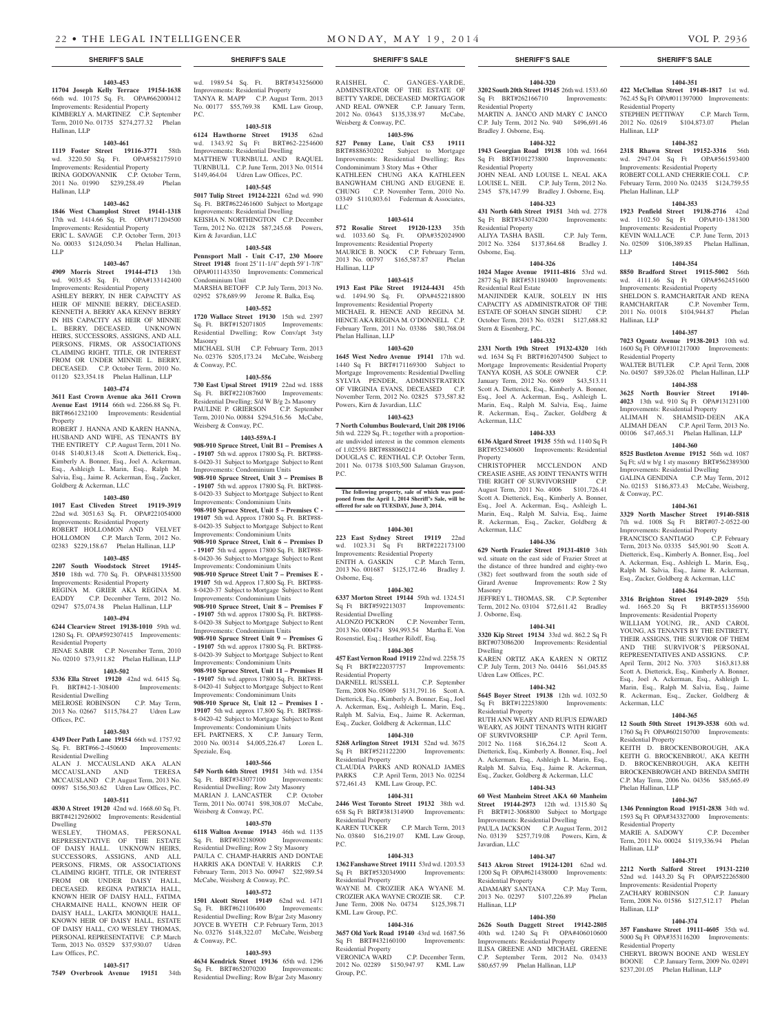**1403-453**

**11704 Joseph Kelly Terrace 19154-1638** 66th wd. 10175 Sq. Ft. OPA#662000412 Improvements: Residential Property
KIMBERLY A. MARTINEZ C.P. September Term, 2010 No. 01735 $274,277.32 Phelan Hallinan, LLP

**1403-461**

**1119 Foster Street 19116-3771** 58th wd. 3220.50 Sq. Ft. OPA#582175910 Improvements: Residential Property
IRINA GODOVANNIK C.P. October Term, 2011 No. 01990 $239,258.49 Phelan Hallinan, LLP

**1403-462**

**1846 West Champlost Street 19141-1318** 17th wd. 1414.66 Sq. Ft. OPA#171204500 Improvements: Residential Property
ERIC L. SAVAGE C.P. October Term, 2013 No. 00033 $124,050.34 Phelan Hallinan, LLP

**1403-467**

**4909 Morris Street 19144-4713** 13th wd. 9035.45 Sq. Ft. OPA#133142400 Improvements: Residential Property
ASHLEY BERRY, IN HER CAPACITY AS HEIR OF MINNIE BERRY, DECEASED. KENNETH A. BERRY AKA KENNY BERRY IN HIS CAPACITY AS HEIR OF MINNIE L. BERRY, DECEASED. UNKNOWN HEIRS, SUCCESSORS, ASSIGNS, AND ALL PERSONS, FIRMS, OR ASSOCIATIONS CLAIMING RIGHT, TITLE, OR INTEREST FROM OR UNDER MINNIE L. BERRY, DECEASED. C.P. October Term, 2010 No. 01120 $23,354.18 Phelan Hallinan, LLP

**1403-474**

**3611 East Crown Avenue aka 3611 Crown Avenue East 19114** 66th wd. 2266.88 Sq. Ft. BRT#661232100 Improvements: Residential Property
ROBERT J. HANNA AND KAREN HANNA, HUSBAND AND WIFE, AS TENANTS BY THE ENTIRETY C.P. August Term, 2011 No. 0148 $140,813.48 Scott A. Dietterick, Esq., Kimberly A. Bonner, Esq., Joel A. Ackerman, Esq., Ashleigh L. Marin, Esq., Ralph M. Salvia, Esq., Jaime R. Ackerman, Esq., Zucker, Goldberg & Ackerman, LLC

**1403-480**

**1017 East Cliveden Street 19119-3919** 22nd wd. 3051.63 Sq. Ft. OPA#221054000 Improvements: Residential Property
ROBERT HOLLOMON AND VELVET HOLLOMON C.P. March Term, 2012 No. 02383 $229,158.67 Phelan Hallinan, LLP

**1403-485**

**2207 South Woodstock Street 19145-3510** 18th wd. 770 Sq. Ft. OPA#481335500 Improvements: Residential Property
REGINA M. GRIER AKA REGINA M. EADDY C.P. December Term, 2012 No. 02947 $75,074.38 Phelan Hallinan, LLP

**1403-494**

**6244 Clearview Street 19138-1010** 59th wd. 1280 Sq. Ft. OPA#592307415 Improvements: Residential Property
JENAE SABIR C.P. November Term, 2010 No. 02010 $73,911.82 Phelan Hallinan, LLP

**1403-502**

**5336 Ella Street 19120** 42nd wd. 6415 Sq. Ft. BRT#42-1-308400 Improvements: Residential Dwelling
MELROSE ROBINSON C.P. May Term, 2013 No. 02667 $115,784.27 Udren Law Offices, P.C.

**1403-503**

**4349 Deer Path Lane 19154** 66th wd. 1757.92 Sq. Ft. BRT#66-2-450600 Improvements: Residential Dwelling
ALAN J. MCCAUSLAND AKA ALAN MCCAUSLAND AND TERESA MCCAUSLAND C.P. August Term, 2013 No. 00987 $156,503.62 Udren Law Offices, P.C.

**1403-511**

**4830 A Street 19120** 42nd wd. 1668.60 Sq. Ft. BRT#4212926002 Improvements: Residential Dwelling
WESLEY, THOMAS, PERSONAL REPRESENTATIVE OF THE ESTATE OF DAISY HALL. UNKNOWN HEIRS, SUCCESSORS, ASSIGNS, AND ALL PERSONS, FIRMS, OR ASSOCIATIONS CLAIMING RIGHT, TITLE, OR INTEREST FROM OR UNDER DAISY HALL, DECEASED. REGINA PATRICIA HALL, KNOWN HEIR OF DAISY HALL, FATIMA CHARMAINE HALL, KNOWN HEIR OF DAISY HALL, LAKITA MONIQUE HALL, KNOWN HEIR OF DAISY HALL, ESTATE OF DAISY HALL, C/O WESLEY THOMAS, PERSONAL REPRESENTATIVE C.P. March Term, 2013 No. 03529 $37,930.07 Udren Law Offices, P.C.

**1403-517**

**7549 Overbrook Avenue 19151** 34th wd. 1989.54 Sq. Ft. BRT#343256000 Improvements: Residential Property
TANYA R. MAPP C.P. August Term, 2013 No. 00177 $55,769.38 KML Law Group, P.C.

**1403-518**

**6124 Hawthorne Street 19135** 62nd wd. 1343.92 Sq Ft BRT#62-2254600 Improvements: Residential Dwelling
MATTHEW TURNBULL AND RAQUEL TURNBULL C.P. June Term, 2013 No. 01514 $149,464.04 Udren Law Offices, P.C.

**1403-545**

**5017 Tulip Street 19124-2221** 62nd wd. 990 Sq. Ft. BRT#622461600 Subject to Mortgage Improvements: Residential Dwelling
KEISHA N. NORTHINGTON C.P. December Term, 2012 No. 02128 $87,245.68 Powers, Kirn & Javardian, LLC

**1403-548**

**Pennsport Mall - Unit C-17, 230 Moore Street 19148** front 25'11-1/4" depth 59'1-7/8" OPA#011143350 Improvements: Commerical Condominium Unit
MARSHA BETOFF C.P. July Term, 2013 No. 02952 $78,689.99 Jerome R. Balka, Esq.

**1403-552**

**1720 Wallace Street 19130** 15th wd. 2397 Sq. Ft. BRT#152071805 Improvements: Residential Dwelling; Row Conv/apt 3sty Masonry
MICHAEL SUH C.P. February Term, 2013 No. 02376 $205,173.24 McCabe, Weisberg & Conway, P.C.

**1403-556**

**730 East Upsal Street 19119** 22nd wd. 1888 Sq. Ft. BRT#221087600 Improvements: Residential Dwelling; S/d W B/g 2s Masonry
PAULINE P. GRIERSON C.P. September Term, 2010 No. 00884 $294,516.56 McCabe, Weisberg & Conway, P.C.

**1403-559A-I**

**908-910 Spruce Street, Unit B1 – Premises A - 19107** 5th wd. approx 17800 Sq. Ft. BRT#88-8-0420-31 Subject to Mortgage Subject to Rent Improvements: Condominium Units
**908-910 Spruce Street, Unit 3 – Premises B - 19107** 5th wd. approx 17800 Sq. Ft. BRT#88-8-0420-33 Subject to Mortgage Subject to Rent Improvements: Condominium Units
**908-910 Spruce Street, Unit 5 – Premises C - 19107** 5th wd. Approx 17800 Sq. Ft. BRT#88-8-0420-35 Subject to Mortgage Subject to Rent Improvements: Condominium Units
**908-910 Spruce Street, Unit 6 – Premises D - 19107** 5th wd. approx 17800 Sq. Ft. BRT#88-8-0420-36 Subject to Mortgage Subject to Rent Improvements: Condominium Units
**908-910 Spruce Street Unit 7 – Premises E - 19107** 5th wd. Approx 17,800 Sq. Ft. BRT#88-8-0420-37 Subject to Mortgage Subject to Rent Improvements: Condominium Units
**908-910 Spruce Street, Unit 8 – Premises F - 19107** 5th wd. approx 17800 Sq. Ft. BRT#88-8-0420-38 Subject to Mortgage Subject to Rent Improvements: Condominium Units
**908-910 Spruce Street Unit 9 – Premises G - 19107** 5th wd. approx 17800 Sq. Ft. BRT#88-8-0420-39 Subject to Mortgage Subject to Rent Improvements: Condominium Units
**908-910 Spruce Street, Unit 11 – Premises H - 19107** 5th wd. approx 17800 Sq. Ft. BRT#88-8-0420-41 Subject to Mortgage Subject to Rent Improvements: Condominium Units
**908-910 Spruce St, Unit 12 – Premises I - 19107** 5th wd. approx 17,800 Sq. Ft. BRT#88-8-0420-42 Subject to Mortgage Subject to Rent Improvements: Condominium Units
EFL PARTNERS, X C.P. January Term, 2010 No. 00314 $4,005,226.47 Loren L. Speziale, Esq.

**1403-566**

**549 North 64th Street 19151** 34th wd. 1354 Sq. Ft. BRT#343077100 Improvements: Residential Dwelling; Row 2sty Masonry
MARIAN J. LANCASTER C.P. October Term, 2011 No. 00741 $98,308.07 McCabe, Weisberg & Conway, P.C.

**1403-570**

**6118 Walton Avenue 19143** 46th wd. 1135 Sq. Ft. BRT#032180900 Improvements: Residential Dwelling; Row 2 Sty Masonry
PAULA C. CHAMP-HARRIS AND DONTAE HARRIS AKA DONTAE V. HARRIS C.P. February Term, 2013 No. 00947 $22,989.54 McCabe, Weisberg & Conway, P.C.

**1403-572**

**1501 Alcott Street 19149** 62nd wd. 1471 Sq. Ft. BRT#621106400 Improvements: Residential Dwelling; Row B/gar 2sty Masonry
JOYCE B. WYETH C.P. February Term, 2013 No. 03276 $148,322.07 McCabe, Weisberg & Conway, P.C.

**1403-593**

**4634 Kendrick Street 19136** 65th wd. 1296 Sq. Ft. BRT#652070200 Improvements: Residential Dwelling; Row B/gar 2sty Masonry
RAISHEL C. GANGES-YARDE, ADMINSTRATOR OF THE ESTATE OF BETTY YARDE, DECEASED MORTGAGOR AND REAL OWNER C.P. January Term, 2012 No. 03643 $135,338.97 McCabe, Weisberg & Conway, P.C.

**1403-596**

**527 Penny Lane, Unit C53 19111** BRT#888630202 Subject to Mortgage Improvements: Residential Dwelling; Res Condominimum 3 Story Mas + Other
KATHLEEN CHUNG AKA KATHLEEN BANGWHAM CHUNG AND EUGENE E. CHUNG C.P. November Term, 2010 No. 03349 $110,803.61 Federman & Associates, LLC

**1403-614**

**572 Rosalie Street 19120-1233** 35th wd. 1033.60 Sq. Ft. OPA#352024900 Improvements: Residential Property
MAURICE B. NOCK C.P. February Term, 2013 No. 00797 $165,587.87 Phelan Hallinan, LLP

**1403-615**

**1913 East Pike Street 19124-4431** 45th wd. 1494.90 Sq. Ft. OPA#452218800 Improvements: Residential Property
MICHAEL R. HENCE AND REGINA M. HENCE AKA REGINA M. O'DONNELL C.P. February Term, 2011 No. 03386 $80,768.04 Phelan Hallinan, LLP

**1403-620**

**1645 West Nedro Avenue 19141** 17th wd. 1440 Sq Ft BRT#171169300 Subject to Mortgage Improvements: Residential Dwelling
SYLVIA PENDER, ADMINISTRATRIX OF VIRGINIA EVANS, DECEASED C.P. November Term, 2012 No. 02825 $73,587.82 Powers, Kirn & Javardian, LLC

**1403-623**

**7 North Columbus Boulevard, Unit 208 19106** 5th wd. 2229 Sq. Ft.; together with a proportionate undivided interest in the common elements of 1.0255% BRT#888060214
DOUGLAS C. RENTHAL C.P. October Term, 2011 No. 01738 $103,500 Salaman Grayson, P.C.

**The following property, sale of which was postponed from the April 1, 2014 Sheriff's Sale, will be offered for sale on TUESDAY, June 3, 2014.**

**1404-301**

**223 East Sydney Street 19119** 22nd wd. 1023.31 Sq Ft BRT#222173100 Improvements: Residential Property
ENITH A. GASKIN C.P. March Term, 2013 No. 001687 $125,172.46 Bradley J. Osborne, Esq.

**1404-302**

**6337 Morton Street 19144** 59th wd. 1324.51 Sq Ft BRT#592213037 Improvements: Residential Dwelling
ALONZO PICKRON C.P. November Term, 2013 No. 000474 $94,993.54 Martha E. Von Rosenstiel, Esq.; Heather Riloff, Esq.

**1404-305**

**457 East Vernon Road 19119** 22nd wd. 2258.75 Sq Ft BRT#222037757 Improvements: Residential Property
DARNELL RUSSELL C.P. September Term, 2008 No. 05069 $131,791.16 Scott A. Dietterick, Esq., Kimberly A. Bonner, Esq., Joel A. Ackerman, Esq., Ashleigh L. Marin, Esq., Ralph M. Salvia, Esq., Jaime R. Ackerman, Esq., Zucker, Goldberg & Ackerman, LLC

**1404-310**

**5268 Arlington Street 19131** 52nd wd. 3675 Sq Ft BRT#521122200 Improvements: Residential Property
CLAUDIA PARKS AND RONALD JAMES PARKS C.P. April Term, 2013 No. 02254 $72,461.43 KML Law Group, P.C.

**1404-311**

**2446 West Toronto Street 19132** 38th wd. 658 Sq Ft BRT#381314900 Improvements: Residential Property
KAREN TUCKER C.P. March Term, 2013 No. 03840 $16,219.07 KML Law Group, P.C.

**1404-313**

**1362 Fanshawe Street 19111** 53rd wd. 1203.53 Sq Ft BRT#532034900 Improvements: Residential Property
WAYNE M. CROZIER AKA WYANE M. CROZIER AKA WAYNE CROZIE SR. C.P. June Term, 2008 No. 04734 $125,398.71 KML Law Group, P.C.

**1404-316**

**3657 Old York Road 19140** 43rd wd. 1687.56 Sq Ft BRT#432160100 Improvements: Residential Property
VERONICA WARD C.P. December Term, 2012 No. 02289 $150,947.97 KML Law Group, P.C.

**1404-320**

**3202 South 20th Street 19145** 26th wd. 1533.60 Sq Ft BRT#262166710 Improvements: Residential Property
MARTIN A. JANCO AND MARY C JANCO C.P. July Term, 2012 No. 940 $496,691.46 Bradley J. Osborne, Esq.

**1404-322**

**1943 Georgian Road 19138** 10th wd. 1664 Sq Ft BRT#101273800 Improvements: Residential Property
JOHN NEAL AND LOUISE L. NEAL AKA LOUISE L. NEIL C.P. July Term, 2012 No. 2345 $78,147.99 Bradley J. Osborne, Esq.

**1404-323**

**431 North 64th Street 19151** 34th wd. 2778 Sq Ft BRT#343074200 Improvements: Residential Property
ALIYA TASHA BASIL C.P. July Term, 2012 No. 3264 $137,864.68 Bradley J. Osborne, Esq.

**1404-326**

**1024 Magee Avenue 19111-4816** 53rd wd. 2877 Sq Ft BRT#531180400 Improvements: Residential Real Estate
MANJINDER KAUR, SOLELY IN HIS CAPACITY AS ADMINISTRATOR OF THE ESTATE OF SOHAN SINGH SIDHU C.P. October Term, 2013 No. 03281 $127,688.82 Stern & Eisenberg, P.C.

**1404-332**

**2331 North 19th Street 19132-4320** 16th wd. 1634 Sq Ft BRT#162074500 Subject to Mortgage Improvements: Residential Property
TANYA KOSH, AS SOLE OWNER C.P. January Term, 2012 No. 0689 $43,513.11 Scott A. Dietterick, Esq., Kimberly A. Bonner, Esq., Joel A. Ackerman, Esq., Ashleigh L. Marin, Esq., Ralph M. Salvia, Esq., Jaime R. Ackerman, Esq., Zucker, Goldberg & Ackerman, LLC

**1404-333**

**6136 Algard Street 19135** 55th wd. 1140 Sq Ft BRT#552340600 Improvements: Residential Property
CHRISTOPHER MCCLENDON AND CREASIE ASHE, AS JOINT TENANTS WITH THE RIGHT OF SURVIVORSHIP C.P. August Term, 2011 No. 4006 $101,726.41 Scott A. Dietterick, Esq., Kimberly A. Bonner, Esq., Joel A. Ackerman, Esq., Ashleigh L. Marin, Esq., Ralph M. Salvia, Esq., Jaime R. Ackerman, Esq., Zucker, Goldberg & Ackerman, LLC

**1404-336**

**629 North Frazier Street 19131-4810** 34th wd. situate on the east side of Frazier Street at the distance of three hundred and eighty-two (382) feet southward from the south side of Girard Avenue Improvements: Row 2 Sty Masonry
JEFFREY L. THOMAS, SR. C.P. September Term, 2012 No. 03104 $72,611.42 Bradley J. Osborne, Esq.

**1404-341**

**3320 Kip Street 19134** 33rd wd. 862.2 Sq Ft BRT#073086200 Improvements: Residential Dwelling
KAREN ORTIZ AKA KAREN N ORTIZ C.P. July Term, 2013 No. 04416 $61,045.85 Udren Law Offices, P.C.

**1404-342**

**5645 Boyer Street 19138** 12th wd. 1032.50 Sq Ft BRT#122253800 Improvements: Residential Property
RUTH ANN WEARY AND RUFUS EDWARD WEARY, AS JOINT TENANTS WITH RIGHT OF SURVIVORSHIP C.P. April Term, 2012 No. 1168 $16,264.12 Scott A. Dietterick, Esq., Kimberly A. Bonner, Esq., Joel A. Ackerman, Esq., Ashleigh L. Marin, Esq., Ralph M. Salvia, Esq., Jaime R. Ackerman, Esq., Zucker, Goldberg & Ackerman, LLC

**1404-343**

**60 West Manheim Street AKA 60 Manheim Street 19144-2973** 12th wd. 1315.80 Sq Ft BRT#12-3068800 Subject to Mortgage Improvements: Residential Dwelling
PAULA JACKSON C.P. August Term, 2012 No. 03139 $257,719.08 Powers, Kirn, & Javardian, LLC

**1404-347**

**5413 Akron Street 19124-1201** 62nd wd. 1200 Sq Ft OPA#621438000 Improvements: Residential Property
ADAMARY SANTANA C.P. May Term, 2013 No. 02297 $107,226.89 Phelan Hallinan, LLP

**1404-350**

**2626 South Daggett Street 19142-2805** 40th wd. 1240 Sq Ft OPA#406010600 Improvements: Residential Property
ILISA GREENE AND MICHAEL GREENE C.P. September Term, 2012 No. 03433 $80,657.99 Phelan Hallinan, LLP

**1404-351**

**422 McClellan Street 19148-1817** 1st wd. 762.45 Sq Ft OPA#011397000 Improvements: Residential Property
STEPHEN PETTIWAY C.P. March Term, 2012 No. 02619 $104,873.07 Phelan Hallinan, LLP

**1404-352**

**2318 Rhawn Street 19152-3316** 56th wd. 2947.04 Sq Ft OPA#561593400 Improvements: Residential Property
ROBERT COLL AND CHERRIE COLL C.P. February Term, 2010 No. 02435 $124,759.55 Phelan Hallinan, LLP

**1404-353**

**1923 Penfield Street 19138-2716** 42nd wd. 1102.50 Sq Ft OPA#10-1381300 Improvements: Residential Property
KEVIN WALLACE C.P. June Term, 2013 No. 02509 $106,389.85 Phelan Hallinan, LLP

**1404-354**

**8850 Bradford Street 19115-5002** 56th wd. 4111.46 Sq Ft OPA#562451600 Improvements: Residential Property
SHELDON S. RAMCHARITAR AND RENA RAMCHARITAR C.P. November Term, 2011 No. 01018 $104,944.87 Phelan Hallinan, LLP

**1404-357**

**7023 Ogontz Avenue 19138-2013** 10th wd. 1600 Sq Ft OPA#101217000 Improvements: Residential Property
WALTER BUTLER C.P. April Term, 2008 No. 04507 $89,326.02 Phelan Hallinan, LLP

**1404-358**

**3625 North Bouvier Street 19140-4023** 13th wd. 910 Sq Ft OPA#131231100 Improvements: Residential Property
ALIMAH N. SHAMSID-DEEN AKA ALIMAH DEAN C.P. April Term, 2013 No. 00106 $47,465.31 Phelan Hallinan, LLP

**1404-360**

**8525 Bustleton Avenue 19152** 56th wd. 1087 Sq Ft; s/d w b/g 1 sty masonry BRT#562389300 Improvements: Residential Dwelling
GALINA GENDINA C.P. May Term, 2012 No. 02153 $186,873.43 McCabe, Weisberg, & Conway, P.C.

**1404-361**

**3329 North Mascher Street 19140-5818** 7th wd. 1008 Sq Ft BRT#07-2-0522-00 Improvements: Residential Property
FRANCISCO SANTIAGO C.P. February Term, 2013 No. 03335 $45,901.90 Scott A. Dietterick, Esq., Kimberly A. Bonner, Esq., Joel A. Ackerman, Esq., Ashleigh L. Marin, Esq., Ralph M. Salvia, Esq., Jaime R. Ackerman, Esq., Zucker, Goldberg & Ackerman, LLC

**1404-364**

**3316 Brighton Street 19149-2029** 55th wd. 1665.20 Sq Ft BRT#551356900 Improvements: Residential Property
WILLIAM YOUNG, JR., AND CAROL YOUNG, AS TENANTS BY THE ENTIRETY, THEIR ASSIGNS, THE SURVIOR OF THEM AND THE SURVIVOR'S PERSONAL REPRESENTATIVES AND ASSIGNS. C.P. April Term, 2012 No. 3703 $163,813.88 Scott A. Dietterick, Esq., Kimberly A. Bonner, Esq., Joel A. Ackerman, Esq., Ashleigh L. Marin, Esq., Ralph M. Salvia, Esq., Jaime R. Ackerman, Esq., Zucker, Goldberg & Ackerman, LLC

**1404-365**

**12 South 50th Street 19139-3538** 60th wd. 1760 Sq Ft OPA#602150700 Improvements: Residential Property
KEITH D. BROCKENBOROUGH, AKA KEITH G. BROCKENBROU, AKA KEITH D. BROCKENBROUGH, AKA KEITH BROCKENBROWGH AND BRENDA SMITH C.P. May Term, 2006 No. 04356 $85,665.49 Phelan Hallinan, LLP

**1404-367**

**1346 Pennington Road 19151-2838** 34th wd. 1593 Sq Ft OPA#343327000 Improvements: Residential Property
MARIE A. SADOWY C.P. December Term, 2011 No. 00024 $119,336.94 Phelan Hallinan, LLP

**1404-371**

**2212 North Salford Street 19131-2210** 52nd wd. 1443.20 Sq Ft OPA#522265800 Improvements: Residential Property
ZACHARY ROBINSON C.P. January Term, 2008 No. 01586 $127,512.17 Phelan Hallinan, LLP

**1404-374**

**357 Fanshawe Street 19111-4605** 35th wd. 5000 Sq Ft OPA#353116200 Improvements: Residential Property
CHERYL BROWN BOONE AND WESLEY BOONE C.P. January Term, 2009 No. 02491 $237,201.05 Phelan Hallinan, LLP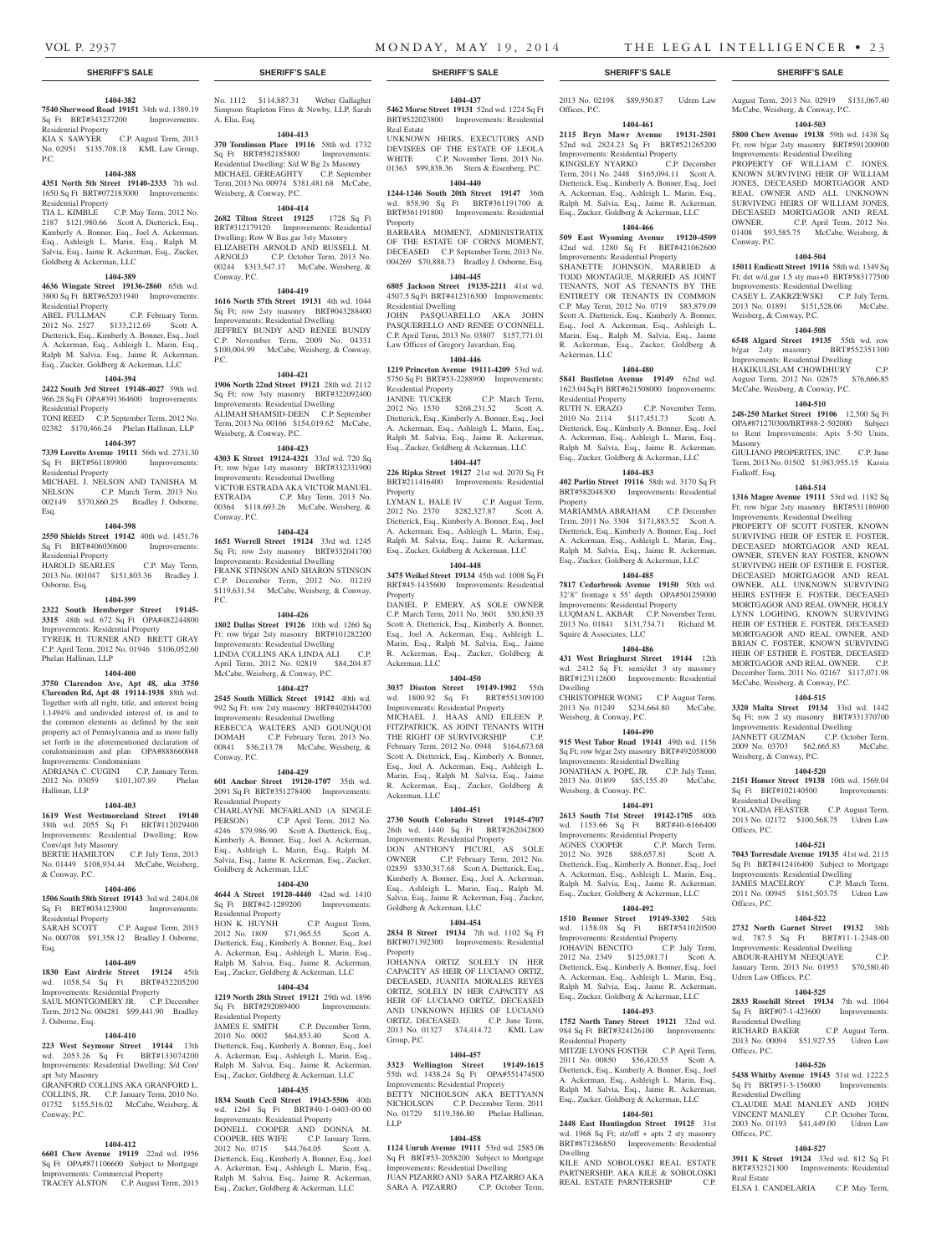## SHERIFF'S SALE

**1404-382**
**7540 Sherwood Road 19151** 34th wd. 1389.19 Sq Ft BRT#343237200 Improvements: Residential Property
KIA S. SAWYER C.P. August Term, 2013 No. 02951 $135,708.18 KML Law Group, P.C.

**1404-388**
**4351 North 5th Street 19140-2333** 7th wd. 1650 Sq Ft BRT#072183000 Improvements: Residential Property
TIA L. KIMBLE C.P. May Term, 2012 No. 2187 $121,980.66 Scott A. Dietterick, Esq., Kimberly A. Bonner, Esq., Joel A. Ackerman, Esq., Ashleigh L. Marin, Esq., Ralph M. Salvia, Esq., Jaime R. Ackerman, Esq., Zucker, Goldberg & Ackerman, LLC

**1404-389**
**4636 Wingate Street 19136-2860** 65th wd. 3800 Sq Ft BRT#652031940 Improvements: Residential Property
ABEL FULLMAN C.P. February Term, 2012 No. 2527 $133,212.69 Scott A. Dietterick, Esq., Kimberly A. Bonner, Esq., Joel A. Ackerman, Esq., Ashleigh L. Marin, Esq., Ralph M. Salvia, Esq., Jaime R. Ackerman, Esq., Zucker, Goldberg & Ackerman, LLC

**1404-394**
**2422 South 3rd Street 19148-4027** 39th wd. 966.28 Sq Ft OPA#391364600 Improvements: Residential Property
TONI REED C.P. September Term, 2012 No. 02382 $170,466.24 Phelan Hallinan, LLP

**1404-397**
**7339 Loretto Avenue 19111** 56th wd. 2731.30 Sq Ft BRT#561189900 Improvements: Residential Property
MICHAEL J. NELSON AND TANISHA M. NELSON C.P. March Term, 2013 No. 002149 $370,860.25 Bradley J. Osborne, Esq.

**1404-398**
**2550 Shields Street 19142** 40th wd. 1451.76 Sq Ft BRT#406030600 Improvements: Residential Property
HAROLD SEARLES C.P. May Term, 2013 No. 001047 $151,803.36 Bradley J. Osborne, Esq.

**1404-399**
**2322 South Hemberger Street 19145-3315** 48th wd. 672 Sq Ft OPA#482244800 Improvements: Residential Property
TYREIK H. TURNER AND BRETT GRAY C.P. April Term, 2012 No. 01946 $106,052.60 Phelan Hallinan, LLP

**1404-400**
**3750 Clarendon Ave, Apt 48, aka 3750 Clarendon Rd, Apt 48 19114-1938** 88th wd. Together with all right, title, and interest being 1.1494% and undivided interest of, in and to the common elements as defined by the unit property act of Pennsylvannia and as more fully set forth in the aforementioned declaration of condominimum and plan OPA#888660048 Improvements: Condominium
ADRIANA C. CUGINI C.P. January Term, 2012 No. 03059 $101,107.89 Phelan Hallinan, LLP

**1404-403**
**1619 West Westmoreland Street 19140** 38th wd. 2055 Sq Ft BRT#112029400 Improvements: Residential Dwelling; Row Conv/apt 3sty Masonry
BERTIE HAMILTON C.P. July Term, 2013 No. 01449 $108,934.44 McCabe, Weisberg, & Conway, P.C.

**1404-406**
**1506 South 58th Street 19143** 3rd wd. 2404.08 Sq Ft BRT#034123900 Improvements: Residential Property
SARAH SCOTT C.P. August Term, 2013 No. 000708 $91,358.12 Bradley J. Osborne, Esq.

**1404-409**
**1830 East Airdrie Street 19124** 45th wd. 1058.54 Sq Ft BRT#452205200 Improvements: Residential Property
SAUL MONTGOMERY JR. C.P. December Term, 2012 No. 004281 $99,441.90 Bradley J. Osborne, Esq.

**1404-410**
**223 West Seymour Street 19144** 13th wd. 2053.26 Sq Ft BRT#133074200 Improvements: Residential Dwelling; S/d Con/apt 3sty Masonry
GRANFORD COLLINS AKA GRANFORD L. COLLINS, JR. C.P. January Term, 2010 No. 01752 $155,516.02 McCabe, Weisberg, & Conway, P.C.

**1404-412**
**6601 Chew Avenue 19119** 22nd wd. 1956 Sq Ft OPA#871106600 Subject to Mortgage Improvements: Commercial Property
TRACEY ALSTON C.P. August Term, 2013 No. 1112 $114,887.31 Weber Gallagher Simpson Stapleton Fires & Newby, LLP, Sarah A. Elia, Esq.

**1404-413**
**370 Tomlinson Place 19116** 58th wd. 1732 Sq Ft BRT#582185800 Improvements: Residential Dwelling; S/d W Bg 2s Masonry
MICHAEL GEREAGHTY C.P. September Term, 2013 No. 00974 $381,481.68 McCabe, Weisberg, & Conway, P.C.

**1404-414**
**2682 Tilton Street 19125** 1728 Sq Ft BRT#312179120 Improvements: Residential Dwelling; Row W Bas.gar 3sty Masonry
ELIZABETH ARNOLD AND RUSSELL M. ARNOLD C.P. October Term, 2013 No. 00244 $313,547.17 McCabe, Weisberg, & Conway, P.C.

**1404-419**
**1616 North 57th Street 19131** 4th wd. 1044 Sq Ft; row 2sty masonry BRT#043288400 Improvements: Residential Dwelling
JEFFREY BUNDY AND RENEE BUNDY C.P. November Term, 2009 No. 04331 $100,004.99 McCabe, Weisberg, & Conway, P.C.

**1404-421**
**1906 North 22nd Street 19121** 28th wd. 2112 Sq Ft; row 3sty masonry BRT#322092400 Improvements: Residential Dwelling
ALIMAH SHAMSID-DEEN C.P. September Term, 2013 No. 00166 $154,019.62 McCabe, Weisberg, & Conway, P.C.

**1404-423**
**4303 K Street 19124-4321** 33rd wd. 720 Sq Ft; row b/gar 1sty masonry BRT#332331900 Improvements: Residential Dwelling
VICTOR ESTRADA AKA VICTOR MANUEL ESTRADA C.P. May Term, 2013 No. 00364 $118,693.26 McCabe, Weisberg, & Conway, P.C.

**1404-424**
**1651 Worrell Street 19124** 33rd wd. 1245 Sq Ft; row 2sty masonry BRT#332041700 Improvements: Residential Dwelling
FRANK STINSON AND SHARON STINSON C.P. December Term, 2012 No. 01219 $119,631.54 McCabe, Weisberg, & Conway, P.C.

**1404-426**
**1802 Dallas Street 19126** 10th wd. 1260 Sq Ft; row b/gar 2sty masonry BRT#101282200 Improvements: Residential Dwelling
LINDA COLLINS AKA LINDA ALI C.P. April Term, 2012 No. 02819 $84,204.87 McCabe, Weisberg & Conway, P.C.

**1404-427**
**2545 South Millick Street 19142** 40th wd. 992 Sq Ft; row 2sty masonry BRT#402044700 Improvements: Residential Dwelling
REBECCA WALTERS AND GOUNQUOI DOMAH C.P. February Term, 2013 No. 00841 $36,213.78 McCabe, Weisberg, & Conway, P.C.

**1404-429**
**601 Anchor Street 19120-1707** 35th wd. 2091 Sq Ft BRT#351278400 Improvements: Residential Property
CHARLAYNE MCFARLAND (A SINGLE PERSON) C.P. April Term, 2012 No. 4246 $79,986.90 Scott A. Dietterick, Esq., Kimberly A. Bonner, Esq., Joel A. Ackerman, Esq., Ashleigh L. Marin, Esq., Ralph M. Salvia, Esq., Jaime R. Ackerman, Esq., Zucker, Goldberg & Ackerman, LLC

**1404-430**
**4644 A Street 19120-4440** 42nd wd. 1410 Sq Ft BRT#42-1289200 Improvements: Residential Property
HON K. HUYNH C.P. August Term, 2012 No. 1809 $71,965.55 Scott A. Dietterick, Esq., Kimberly A. Bonner, Esq., Joel A. Ackerman, Esq., Ashleigh L. Marin, Esq., Ralph M. Salvia, Esq., Jaime R. Ackerman, Esq., Zucker, Goldberg & Ackerman, LLC

**1404-434**
**1219 North 28th Street 19121** 29th wd. 1896 Sq Ft BRT#292089400 Improvements: Residential Property
JAMES E. SMITH C.P. December Term, 2010 No. 0002 $64,853.40 Scott A. Dietterick, Esq., Kimberly A. Bonner, Esq., Joel A. Ackerman, Esq., Ashleigh L. Marin, Esq., Ralph M. Salvia, Esq., Jaime R. Ackerman, Esq., Zucker, Goldberg & Ackerman, LLC

**1404-435**
**1834 South Cecil Street 19143-5506** 40th wd. 1264 Sq Ft BRT#40-1-0403-00-00 Improvements: Residential Property
DONELL COOPER AND DONNA M. COOPER, HIS WIFE C.P. January Term, 2012 No. 0715 $44,764.05 Scott A. Dietterick, Esq., Kimberly A. Bonner, Esq., Joel A. Ackerman, Esq., Ashleigh L. Marin, Esq., Ralph M. Salvia, Esq., Jaime R. Ackerman, Esq., Zucker, Goldberg & Ackerman, LLC

**1404-437**
**5462 Morse Street 19131** 52nd wd. 1224 Sq Ft BRT#522023800 Improvements: Residential Real Estate
UNKNOWN HEIRS, EXECUTORS AND DEVISEES OF THE ESTATE OF LEOLA WHITE C.P. November Term, 2013 No. 01363 $99,838.36 Stern & Eisenberg, P.C.

**1404-440**
**1244-1246 South 20th Street 19147** 36th wd. 858.90 Sq Ft BRT#361191700 & BRT#361191800 Improvements: Residential Property
BARBARA MOMENT, ADMINISTRATIX OF THE ESTATE OF CORNS MOMENT, DECEASED C.P. September Term, 2013 No. 004269 $70,888.73 Bradley J. Osborne, Esq.

**1404-445**
**6805 Jackson Street 19135-2211** 41st wd. 4507.5 Sq Ft BRT#412316300 Improvements: Residential Dwelling
JOHN PASQUERELLO AKA JOHN PASQUERELLO AND RENEE O'CONNELL C.P. April Term, 2013 No. 03807 $157,771.01 Law Offices of Gregory Javardian, Esq.

**1404-446**
**1219 Princeton Avenue 19111-4209** 53rd wd. 5750 Sq Ft BRT#53-2288900 Improvements: Residential Property
JANINE TUCKER C.P. March Term, 2012 No. 1530 $268,231.52 Scott A. Dietterick, Esq., Kimberly A. Bonner, Esq., Joel A. Ackerman, Esq., Ashleigh L. Marin, Esq., Ralph M. Salvia, Esq., Jaime R. Ackerman, Esq., Zucker, Goldberg & Ackerman, LLC

**1404-447**
**226 Ripka Street 19127** 21st wd. 2070 Sq Ft BRT#211416400 Improvements: Residential Property
LYMAN L. HALE IV C.P. August Term, 2012 No. 2370 $282,327.87 Scott A. Dietterick, Esq., Kimberly A. Bonner, Esq., Joel A. Ackerman, Esq., Ashleigh L. Marin, Esq., Ralph M. Salvia, Esq., Jaime R. Ackerman, Esq., Zucker, Goldberg & Ackerman, LLC

**1404-448**
**3475 Weikel Street 19134** 45th wd. 1008 Sq Ft BRT#45-1435600 Improvements: Residential Property
DANIEL P. EMERY, AS SOLE OWNER C.P. March Term, 2011 No. 3601 $50,850.35 Scott A. Dietterick, Esq., Kimberly A. Bonner, Esq., Joel A. Ackerman, Esq., Ashleigh L. Marin, Esq., Ralph M. Salvia, Esq., Jaime R. Ackerman, Esq., Zucker, Goldberg & Ackerman, LLC

**1404-450**
**3037 Disston Street 19149-1902** 55th wd. 1800.92 Sq Ft BRT#551309100 Improvements: Residential Property
MICHAEL J. HAAS AND EILEEN P. FITZPATRICK, AS JOINT TENANTS WITH THE RIGHT OF SURVIVORSHIP C.P. February Term, 2012 No. 0948 $164,673.68 Scott A. Dietterick, Esq., Kimberly A. Bonner, Esq., Joel A. Ackerman, Esq., Ashleigh L. Marin, Esq., Ralph M. Salvia, Esq., Jaime R. Ackerman, Esq., Zucker, Goldberg & Ackerman, LLC

**1404-451**
**2730 South Colorado Street 19145-4707** 26th wd. 1440 Sq Ft BRT#262042800 Improvements: Residential Property
DON ANTHONY PICURI, AS SOLE OWNER C.P. February Term, 2012 No. 02859 $330,317.68 Scott A. Dietterick, Esq., Kimberly A. Bonner, Esq., Joel A. Ackerman, Esq., Ashleigh L. Marin, Esq., Ralph M. Salvia, Esq., Jaime R. Ackerman, Esq., Zucker, Goldberg & Ackerman, LLC

**1404-454**
**2834 B Street 19134** 7th wd. 1102 Sq Ft BRT#071392300 Improvements: Residential Property
JOHANNA ORTIZ SOLELY IN HER CAPACITY AS HEIR OF LUCIANO ORTIZ, DECEASED, JUANITA MORALES REYES ORTIZ, SOLELY IN HER CAPACITY AS HEIR OF LUCIANO ORTIZ, DECEASED AND UNKNOWN HEIRS OF LUCIANO ORTIZ, DECEASED. C.P. June Term, 2013 No. 01327 $74,414.72 KML Law Group, P.C.

**1404-457**
**3323 Wellington Street 19149-1615** 55th wd. 1438.24 Sq Ft OPA#551474500 Improvements: Residential Property
BETTY NICHOLSON AKA BETTYANN NICHOLSON C.P. December Term, 2011 No. 01729 $119,386.80 Phelan Hallinan, LLP

**1404-458**
**1124 Unruh Avenue 19111** 53rd wd. 2585.06 Sq Ft BRT#53-2058200 Subject to Mortgage Improvements: Residential Dwelling
JUAN PIZARRO AND SARA PIZARRO AKA SARA A. PIZARRO C.P. October Term, 2013 No. 02198 $89,950.87 Udren Law Offices, P.C.

**1404-461**
**2115 Bryn Mawr Avenue 19131-2501** 52nd wd. 2824.23 Sq Ft BRT#521265200 Improvements: Residential Property
KINGSLEY NYARKO C.P. December Term, 2011 No. 2448 $165,094.11 Scott A. Dietterick, Esq., Kimberly A. Bonner, Esq., Joel A. Ackerman, Esq., Ashleigh L. Marin, Esq., Ralph M. Salvia, Esq., Jaime R. Ackerman, Esq., Zucker, Goldberg & Ackerman, LLC

**1404-466**
**509 East Wyoming Avenue 19120-4509** 42nd wd. 1280 Sq Ft BRT#421062600 Improvements: Residential Property
SHANETTE JOHNSON, MARRIED & TODD MONTAGUE, MARRIED AS JOINT TENANTS, NOT AS TENANTS BY THE ENTIRETY OR TENANTS IN COMMON C.P. May Term, 2012 No. 0719 $83,879.09 Scott A. Dietterick, Esq., Kimberly A. Bonner, Esq., Joel A. Ackerman, Esq., Ashleigh L. Marin, Esq., Ralph M. Salvia, Esq., Jaime R. Ackerman, Esq., Zucker, Goldberg & Ackerman, LLC

**1404-480**
**5841 Bustleton Avenue 19149** 62nd wd. 1623.04 Sq Ft BRT#621508000 Improvements: Residential Property
RUTH N. ERAZO C.P. November Term, 2010 No. 2114 $117,451.73 Scott A. Dietterick, Esq., Kimberly A. Bonner, Esq., Joel A. Ackerman, Esq., Ashleigh L. Marin, Esq., Ralph M. Salvia, Esq., Jaime R. Ackerman, Esq., Zucker, Goldberg & Ackerman, LLC

**1404-483**
**402 Parlin Street 19116** 58th wd. 3170 Sq Ft BRT#582048300 Improvements: Residential Property
MARIAMMA ABRAHAM C.P. December Term, 2011 No. 3304 $171,883.52 Scott A. Dietterick, Esq., Kimberly A. Bonner, Esq., Joel A. Ackerman, Esq., Ashleigh L. Marin, Esq., Ralph M. Salvia, Esq., Jaime R. Ackerman, Esq., Zucker, Goldberg & Ackerman, LLC

**1404-485**
**7817 Cedarbrook Avenue 19150** 50th wd. 32'8" frontage x 55' depth OPA#501259000 Improvements: Residential Property
LUQMAN L. AKBAR C.P. November Term, 2013 No. 01841 $131,734.71 Richard M. Squire & Associates, LLC

**1404-486**
**431 West Bringhurst Street 19144** 12th wd. 2412 Sq Ft; semi/det 3 sty masonry BRT#123112600 Improvements: Residential Dwelling
CHRISTOPHER WONG C.P. August Term, 2013 No. 01249 $234,664.80 McCabe, Weisberg, & Conway, P.C.

**1404-490**
**915 West Tabor Road 19141** 49th wd. 1156 Sq Ft; row b/gar 2sty masonry BRT#492058000 Improvements: Residential Dwelling
JONATHAN A. POPE, JR. C.P. July Term, 2013 No. 01899 $85,155.49 McCabe, Weisberg, & Conway, P.C.

**1404-491**
**2613 South 71st Street 19142-1705** 40th wd. 1153.66 Sq Ft BRT#40-6166400 Improvements: Residential Property
AGNES COOPER C.P. March Term, 2012 No. 3928 $88,657.81 Scott A. Dietterick, Esq., Kimberly A. Bonner, Esq., Joel A. Ackerman, Esq., Ashleigh L. Marin, Esq., Ralph M. Salvia, Esq., Jaime R. Ackerman, Esq., Zucker, Goldberg & Ackerman, LLC

**1404-492**
**1510 Benner Street 19149-3302** 54th wd. 1158.08 Sq Ft BRT#541020500 Improvements: Residential Property
JOHAVIN BENCITO C.P. July Term, 2012 No. 2349 $125,081.71 Scott A. Dietterick, Esq., Kimberly A. Bonner, Esq., Joel A. Ackerman, Esq., Ashleigh L. Marin, Esq., Ralph M. Salvia, Esq., Jaime R. Ackerman, Esq., Zucker, Goldberg & Ackerman, LLC

**1404-493**
**1752 North Taney Street 19121** 32nd wd. 984 Sq Ft BRT#324126100 Improvements: Residential Property
MITZIE LYONS FOSTER C.P. April Term, 2011 No. 00850 $56,420.55 Scott A. Dietterick, Esq., Kimberly A. Bonner, Esq., Joel A. Ackerman, Esq., Ashleigh L. Marin, Esq., Ralph M. Salvia, Esq., Jaime R. Ackerman, Esq., Zucker, Goldberg & Ackerman, LLC

**1404-501**
**2448 East Huntingdon Street 19125** 31st wd. 1968 Sq Ft; str/off + apts 2 sty masonry BRT#871286850 Improvements: Residential Dwelling
KILE AND SOBOLOSKI REAL ESTATE PARTNERSHIP, AKA KILE & SOBOLOSKI REAL ESTATE PARNTERSHIP C.P. August Term, 2013 No. 02919 $131,067.40 McCabe, Weisberg, & Conway, P.C.

**1404-503**
**5800 Chew Avenue 19138** 59th wd. 1438 Sq Ft; row b/gar 2sty masonry BRT#591200900 Improvements: Residential Dwelling
PROPERTY OF WILLIAM C. JONES, KNOWN SURVIVING HEIR OF WILLIAM JONES, DECEASED MORTGAGOR AND REAL OWNER AND ALL UNKNOWN SURVIVING HEIRS OF WILLIAM JONES, DECEASED MORTGAGOR AND REAL OWNER. C.P. April Term, 2012 No. 01408 $93,585.75 McCabe, Weisberg, & Conway, P.C.

**1404-504**
**15011 Endicott Street 19116** 58th wd. 1349 Sq Ft; det w/d.gar 1.5 sty mas+0 BRT#583177500 Improvements: Residential Dwelling
CASEY L. ZAKRZEWSKI C.P. July Term, 2013 No. 01891 $151,528.06 McCabe, Weisberg, & Conway, P.C.

**1404-508**
**6548 Algard Street 19135** 55th wd. row b/gar 2sty masonry BRT#552351300 Improvements: Residential Dwelling
HAKIKULISLAM CHOWDHURY C.P. August Term, 2012 No. 02675 $76,666.85 McCabe, Weisberg, & Conway, P.C.

**1404-510**
**248-250 Market Street 19106** 12,500 Sq Ft OPA#871270300/BRT#88-2-502000 Subject to Rent Improvements: Apts 5-50 Units, Masonry
GIULIANO PROPERITES, INC. C.P. June Term, 2013 No. 01502 $1,983,955.15 Kassia Fialkoff, Esq.

**1404-514**
**1316 Magee Avenue 19111** 53rd wd. 1182 Sq Ft; row b/gar 2sty masonry BRT#531186900 Improvements: Residential Dwelling
PROPERTY OF SCOTT FOSTER, KNOWN SURVIVING HEIR OF ESTER E. FOSTER, DECEASED MORTGAGOR AND REAL OWNER, STEVEN RAY FOSTER, KNOWN SURVIVING HEIR OF ESTHER E. FOSTER, DECEASED MORTGAGOR AND REAL OWNER, ALL UNKNOWN SURVIVING HEIRS ESTHER E. FOSTER, DECEASED MORTGAGOR AND REAL OWNER, HOLLY LYNN LOGHING, KNOWN SURVIVING HEIR OF ESTHER E. FOSTER, DECEASED MORTGAGOR AND REAL OWNER, AND BRIAN C. FOSTER, KNOWN SURVIVING HEIR OF ESTHER E. FOSTER, DECEASED MORTGAGOR AND REAL OWNER. C.P. December Term, 2011 No. 02167 $117,071.98 McCabe, Weisberg, & Conway, P.C.

**1404-515**
**3320 Malta Street 19134** 33rd wd. 1442 Sq Ft; row 2 sty masonry BRT#331370700 Improvements: Residential Dwelling
JANNETT GUZMAN C.P. October Term, 2009 No. 03703 $62,665.83 McCabe, Weisberg, & Conway, P.C.

**1404-520**
**2151 Homer Street 19138** 10th wd. 1569.04 Sq Ft BRT#102140500 Improvements: Residential Dwelling
YOLANDA FEASTER C.P. August Term, 2013 No. 02172 $100,568.75 Udren Law Offices, P.C.

**1404-521**
**7043 Torresdale Avenue 19135** 41st wd. 2115 Sq Ft BRT#412416400 Subject to Mortgage Improvements: Residential Dwelling
JAMES MACELROY C.P. March Term, 2011 No. 00945 $161,503.75 Udren Law Offices, P.C.

**1404-522**
**2732 North Garnet Street 19132** 38th wd. 787.5 Sq Ft BRT#11-1-2348-00 Improvements: Residential Dwelling
ABDUR-RAHIYM NEEQUAYE C.P. January Term, 2013 No. 01953 $70,580.40 Udren Law Offices, P.C.

**1404-525**
**2833 Rosehill Street 19134** 7th wd. 1064 Sq Ft BRT#07-1-423600 Improvements: Residential Dwelling
RICHARD BAKER C.P. August Term, 2013 No. 00094 $51,927.55 Udren Law Offices, P.C.

**1404-526**
**5438 Whitby Avenue 19143** 51st wd. 1222.5 Sq Ft BRT#51-3-156000 Improvements: Residential Dwelling
CLAUDIE MAE MANLEY AND JOHN VINCENT MANLEY C.P. October Term, 2003 No. 01193 $41,449.00 Udren Law Offices, P.C.

**1404-527**
**3911 K Street 19124** 33rd wd. 812 Sq Ft BRT#332321300 Improvements: Residential Real Estate
ELSA I. CANDELARIA C.P. May Term,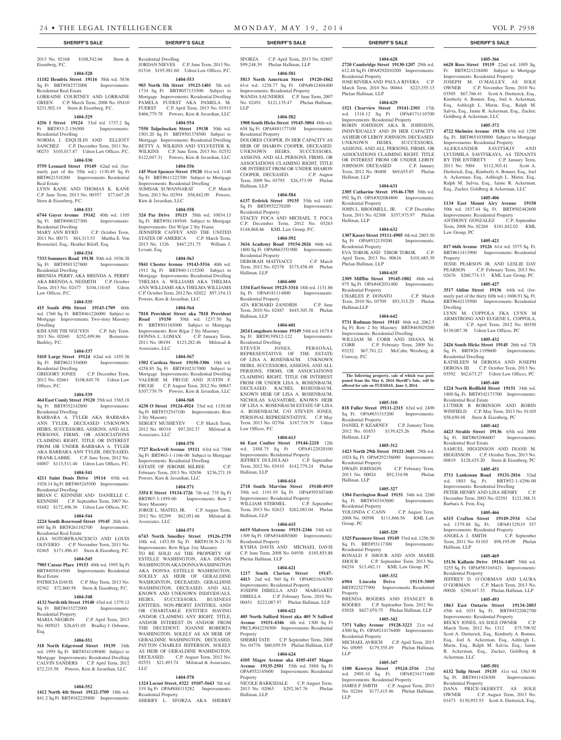2013 No. 02168 $108,542.66 Stern & Eisenberg, P.C.

## SHERIFF'S SALE

**1404-528**

**11182 Hendrix Street 19116** 58th wd. 5836 Sq Ft BRT#582372008 Improvements: Residential Real Estate

LORRAINE COURTNEY AND LORRAINE GREEN C.P. March Term, 2008 No. 05410 $231,502.14 Stern & Eisenberg, P.C.

**1404-529**

**4256 I Street 19124** 33rd wd. 1737.2 Sq Ft BRT#33-2-156500 Improvements: Residential Dwelling

NORMA I. ESQUILIN AND ELLIOTT SANCHEZ C.P. December Term, 2011 No. 00253 $103,017.87 Udren Law Offices, P.C.

**1404-530**

**5759 Leonard Street 19149** 62nd wd. (formerly part of the 35th wd.) 1130.49 Sq Ft BRT#621518200 Improvements: Residential Real Estate

LYNN KANE AND THOMAS K. KANE C.P. June Term, 2013 No. 00357 $77,647.28 Stern & Eisenberg, P.C.

**1404-533**

**6744 Guyer Avenue 19142** 40th wd. 1105 Sq Ft BRT#406327300 Improvements: Residential Dwelling

MARY ANN BYRD C.P. October Term, 2011 No. 00171 $84,313.53 Martha E. Von Rosenstiel, Esq.; Heather Riloff, Esq.

**1404-534**

**7333 Sommers Road 19138** 50th wd. 1936.38 Sq Ft BRT#501327800 Improvements: Residential Dwelling

BRENDA PERRY AKA BRENDA A. PERRY AKA BRENDA A. NESMITH C.P. October Term, 2013 No. 02477 $104,110.65 Udren Law Offices, P.C.

**1404-535**

**415 South 49th Street 19143-1709** 60th wd. 1760 Sq Ft BRT#461226000 Subject to Mortgage Improvements: Two-story Masonry Dwelling

KIM ANH THI NGUYEN C.P. July Term, 2011 No. 02040 $252,499.86 Bernstein-Burkley, P.C.

**1404-537**

**5410 Large Street 19124** 62nd wd. 1455.36 Sq Ft BRT#621334000 Improvements: Residential Dwelling

GREGORY JONES C.P. December Term, 2012 No. 02661 $108,845.78 Udren Law Offices, P.C.

**1404-539**

**464 East Comly Street 19120** 35th wd. 3365.18 Sq Ft BRT#352142800 Improvements: Residential Dwelling

BARBARA A. TYLER AKA BARBARA ANN TYLER, DECEASED UNKNOWN HEIRS, SUCCESSORS, ASSIGNS, AND ALL PERSONS, FIRMS, OR ASSOCIATIONS CLAIMING RIGHT, TITLE OR INTEREST FROM OR UNDER BARBARA A. TYLER AKA BARBARA ANN TYLER, DECEASED, FRANK LABBE. C.P. June Term, 2012 No. 04007 $113,511.40 Udren Law Offices, P.C.

**1404-541**

**4211 Saint Denis Drive 19114** 65th wd. 1928.14 Sq Ft BRT#65245500 Improvements: Residential Dwelling

BRIAN C. KENNISH AND DANIELLE C. KENNISH C.P. September Term, 2007 No. 01682 $172,496.36 Udren Law Offices, P.C.

**1404-544**

**2224 South Rosewood Street 19145** 26th wd. 690 Sq Ft BRT#261102700 Improvements: Residential Real Estate

LISA NOTORFRANCESCO AND LOUIS OLIVERIO C.P. November Term, 2011 No. 02465 $171,496.43 Stern & Eisenberg, P.C.

**1404-545**

**7905 Caesar Place 19153** 40th wd. 1995 Sq Ft BRT#405814500 Improvements: Residential Real Estate

PATRICIA DAVIS C.P. May Term, 2013 No. 02362 $72,860.58 Stern & Eisenberg, P.C.

**1404-548**

**4132 North 6th Street 19140** 43rd wd. 1379.12 Sq Ft BRT#433272000 Improvements: Residential Property

MARIA NEGRON C.P. April Term, 2013 No. 005023 $26,651.05 Bradley J. Osborne, Esq.

**1404-551**

**318 North Edgewood Street 19139** 34th wd. 1995 Sq Ft BRT#341109400 Subject to Mortgage Improvements: Residential Dwelling

CALVIN SANDERS C.P. April Term, 2012 $72,215.58 Powers, Kirn & Javardian, LLC

**1404-552**

**1412 North 4th Street 19122-3709** 18th wd. 841.2 Sq Ft BRT#182229800 Improvements: Residential Dwelling

JORDAN NIEVES C.P. June Term, 2013 No. 01516 $195,981.60 Udren Law Offices, P.C.

**1404-553**

**903 North 5th Street 19123-1401** 5th wd. 1734 Sq Ft BRT#057133500 Subject to Mortgage Improvements: Residential Dwelling

PAMELA FUERST AKA PAMELA M. FUERST C.P. April Term, 2013 No. 01913 $466,779.78 Powers, Kirn & Javardian, LLC

**1404-554**

**7550 Tulpehocken Street 19138** 50th wd. 1501.20 Sq Ft BRT#501378500 Subject to Mortgage Improvements: Residential Dwelling

BETTY A. WILKINS AND SYLVESTER K. WILKINS C.P. June Term, 2013 No. 02552 $122,047.31 Powers, Kirn & Javardian, LLC

**1404-556**

**145 West Spencer Street 19120** 61st wd. 1140 Sq Ft BRT#611222700 Subject to Mortgage Improvements: Residential Dwelling

SOMSAK SUWANNARAT C.P. March Term, 2013 No. 02594 $56,842.09 Powers, Kirn & Javardian, LLC

**1404-558**

**324 Par Drive 19115** 58th wd. 10034.13 Sq Ft BRT#581189548 Subject to Mortgage Improvements: Det W/gar 2 Sty Frame

JENNIFER CAFFEY AND THE UNITED STATES OF AMERICA C.P. March Term, 2013 No. 1326 $467,251.75 William J. Levant, Esq.

**1404-563**

**5841 Chester Avenue 19143-5516** 40th wd. 1911 Sq Ft BRT#40-1115200 Subject to Mortgage Improvements: Residential Dwelling

THELMA A. WILLIAMS AKA THELMA ANN WILLIAMS AKA THELMA WILLIAMS C.P. October Term, 2012 No. 02022 $97,154.13 Powers, Kirn & Javardian, LLC

**1404-564**

**7818 Provident Street aka 7818 Provident Road 19150** 50th wd. 1237.50 Sq Ft BRT#501165000 Subject to Mortgage Improvements: Row B/gar 2 Sty Masonry

DONNA L. LOMAX C.P. January Term, 2011 No. 00194 $123,282.46 Milstead & Associates, LLC

**1404-567**

**1502 Cardeza Street 19150-3306** 10th wd. 4258.85 Sq Ft BRT#102317000 Subject to Mortgage Improvements: Residential Dwelling

VALERIE M. FRUGE AND JUSTIN F. FRUGE C.P. August Term, 2012 No. 00847 $107,739.79 Powers, Kirn & Javardian, LLC

**1404-568**

**4238 O Street 19124-4924** 33rd wd. 1130.88 Sq Ft BRT#332547100 Improvements: Row 2 Sty Masonry

SERGEY MUSHEYEV C.P. March Term, 2012 No. 00318 $97,202.37 Milstead & Associates, LLC

**1404-570**

**7727 Rockwell Avenue 19111** 63rd wd. 7500 Sq Ft BRT#63-1-1166-00 Subject to Mortgage Improvements: Residential Dwelling

ESTATE OF JEROME BILBEE C.P. February Term, 2013 No. 02856 $236,271.19 Powers, Kirn & Javardian, LLC

**1404-571**

**3354 E Street 19134-1726** 7th wd. 735 Sq Ft BRT#07-3-1959-00 Improvements: Row 2 Story Masonry

JORGE L. MATEO, JR. C.P. August Term, 2012 No. 02299 $62,051.66 Milstead & Associates, LLC

**1404-573**

**6743 North Smedley Street 19126-2759** 10th wd. 1453.50 Sq Ft BRT#138-N-21-70 Improvements: Row B/gar 2sty Masonry

TO BE SOLD AS THE PROPERTY OF ESTELLE WASHINGTON, AKA DENNA WASHINGTON AKA DONNA WASHINGTON AKA DONNA ESTELLE WASHINGTON, SOLELY AS HEIR OF GERALDINE WASHGINTON, DECEAESD; GERALDINE WASHINGTON, DECEASED, AND ALL KNOWN AND UNKNOWN INDIVIDUALS, HEIRS, SUCCESSORS, BUSINESS ENTITIES, NON-PROFIT ENTITIES, AND/ OR CHARITABLE ENTITIES HAVING AND/OR CLAIMING ANY RIGHT, TITLE, AND/OR INTEREST IN AND/OR FROM THE DECEDENT; JOANNE ROBERTA WASHINGTON, SOLELY AS AN HEIR OF GERALDINE WASHINGTON, DECEASED; PAYTON CHARLES JEFFERSON, SOLELY AS HEIR OF GERALDINE WASHINGTON, DECEASED. C.P. August Term, 2012 No. 02553 $21,493.74 Milstead & Associates, LLC

**1404-578**

**1324 Locust Street, #322 19107-5643** 5th wd. 319 Sq Ft OPA#888115282 Improvements: Residential Property

SHERRY L. SFORZA AKA SHERRY SFORZA C.P. April Term, 2013 No. 02807 $99,248.39 Phelan Hallinan, LLP

**1404-581**

**5813 North American Street 19120-1862** 61st wd. 1238.77 Sq Ft OPA#612404400 Improvements: Residential Property

WANDA SAUNDERS C.P. June Term, 2007 No. 02491 $121,135.47 Phelan Hallinan, LLP

**1404-582**

**1908 South Hicks Street 19145-3004** 48th wd. 658 Sq Ft OPA#481177100 Improvements: Residential Property

DOLORES COOPER, IN HER CAPACITY AS HEIR OF SHARON COOPER, DECEASED. UNKNOWN HEIRS, SUCCESSORS, ASSIGNS, AND ALL PERSONS, FIRMS, OR ASSOCIATIONS CLAIMING RIGHT, TITLE OR INTEREST FROM OR UNDER SHARON COOPER, DECEASED. C.P. August Term, 2009 No. 03795 $26,373.99 Phelan Hallinan, LLP

**1404-584**

**6137 Erdrick Street 19135** 55th wd. 1440 Sq Ft BRT#552270200 Improvements: Residential Property

STACEY FOCA AND MICHAEL T. FOCA C.P. December Term, 2012 No. 03263 $148,868.66 KML Law Group, P.C.

**1404-592**

**3616 Academy Road 19154-2026** 66th wd. 1800 Sq Ft OPA#663351900 Improvements: Residential Property

DEBORAH MATTIACCI C.P. March Term, 2012 No. 02378 $175,458.48 Phelan Hallinan, LLP

**1404-600**

**1334 Earl Street 19125-3314** 18th wd. 1131.86 Sq Ft OPA#181114800 Improvements: Residential Property

ATA RICHARD ZANDIEH C.P. June Term, 2010 No. 02487 $445,305.38 Phelan Hallinan, LLP

**1404-601**

**2024 Longshore Avenue 19149** 54th wd. 1679.8 Sq Ft BRT#139N12-122 Improvements: Residential Dwelling

STEVEN JONES, PERSONAL REPRESENTATIVE OF THE ESTATE OF LISA A. ROSENBAUM. UNKNOWN HEIRS, SUCCESSORS, ASSIGNS, AND ALL PERSONS, FIRMS, OR ASSOCIATIONS CLAIMING RIGHT, TITLE OR INTEREST FROM OR UNDER LISA A. ROSENBAUM, DECEASED. RACHEL ROSENBAUM, KNOWN HEIR OF LISA A. ROSENBAUM, NICHOLAS SALVATORE, KNOWN HEIR OF LISA A. ROSENBAUM ESTATE OF LISA A. ROSENBAUM, C/O STEVEN JONES, PERSONAL REPRESENTATIVE. C.P. May Term, 2013 No. 02704 $187,719.79 Udren Law Offices, P.C.

**1404-613**

**66 East Coulter Street 19144-2218** 12th wd. 2488.75 Sq Ft OPA#122020100 Improvements: Residential Property

JEFFREY DULDULAO C.P. September Term, 2012 No. 03410 $142,779.24 Phelan Hallinan, LLP

**1404-614**

**2718 South Marvine Street 19148-4919** 39th wd. 1191.93 Sq Ft OPA#395307400 Improvements: Residential Property

WILLIAM STERMEL C.P. September Term, 2013 No. 02623 $262,083.04 Phelan Hallinan, LLP

**1404-615**

**6619 Malvern Avenue 19151-2346** 34th wd. 1309 Sq Ft OPA#344085800 Improvements: Residential Property

KYSHA DAVIS AND MICHAEL DAVIS C.P. June Term, 2008 No. 04930 $185,855.88 Phelan Hallinan, LLP

**1404-621**

**1217 South Clarion Street 19147-4413** 2nd wd. 560 Sq Ft OPA#021616700 Improvements: Residential Property

JOSEPH DIBELLA AND MARGARET DIBELLA C.P. February Term, 2010 No. 00451 $222,087.97 Phelan Hallinan, LLP

**1404-622**

**405 North Salford Street aka 405 N Salford Avenue 19151-4346** 4th wd. 1300 Sq Ft PRCL#042258500 Improvements: Residential Property

SHERRI TATE C.P. September Term, 2008 No. 04776 $60,059.59 Phelan Hallinan, LLP

**1404-624**

**4105 Magee Avenue aka 4105-4107 Magee Avenue 19135-2501** 55th wd. 5888 Sq Ft OPA#552145600 Improvements: Residential Property

NICOLE BARKSDALE C.P. August Term, 2013 No. 02063 $292,367.76 Phelan Hallinan, LLP

**1404-628**

**2720 Cambridge Street 19130-1207** 29th wd. 612.48 Sq Ft OPA#292010200 Improvements: Residential Property

JOSE RIVERA AND PAULA RIVERA C.P. March Term, 2010 No. 00464 $223,355.13 Phelan Hallinan, LLP

**1404-629**

**1521 Clearview Street 19141-2303** 17th wd. 1318.12 Sq Ft OPA#171110700 Improvements: Residential Property

ROBIN JOHNSON AKA R. JOHNSON, INDIVIDUALLY AND IN HER CAPACITY AS HEIR OF LEROY JOHNSON, DECEASED. UNKNOWN HEIRS, SUCCESSORS, ASSIGNS, AND ALL PERSONS, FIRMS, OR ASSOCIATIONS CLAIMING RIGHT, TITLE OR INTEREST FROM OR UNDER LEROY JOHNSON DECEASED C.P. January Term, 2012 No. 00408 $69,655.07 Phelan Hallinan, LLP

**1404-631**

**2305 Catharine Street 19146-1705** 30th wd. 992 Sq Ft OPA#302084800 Improvements: Residential Property

JOHN L. BROOMELL, JR. C.P. December Term, 2011 No. 02308 $357,975.97 Phelan Hallinan, LLP

**1404-632**

**1307 Knorr Street 19111-4905** 4th wd. 2803.50 Sq Ft OPA#532139200 Improvements: Residential Property

EVA TOROK AND TIBOR TOROK C.P. April Term, 2013 No. 00616 $101,685.39 Phelan Hallinan, LLP

**1404-635**

**2309 Mifflin Street 19145-1802** 48th wd. 975 Sq Ft OPA#482031400 Improvements: Residential Property

CHARLES P. DONATO C.P. March Term, 2010 No. 03709 $93,315.29 Phelan Hallinan,LLP

**1404-642**

**5731 Rodman Street 19143** 46th wd. 2062.5 Sq Ft; Row 2 Sty Masonry BRT#463029200 Improvements: Residential Dwelling

WILLIAM M. COBB AND SHANA M. COBB C.P. February Term, 2009 No. 03252 $67,781.22 McCabe, Weisberg, & Conway, P.C.

**The following property, sale of which was postponed from the May 6, 2014 Sheriff's Sale, will be offered for sale on TUESDAY, June 3, 2014.**

**1405-310**

**818 Fuller Street 19111-2315** 63rd wd. 2409 Sq. Ft. OPA#631315200 Improvements: Residential Property

DANIEL P. KEARNEY C.P. January Term, 2012 No. 01853 $139,425.26 Phelan Hallinan, LLP

**1405-312**

**1423 North 29th Street 19121-3601** 29th wd. 1024 Sq. Ft. OPA#292156000 Improvements: Residential Property

DWAIN JOHNSON C.P. February Term, 2013 No. 00024 $92,334.98 Phelan Hallinan, LLP

**1405-327**

**1304 Farrington Road 19151** 34th wd. 2260 Sq. Ft. BRT#343343600 Improvements: Residential Property

YOLONDA C CANN C.P. August Term, 2008 No. 00598 $111,866.56 KML Law Group, PC

**1405-329**

**1325 Passmore Street 19149** 53rd wd. 1256.50 Sq. Ft. BRT#53117300 Improvements: Residential Property

RONALD F SHOUR AND ANN MARIE SHOUR C.P. September Term, 2013 No. 04254 $13,482.11 KML Law Group, PC

**1405-332**

**6904 Lincoln Drive 19119-3009** BRT#223277900 Improvements: Residential Property

BRENDA ROGERS AND STANLEY B. ROGERS C.P. September Term, 2012 No. 03028 $627,070.75 Phelan Hallinan, LLP

**1405-342**

**7371 Valley Avenue 19128-3223** 21st wd. 4300 Sq. Ft. OPA#214176400 Improvements: Residential Property

MICHAEL AVRICH C.P. April Term, 2013 No. 05095 $179,355.49 Phelan Hallinan, LLP

**1405-347**

**1100 Kenwyn Street 19124-2516** 23rd wd. 2905.10 Sq. Ft. OPA#234171600 Improvements: Residential Property

JAMES F SMITH C.P. August Term, 2013 No. 02264 $177,415.46 Phelan Hallinan, LLP

**1405-366**

**6620 Ross Street 19119** 22nd wd. 1095 Sq. Ft. BRT#221218400 Subject to Mortgage Improvements: Residential Property

JOSEPH M. O'MALLEY, AS SOLE OWNER C.P. November Term, 2010 No. 03505 $67,766.41 Scott A. Dietterick, Esq., Kimberly A. Bonner, Esq., Joel A. Ackerman, Esq., Ashleigh L. Marin, Esq., Ralph M. Salvia, Esq., Jaime R. Ackerman, Esq., Zucker, Goldberg & Ackerman, LLC

**1405-372**

**4722 Shelmire Avenue 19136** 65th wd. 1290 Sq. Ft. BRT#651038900 Subject to Mortgage Improvements: Residential Property

ALEKSANDER SAVITSKIY AND LYUDMILA SAVITSKAYA, AS TENANTS BY THE ENTIRETY C.P. January Term, 2011 No. 3004 $112,303.41 Scott A. Dietterick, Esq., Kimberly A. Bonner, Esq., Joel A. Ackerman, Esq., Ashleigh L. Marin, Esq., Ralph M. Salvia, Esq., Jaime R. Ackerman, Esq., Zucker, Goldberg & Ackerman, LLC

**1405-406**

**1134 East Mount Airy Avenue 19150** 50th wd. 1837.44 Sq. Ft. BRT#502482600 Improvements: Residential Property

ANTHONY GONZALEZ C.P. September Term, 2008 No. 02268 $181,842.02 KML Law Group, PC

**1405-421**

**817 66th Avenue 19126** 61st wd. 3575 Sq. Ft. BRT#611413900 Improvements: Residential Property

JESSE PEARSON JR. AND LESLIE DAY PEARSON C.P. February Term, 2013 No. 02676 $260,774.13 KML Law Group, PC

**1405-427**

**3517 Aldine Street 19136** 64th wd. (formerly part of the thirty fifth wd.) 1606.91 Sq. Ft. BRT#642119500 Improvements: Residential Dwelling

LYNN M. COPPOLA FKA LYNN M ARMSTRONG AND EUGENE L. COPPOLA, JR. C.P. April Term, 2012 No. 00350 $130,087.38 Udren Law Offices, PC

**1405-432**

**2426 South Hicks Street 19145** 26th wd. 728 Sq. Ft. BRT#26-1199600 Improvements: Residential Dwelling

KATHLEEN M DEROSA AND JOSEPH DEROSA III C.P. October Term, 2013 No. 03592 $62,673.27 Udren Law Offices, PC

**1405-440**

**1224 North Redfield Street 19151** 34th wd. 1800 Sq. Ft. BRT#342173700 Improvements: Residential Real Estate

LUTHER R ROBINSON AND ROBIN WINFIELD C.P. May Term, 2013 No. 01103 $58,650.48 Stern & Eisenberg, PC

**1405-442**

**4423 Strahle Street 19136** 65th wd. 3000 Sq. Ft. BRT#652066007 Improvements: Residential Real Estate

SAMUEL HIGGINSON AND DIANE M. HIGGINSON C.P. October Term, 2013 No. 00819 $128,435.20 Stern & Eisenberg, PC

**1405-451**

**3711 Lankenau Road 19131-2816** 32nd wd. 1803 Sq. Ft. BRT#52-1-4296-00 Improvements: Residential Dwelling

PETER HENRY AND LISA HENRY C.P. December Term, 2003 No. 02391 $121,388.31 Barbara A. Fein, Esq.

**1405-466**

**6315 Crafton Street 19149-2934** 62nd wd. 1379.88 Sq. Ft. OPA#132N19 357 Improvements: Residential Property

ANGELA J. SMITH C.P. September Term, 2011 No. 01103 $98,195.09 Phelan Hallinan, LLP

**1405-469**

**15136 Kallaste Drive 19116-1407** 58th wd. 3255 Sq. Ft. OPA#583165421 Improvements: Residential Property

JEFFREY D. O'GORMAN AND LAURA O'GORMAN C.P. March Term, 2013 No. 00026 $290,447.33 Phelan Hallinan, LLP

**1405-493**

**1863 East Ontario Street 19134-2003** 45th wd. 1031 Sq. Ft. BRT#4522082700 Improvements: Residential Property

BECKY JONES, AS SOLE OWNER C.P. March Term, 2012 No. 1312 $75,798.92 Scott A. Dietterick, Esq., Kimberly A. Bonner, Esq., Joel A. Ackerman, Esq., Ashleigh L. Marin, Esq., Ralph M. Salvia, Esq., Jaime R. Ackerman, Esq., Zucker, Goldberg & Ackerman, LLC

**1405-501**

**6132 Tulip Street 19135** 41st wd. 1563.90 Sq. Ft. BRT#411426300 Improvements: Residential Property

DANA PRICE-SKERETT, AS SOLE OWNER C.P. August Term, 2013 No. 01473 $130,953.55 Scott A. Dietterick, Esq.,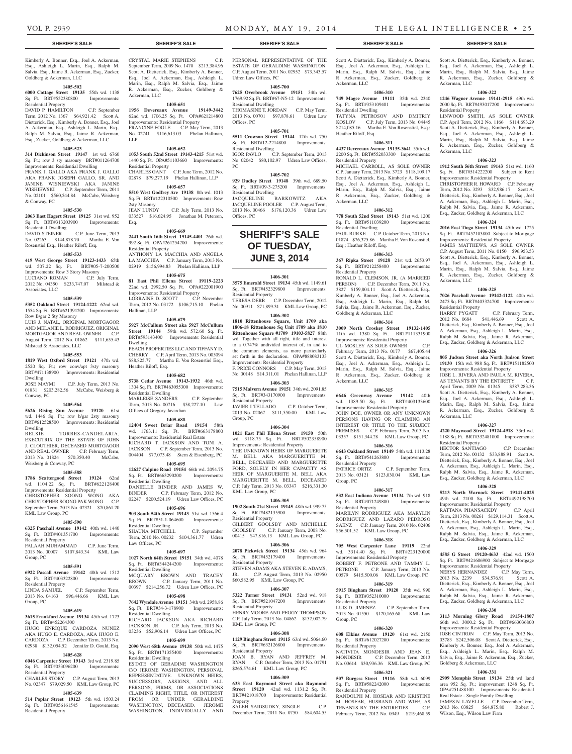Kimberly A. Bonner, Esq., Joel A. Ackerman, Esq., Ashleigh L. Marin, Esq., Ralph M. Salvia, Esq., Jaime R. Ackerman, Esq., Zucker, Goldberg & Ackerman, LLC

**1405-502**

**6000 Cottage Street 19135** 55th wd. 1138 Sq. Ft. BRT#552380800 Improvements: Residential Property

DAVID P. HAMILTON C.P. September Term, 2012 No. 1367 $64,921.42 Scott A. Dietterick, Esq., Kimberly A. Bonner, Esq., Joel A. Ackerman, Esq., Ashleigh L. Marin, Esq., Ralph M. Salvia, Esq., Jaime R. Ackerman, Esq., Zucker, Goldberg & Ackerman, LLC

**1405-523**

**314 Dickinson Street 19147** 1st wd. 6760 Sq. Ft.; row 3 sty masonry BRT#011264700 Improvements: Residential Dwelling

FRANK J. GALLO AKA FRANK J. GALLO AKA FRANK JOSEPH GALLO, SR. AND JANINE WISNIEWSKI AKA JANINE WISHIEWSKI C.P. September Term, 2011 No. 02101 $560,544.84 McCabe, Weisberg & Conway, PC

**1405-530**

**2063 East Hagert Street 19125** 31st wd. 952 Sq. Ft. BRT#313203900 Improvements: Residential Dwelling

DAVID STEINER C.P. June Term, 2013 No. 02263 $144,878.70 Martha E. Von Rosenstiel Esq., Heather Riloff, Esq.

**1405-533**

**419 West George Street 19123-1433** 65th wd. 507.22 Sq. Ft. BRT#05-7-200500 Improvements: Row 3 Story Masonry

LUCIANO ROMAN C.P. July Term, 2012 No. 04350 $233,747.07 Milstead & Associates, LLC

**1405-539**

**5352 Oakland Street 19124-1222** 62nd wd. 1554 Sq. Ft. BRT#621391200 Improvements: Row B/gar 2 Sty Masonry

LUIS J. NATAL, ORIGINAL MORTGAGOR AND MELANIE L. RODRIGUEZ, ORIGINAL MORTGAGOR AND REAL OWNER C.P. August Term, 2012 No. 01862 $111,655.43 Milstead & Associates, LLC

**1405-553**

**1819 West Oxford Street 19121** 47th wd. 2520 Sq. Ft.; row conv/apt 3sty masonry BRT#471138900 Improvements: Residential Dwelling

JOSE MAYMI C.P. July Term, 2013 No. 01831 $203,282.56 McCabe, Weisberg & Conway, PC

**1405-564**

**5626 Rising Sun Avenue 19120** 61st wd. 1446 Sq. Ft.; row b/gar 2sty masonry BRT#612528500 Improvements: Residential Dwelling

BELSIE TORRES-CANDELARIA, EXECUTRIX OF THE ESTATE OF JOHN J. CLOUTHIER, DECEASED MORTGAGOR AND REAL OWNER C.P. February Term, 2013 No. 01824 $70,350.40 McCabe, Weisberg & Conway, PC

**1405-588**

**1786 Scattergood Street 19124** 62nd wd. 1104.22 Sq. Ft. BRT#622128400 Improvements: Residential Property

CHRISTOPHER SOONG WONG AKA CHRISTOPHER SOONG PAK WONG C.P. September Term, 2013 No. 02321 $70,861.20 KML Law Group, PC

**1405-590**

**6325 Paschall Avenue 19142** 40th wd. 1440 Sq. Ft. BRT#401351700 Improvements: Residential Property

FALAAH MUHAMMAD C.P. June Term, 2013 No. 00007 $107,843.34 KML Law Group, PC

**1405-591**

**6922 Pascall Avenue 19142** 40th wd. 1512 Sq. Ft. BRT#403322800 Improvements: Residential Property

LINDA SAMUEL C.P. September Term, 2013 No. 04163 $96,446.66 KML Law Group, PC

**1405-619**

**3615 Frankford Avenue 19134** 45th wd. 1723 Sq. Ft. BRT#452264300

HUGO ENRIQUE CARDOZA NUNEZ AKA HUGO E. CARDOZA, AKA HUGO E. CARDOZA C.P. December Term, 2013 No. 02938 $132,054.52 Jennifer D. Gould, Esq.

**1405-628**

**6046 Carpenter Street 19143** 3rd wd. 2319.85 Sq. Ft. BRT#033096200 Improvements: Residential Property

CHARLES STORY C.P. August Term, 2013 No. 02347 $79,029.50 KML Law Group, PC

**1405-639**

**514 Poplar Street 19123** 5th wd. 1503.24 Sq. Ft. BRT#056161545 Improvements: Residential Property

CRYSTAL MARIE STEPHENS C.P. September Term, 2009 No. 1470 $213,384.96 Scott A. Dietterick, Esq., Kimberly A. Bonner, Esq., Joel A. Ackerman, Esq., Ashleigh L. Marin, Esq., Ralph M. Salvia, Esq., Jaime R. Ackerman, Esq., Zucker, Goldberg & Ackerman, LLC

**1405-651**

**1956 Devereaux Avenue 19149-3442** 62nd wd. 1706.25 Sq. Ft. OPA#621214800 Improvements: Residential Property

FRANCINE FOGLE C.P. May Term, 2013 No. 02741 $116,613.03 Phelan Hallinan, LLP

**1405-652**

**1053 South 52nd Street 19143-4215** 51st wd. 1440 Sq. Ft. OPA#51103660 Improvements: Residential Property

CHARLES GANT C.P. June Term, 2012 No. 02878 $79,277.19 Phelan Hallinan, LLP

**1405-657**

**5510 West Godfrey Ave 19138** 8th wd. 1013 Sq. Ft. BRT#122310500 Improvements: Row 2sty Masonry

JEAN LUNDY C.P. July Term, 2013 No. 033527 $16,624.95 Jonathan M. Peterson, Esq.

**1405-669**

**2441 South 16th Street 19145-4401** 26th wd. 992 Sq. Ft. OPA#261254200 Improvements: Residential Property

ANTHONY LA MACCHIA AND ANGELA LA MACCHIA C.P. January Term, 2013 No. 02919 $156,994.83 Phelan Hallinan, LLP

**1405-675**

**81 East Phil Ellena Street 19119-2223** 22nd wd. 2992.50 Sq. Ft. OPA#222001900 Improvements: Residential Property

LORRAINE D. SCOTT C.P. November Term, 2012 No. 03172 $106,715.10 Phelan Hallinan, LLP

**1405-679**

**5927 McCallum Street aka 5927 McCullum Street 19144** 59th wd. 572.60 Sq. Ft. BRT#593143400 Improvements: Residential Dwelling

PEACH PROPERTIES LLC AND TIFFANY D. CHERRY C.P. April Term, 2013 No. 005094 $88,825.77 Martha E. Von Rosenstiel Esq., Heather Riloff, Esq.

**1405-682**

**5738 Cedar Avenue 19143-1932** 46th wd. 1304 Sq. Ft. BRT#463055300 Improvements: Residential Dwelling

MARLEISE SANDERS C.P. September Term, 2013 No. 00716 $58,227.10 Law Offices of Gregory Javardian

**1405-688**

**12404 Sweet Briar Road 19154** 58th wd. 1763.11 Sq. Ft. BRT#663178800 Improvements: Residential Real Estate

RICHARD T. JACKSON AND TONI A. JACKSON C.P. September Term, 2013 No. 004404 $77,073.48 Stern & Eisenberg, PC

**1405-695**

**12627 Calpine Road 19154** 66th wd. 2094.75 Sq. Ft. BRT#663290200 Improvements: Residential Dwelling

DANIELLE BINDER AND JAMES W. BINDER C.P. February Term, 2012 No. 02247 $200,524.19 Udren Law Offices, PC

**1405-696**

**903 South 54th Street 19143** 51st wd. 1566.4 Sq. Ft. BRT#51-1-064600 Improvements: Residential Dwelling

SHAUNA MITCHELL C.P. September Term, 2010 No. 00232 $104,361.77 Udren Law Offices, PC

**1405-697**

**1027 North 64th Street 19151** 34th wd. 4078 Sq. Ft. BRT#344244200 Improvements: Residential Dwelling

MCQUARY BROWN AND TRACEY BROWN C.P. January Term, 2011 No. 00397 $214,256.72 Udren Law Offices, PC

**1405-698**

**7642 Wyndale Avenue 19151** 34th wd. 2958.86 Sq. Ft. BRT#34-3-178900 Improvements: Residential Dwelling

RICHARD JACKSON AKA RICHARD JACKSON, JR. C.P. July Term, 2013 No. 03236 $52,906.14 Udren Law Offices, PC

**1405-699**

**2090 West 65th Avenue 19138** 50th wd. 1475 Sq. Ft. BRT#171355400 Improvements: Residential Dwelling

ESTATE OF GERADINE WASHINGTON C/O JEROME WASHINGTON, PERSONAL REPRESENTATIVE. UNKNOWN HEIRS, SUCCESSORS, ASSIGNS, AND ALL PERSONS, FIRMS, OR ASSOCIATIONS CLAIMING RIGHT, TITLE, OR INTEREST FROM OR UNDER GERALDINE WASHINGTON, DECEASED. JEROME WASHINGTON, INDIVIDUALLY AND PERSONAL REPRESENTATIVE OF THE ESTATE OF GERALDINE WASHINGTON. C.P. August Term, 2011 No. 02952 $73,343.57 Udren Law Offices, PC

**1405-700**

**7625 Overbrook Avenue 19151** 34th wd. 1769.92 Sq. Ft. BRT#67-N5-12 Improvements: Residential Dwelling

THOMASINE T. JORDAN C.P. May Term, 2013 No. 00701 $97,878.61 Udren Law Offices, PC

**1405-701**

**5511 Crowson Street 19144** 12th wd. 750 Sq. Ft. BRT#12-2214800 Improvements: Residential Dwelling

IGOR PAVLO C.P. September Term, 2013 No. 02042 $80,102.97 Udren Law Offices, PC

**1405-702**

**929 Dudley Street 19148** 39th wd. 689.50 Sq. Ft. BRT#39-3-275200 Improvements: Residential Dwelling

JACQUELINE BARKOWITZ AKA JACQUELINE POOLER C.P. August Term, 2013 No. 00466 $176,120.36 Udren Law Offices, PC

# SHERIFF'S SALE OF TUESDAY, JUNE 3, 2014

**1406-301**

**3575 Emerald Street 19134** 45th wd. 1149.61 Sq. Ft. BRT#452329800 Improvements: Residential Property

TERESA DERR C.P. December Term, 2012 No. 00911 $71,899.31 KML Law Group, PC

**1406-302**

**1810 Rittenhouse Square, Unit 1709 aka 1806-18 Rittenhouse Sq Unit 1709 aka 1810 Rittenhouse Square #1709 19103-5827** 88th wd. Together with all right, title and interest to a 0.747% undivided interest of, in and to the common elements, as more particularly set forth in the declaration. OPA#888083133 Improvements: Residential Property

F. PRICE CONNORS C.P. May Term, 2013 No. 00148 $14,311.01 Phelan Hallinan, LLP

**1406-303**

**7515 Malvern Avenue 19151** 34th wd. 2091.85 Sq. Ft. BRT#343170900 Improvements: Residential Property

JAVIER I TELLADO C.P. October Term, 2013 No. 02067 $111,550.00 KML Law Group, PC

**1406-304**

**1021 East Phil Ellena Street 19150** 50th wd. 3118.75 Sq. Ft. BRT#502358900 Improvements: Residential Property

THE UNKNOWN HEIRS OF MARGUERITE M. BELL AKA MARGUERITTE M. BELL, DECEASED AND MARGUERITTE FORD, SOLELY IN HER CAPACITY AS HEIR OF MARGUERITE M. BELL AKA MARGUERITTE M. BELL, DECEASED C.P. July Term, 2013 No. 03347 $216,331.30 KML Law Group, PC

**1406-305**

**1902 South 21st Street 19145** 48th wd. 999.75 Sq. Ft. BRT#482135900 Improvements: Residential Property

GILBERT GOOLSBY AND MICHELLE GOOLSBY C.P. January Term, 2008 No. 00415 $47,816.13 KML Law Group, PC

**1406-306**

**2078 Pickwick Street 19134** 45th wd. 964 Sq. Ft. BRT#452179400 Improvements: Residential Property

STEVEN ADAMS AKA STEVEN E. ADAMS, JR. C.P. August Term, 2013 No. 02950 $60,582.95 KML Law Group, PC

**1406-307**

**5322 Turner Street 19131** 52nd wd. 918 Sq. Ft. BRT#521047200 Improvements: Residential Property

HENRY MOORE AND PEGGY THOMPSON C.P. July Term, 2013 No. 04862 $132,002.79 KML Law Group, PC

**1406-308**

**1129 Bingham Street 19115** 63rd wd. 5064.60 Sq. Ft. BRT#632126800 Improvements: Residential Property

JOAN B. RYAN AND JEFFREY M. RYAN C.P. October Term, 2013 No. 01791 $265,574.61 KML Law Group, PC

**1406-309**

**633 East Raymond Street aka Raymond Street 19120** 42nd wd. 1131.2 Sq. Ft. BRT#421018700 Improvements: Residential Property

SALEH SAIDSUDKY, SINGLE C.P. December Term, 2011 No. 0750 $84,604.55 Scott A. Dietterick, Esq., Kimberly A. Bonner, Esq., Joel A. Ackerman, Esq., Ashleigh L. Marin, Esq., Ralph M. Salvia, Esq., Jaime R. Ackerman, Esq., Zucker, Goldberg & Ackerman, LLC

**1406-310**

**749 Magee Avenue 19111** 35th wd. 2340 Sq. Ft. BRT#353109401 Improvements: Residential Dwelling

TATYNA PETROSOV AND DMITRIY KOSLOV C.P. July Term, 2013 No. 04445 $214,085.16 Martha E. Von Rosenstiel, Esq.; Heather Riloff, Esq.

**1406-311**

**4437 Devereaux Avenue 19135-3641** 55th wd. 2200 Sq. Ft. BRT#552033300 Improvements: Residential Property

MICHAEL CARROLL, AS SOLE OWNER C.P. January Term, 2013 No. 3723 $118,109.17 Scott A. Dietterick, Esq., Kimberly A. Bonner, Esq., Joel A. Ackerman, Esq., Ashleigh L. Marin, Esq., Ralph M. Salvia, Esq., Jaime R. Ackerman, Esq., Zucker, Goldberg & Ackerman, LLC

**1406-312**

**778 South 52nd Street 19143** 51st wd. 1200 Sq. Ft. BRT#511039200 Improvements: Residential Dwelling

PAUL BURKE C.P. October Term, 2013 No. 01874 $76,375.86 Martha E. Von Rosenstiel, Esq.; Heather Riloff, Esq.

**1406-313**

**367 Ripka Street 19128** 21st wd. 2653.97 Sq. Ft. BRT#212258400 Improvements: Residential Property

RONALD L. CLEMSON, JR. (A MARRIED PERSON) C.P. December Term, 2011 No. 3827 $159,804.11 Scott A. Dietterick, Esq., Kimberly A. Bonner, Esq., Joel A. Ackerman, Esq., Ashleigh L. Marin, Esq., Ralph M. Salvia, Esq., Jaime R. Ackerman, Esq., Zucker, Goldberg & Ackerman, LLC

**1406-314**

**3009 North Croskey Street 19132-1405** 11th wd. 1380 Sq. Ft. BRT#111331900 Improvements: Residential Property

UL MOSLEY AS SOLE OWNER C.P. February Term, 2013 No. 0177 $67,405.44 Scott A. Dietterick, Esq., Kimberly A. Bonner, Esq., Joel A. Ackerman, Esq., Ashleigh L. Marin, Esq., Ralph M. Salvia, Esq., Jaime R. Ackerman, Esq., Zucker, Goldberg & Ackerman, LLC

**1406-315**

**6646 Greenway Avenue 19142** 40th wd. 1389.50 Sq. Ft. BRT#403133600 Improvements: Residential Property

JOHN DOE, OWNER OR ANY UNKNOWN PERSONS HAVING OR CLAIMING AN INTEREST OR TITLE TO THE SUBJECT PREMISES C.P. February Term, 2013 No. 03357 $151,344.28 KML Law Group, PC

**1406-316**

**6643 Oakland Street 19149** 54th wd. 1113.28 Sq. Ft. BRT#541263800 Improvements: Residential Property

PATRICE ORTIZ C.P. September Term, 2013 No. 03121 $123,030.04 KML Law Group, PC

**1406-317**

**532 East Indiana Avenue 19134** 7th wd. 918 Sq. Ft. BRT#071249800 Improvements: Residential Property

MARILYN RODRIGUEZ AKA MARYLIN RODRIGUEZ AND LAZARO PEDROSO SAENZ C.P. January Term, 2010 No. 02406 $56,501.52 KML Law Group, PC

**1406-318**

**705 West Carpenter Lane 19119** 22nd wd. 3314.40 Sq. Ft. BRT#223120000 Improvements: Residential Property

ROBERT F. PETRONE AND TAMMY L. PETRONE C.P. January Term, 2013 No. 00579 $415,500.06 KML Law Group, PC

**1406-319**

**5915 Bingham Street 19120** 35th wd. 990 Sq. Ft. BRT#352310000 Improvements: Residential Property

LUIS D. JIMENEZ C.P. September Term, 2013 No. 01550 $120,165.68 KML Law Group, PC

**1406-320**

**608 Elkins Avenue 19120** 61st wd. 2150 Sq. Ft. BRT#612027200 Improvements: Residential Property

NATIVITA MONDESIR AND JEAN E. MONDESIR C.P. December Term, 2013 No. 03614 $30,936.36 KML Law Group, PC

**1406-321**

**507 Burgess Street 19116** 58th wd. 6099 Sq. Ft. BRT#582242000 Improvements: Residential Property

RANDOLPH M. HOSEAR AND KRISTINE M. HOSEAR, HUSBAND AND WIFE, AS TENANTS BY THE ENTIRETIES C.P. February Term, 2012 No. 0949 $219,468.59 Scott A. Dietterick, Esq., Kimberly A. Bonner, Esq., Joel A. Ackerman, Esq., Ashleigh L. Marin, Esq., Ralph M. Salvia, Esq., Jaime R. Ackerman, Esq., Zucker, Goldberg & Ackerman, LLC

**1406-322**

**1246 Wagner Avenue 19141-2915** 49th wd. 2000 Sq. Ft. BRT#493017200 Improvements: Residential Property

LINWOOD SMITH, AS SOLE OWNER C.P. April Term, 2012 No. 1166 $114,693.29 Scott A. Dietterick, Esq., Kimberly A. Bonner, Esq., Joel A. Ackerman, Esq., Ashleigh L. Marin, Esq., Ralph M. Salvia, Esq., Jaime R. Ackerman, Esq., Zucker, Goldberg & Ackerman, LLC

**1406-323**

**1912 South 56th Street 19143** 51st wd. 1160 Sq. Ft. BRT#514222200 Subject to Rent Improvements: Residential Property

CHRISTOPHER R. HOWARD C.P. February Term, 2012 No. 3293 $32,986.17 Scott A. Dietterick, Esq., Kimberly A. Bonner, Esq., Joel A. Ackerman, Esq., Ashleigh L. Marin, Esq., Ralph M. Salvia, Esq., Jaime R. Ackerman, Esq., Zucker, Goldberg & Ackerman, LLC

**1406-324**

**2016 East Tioga Street 19134** 45th wd. 1725 Sq. Ft. BRT#452103800 Subject to Mortgage Improvements: Residential Property

JAMES MATTHEWS, AS SOLE OWNER C.P. August Term, 2011 No. 0150 $96,953.53 Scott A. Dietterick, Esq., Kimberly A. Bonner, Esq., Joel A. Ackerman, Esq., Ashleigh L. Marin, Esq., Ralph M. Salvia, Esq., Jaime R. Ackerman, Esq., Zucker, Goldberg & Ackerman, LLC

**1406-325**

**7026 Paschall Avenue 19142-1122** 40th wd. 2475 Sq. Ft. BRT#403324700 Improvements: Residential Property

HARRY PYGATT C.P. February Term, 2012 No. 0684 $41,446.69 Scott A. Dietterick, Esq., Kimberly A. Bonner, Esq., Joel A. Ackerman, Esq., Ashleigh L. Marin, Esq., Ralph M. Salvia, Esq., Jaime R. Ackerman, Esq., Zucker, Goldberg & Ackerman, LLC

**1406-326**

**805 Judson Street aka North Judson Street 19130** 15th wd. 988 Sq. Ft. BRT#151182500 Improvements: Residential Property

JOSE L. RIVERA AND PAULA M. RIVERA, AS TENANTS BY THE ENTIRETY C.P. April Term, 2009 No. 01345 $387,283.36 Scott A. Dietterick, Esq., Kimberly A. Bonner, Esq., Joel A. Ackerman, Esq., Ashleigh L. Marin, Esq., Ralph M. Salvia, Esq., Jaime R. Ackerman, Esq., Zucker, Goldberg & Ackerman, LLC

**1406-327**

**4220 Maywood Street 19124-4918** 33rd wd. 1188 Sq. Ft. BRT#332481000 Improvements: Residential Property

HECTOR SANTIAGO C.P. December Term, 2012 No. 00132 $33,888.91 Scott A. Dietterick, Esq., Kimberly A. Bonner, Esq., Joel A. Ackerman, Esq., Ashleigh L. Marin, Esq., Ralph M. Salvia, Esq., Jaime R. Ackerman, Esq., Zucker, Goldberg & Ackerman, LLC

**1406-328**

**5213 North Warnock Street 19141-4025** 49th wd. 2100 Sq. Ft. BRT#492198700 Improvements: Residential Property

RATTANA PHANSACKDY C.P. April Term, 2013 No. 00261 $129,114.31 Scott A. Dietterick, Esq., Kimberly A. Bonner, Esq., Joel A. Ackerman, Esq., Ashleigh L. Marin, Esq., Ralph M. Salvia, Esq., Jaime R. Ackerman, Esq., Zucker, Goldberg & Ackerman, LLC

**1406-329**

**4585 G Street 19120-4633** 42nd wd. 1500 Sq. Ft. BRT#421606900 Subject to Mortgage Improvements: Residential Property

NERYS HERNANDEZ C.P. May Term, 2013 No. 2239 $34,576.91 Scott A. Dietterick, Esq., Kimberly A. Bonner, Esq., Joel A. Ackerman, Esq., Ashleigh L. Marin, Esq., Ralph M. Salvia, Esq., Jaime R. Ackerman, Esq., Zucker, Goldberg & Ackerman, LLC

**1406-330**

**3113 Morning Glory Road 19154-1807** 66th wd. 3000.2 Sq. Ft. BRT#663036800 Improvements: Residential Property

JOSE CINTRON C.P. May Term, 2013 No. 03783 $242,506.08 Scott A. Dietterick, Esq., Kimberly A. Bonner, Esq., Joel A. Ackerman, Esq., Ashleigh L. Marin, Esq., Ralph M. Salvia, Esq., Jaime R. Ackerman, Esq., Zucker, Goldberg & Ackerman, LLC

**1406-331**

**2909 Memphis Street 19134** 25th wd. land area 952 Sq. Ft.; improvement 1248 Sq. Ft. OPA#251488100 Improvements: Residential Real Estate - Single Family Dwelling

JAMES N. LAVELLE C.P. December Term, 2013 No. 03825 $64,875.80 Robert J. Wilson, Esq., Wilson Law Firm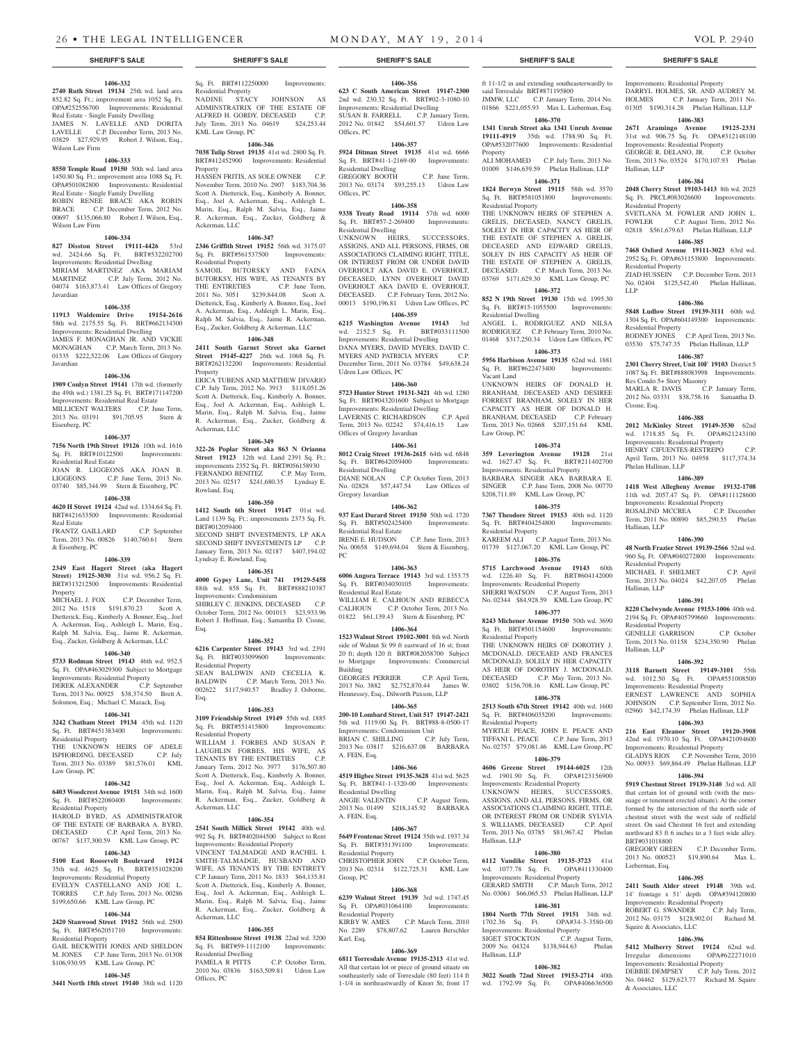**SHERIFF'S SALE**

**1406-332**

**2740 Ruth Street 19134** 25th wd. land area 852.82 Sq. Ft.; improvement area 1052 Sq. Ft. OPA#252556700 Improvements: Residential Real Estate - Single Family Dwelling
JAMES N. LAVELLE AND DORITA LAVELLE C.P. December Term, 2013 No. 03829 $27,929.95 Robert J. Wilson, Esq., Wilson Law Firm

**1406-333**

**8550 Temple Road 19150** 50th wd. land area 1450.80 Sq. Ft.; improvement area 1088 Sq. Ft. OPA#501082800 Improvements: Residential Real Estate - Single Family Dwelling
ROBIN RENEE BRACE AKA ROBIN BRACE C.P. December Term, 2012 No. 00697 $135,066.80 Robert J. Wilson, Esq., Wilson Law Firm

**1406-334**

**827 Disston Street 19111-4426** 53rd wd. 2424.66 Sq. Ft. BRT#532202700 Improvements: Residential Dwelling
MIRIAM MARTINEZ AKA MARIAM MARTINEZ C.P. July Term, 2012 No. 04074 $163,873.41 Law Offices of Gregory Javardian

**1406-335**

**11913 Waldemire Drive 19154-2616** 58th wd. 2175.55 Sq. Ft. BRT#662134300 Improvements: Residential Dwelling
JAMES F. MONAGHAN JR. AND VICKIE MONAGHAN C.P. March Term, 2013 No. 01335 $222,522.06 Law Offices of Gregory Javardian

**1406-336**

**1909 Conlyn Street 19141** 17th wd. (formerly the 49th wd.) 1381.25 Sq. Ft. BRT#171147200 Improvements: Residential Real Estate
MILLICENT WALTERS C.P. June Term, 2013 No. 03191 $91,705.95 Stern & Eisenberg, PC

**1406-337**

**7156 North 19th Street 19126** 10th wd. 1616 Sq. Ft. BRT#10122500 Improvements: Residential Real Estate
JOAN R. LIGGEONS AKA JOAN B. LIGGEONS C.P. June Term, 2013 No. 03740 $85,344.99 Stern & Eisenberg, PC

**1406-338**

**4620 H Street 19124** 42nd wd. 1334.64 Sq. Ft. BRT#421633500 Improvements: Residential Real Estate
FRANTZ GAILLARD C.P. September Term, 2013 No. 00826 $140,760.61 Stern & Eisenberg, PC

**1406-339**

**2349 East Hagert Street (aka Hagert Street) 19125-3030** 31st wd. 956.2 Sq. Ft. BRT#313212500 Improvements: Residential Property
MICHAEL J. FOX C.P. December Term, 2012 No. 1518 $191,870.23 Scott A. Dietterick, Esq., Kimberly A. Bonner, Esq., Joel A. Ackerman, Esq., Ashleigh L. Marin, Esq., Ralph M. Salvia, Esq., Jaime R. Ackerman, Esq., Zucker, Goldberg & Ackerman, LLC

**1406-340**

**5733 Rodman Street 19143** 46th wd. 952.5 Sq. Ft. OPA#463029300 Subject to Mortgage Improvements: Residential Property
DEREK ALEXANDER C.P. September Term, 2013 No. 00925 $38,374.50 Brett A. Solomon, Esq.; Michael C. Mazack, Esq.

**1406-341**

**3242 Chatham Street 19134** 45th wd. 1120 Sq. Ft. BRT#451383400 Improvements: Residential Property
THE UNKNOWN HEIRS OF ADELE ISPHORDING, DECEASED C.P. July Term, 2013 No. 03389 $81,576.01 KML Law Group, PC

**1406-342**

**6403 Woodcrest Avenue 19151** 34th wd. 1600 Sq. Ft. BRT#522080400 Improvements: Residential Property
HAROLD BYRD, AS ADMINISTRATOR OF THE ESTATE OF BARBARA A. BYRD, DECEASED C.P. April Term, 2013 No. 00767 $137,300.59 KML Law Group, PC

**1406-343**

**5100 East Roosevelt Boulevard 19124** 35th wd. 4625 Sq. Ft. BRT#351028200 Improvements: Residential Property
EVELYN CASTELLANO AND JOE L. TORRES C.P. July Term, 2013 No. 00286 $199,650.66 KML Law Group, PC

**1406-344**

**2420 Stanwood Street 19152** 56th wd. 2500 Sq. Ft. BRT#562051710 Improvements: Residential Property
GAIL BECKWITH JONES AND SHELDON M. JONES C.P. June Term, 2013 No. 01308 $106,930.95 KML Law Group, PC

**1406-345**

**3441 North 18th street 19140** 38th wd. 1120 Sq. Ft. BRT#112250000 Improvements: Residential Property
NADINE STACY JOHNSON AS ADMINSTRATRIX OF THE ESTATE OF ALFRED H. GORDY, DECEASED C.P. July Term, 2013 No. 04619 $24,253.44 KML Law Group, PC

**1406-346**

**7038 Tulip Street 19135** 41st wd. 2800 Sq. Ft. BRT#412452900 Improvements: Residential Property
HASSEN FRITIS, AS SOLE OWNER C.P. November Term, 2010 No. 2907 $183,704.36 Scott A. Dietterick, Esq., Kimberly A. Bonner, Esq., Joel A. Ackerman, Esq., Ashleigh L. Marin, Esq., Ralph M. Salvia, Esq., Jaime R. Ackerman, Esq., Zucker, Goldberg & Ackerman, LLC

**1406-347**

**2346 Griffith Street 19152** 56th wd. 3175.07 Sq. Ft. BRT#561537500 Improvements: Residential Property
SAMOIL BUTORSKY AND FAINA BUTORKSY, HIS WIFE, AS TENANTS BY THE ENTIRETIES C.P. June Term, 2011 No. 3051 $239,844.08 Scott A. Dietterick, Esq., Kimberly A. Bonner, Esq., Joel A. Ackerman, Esq., Ashleigh L. Marin, Esq., Ralph M. Salvia, Esq., Jaime R. Ackerman, Esq., Zucker, Goldberg & Ackerman, LLC

**1406-348**

**2411 South Garnet Street aka Garnet Street 19145-4227** 26th wd. 1068 Sq. Ft. BRT#262132200 Improvements: Residential Property
ERICA TUBENS AND MATTHEW DIVARIO C.P. July Term, 2012 No. 3913 $118,051.26 Scott A. Dietterick, Esq., Kimberly A. Bonner, Esq., Joel A. Ackerman, Esq., Ashleigh L. Marin, Esq., Ralph M. Salvia, Esq., Jaime R. Ackerman, Esq., Zucker, Goldberg & Ackerman, LLC

**1406-349**

**322-26 Poplar Street aka 863 N Orianna Street 19123** 12th wd. Land 2391 Sq. Ft.; improvements 2352 Sq. Ft. BRT#056158930
FERNANDO BENITEZ C.P. May Term, 2013 No. 02517 $241,680.35 Lyndsay E. Rowland, Esq.

**1406-350**

**1412 South 6th Street 19147** 01st wd. Land 1139 Sq. Ft.; improvements 2373 Sq. Ft. BRT#012059400
SECOND SHIFT INVESTMENTS, LP AKA SECOND SHIFT INVESTMENTS LP C.P. January Term, 2013 No. 02187 $407,194.02 Lyndsay E. Rowland, Esq.

**1406-351**

**4000 Gypsy Lane, Unit 741 19129-5458** 88th wd. 858 Sq. Ft. BRT#888210387 Improvements: Condominium
SHIRLEY C. JENKINS, DECEASED C.P. October Term, 2012 No. 001013 $23,933.96 Robert J. Hoffman, Esq.; Samantha D. Cissne, Esq.

**1406-352**

**6216 Carpenter Street 19143** 3rd wd. 2391 Sq. Ft. BRT#033099600 Improvements: Residential Property
SEAN BALDWIN AND CECELIA K. BALDWIN C.P. March Term, 2013 No. 002622 $117,940.57 Bradley J. Osborne, Esq.

**1406-353**

**3109 Friendship Street 19149** 55th wd. 1885 Sq. Ft. BRT#551415800 Improvements: Residential Property
WILLIAM J. FORBES AND SUSAN P. LAUGHLIN FORBES, HIS WIFE, AS TENANTS BY THE ENTIRETIES C.P. January Term, 2012 No. 3977 $176,507.80 Scott A. Dietterick, Esq., Kimberly A. Bonner, Esq., Joel A. Ackerman, Esq., Ashleigh L. Marin, Esq., Ralph M. Salvia, Esq., Jaime R. Ackerman, Esq., Zucker, Goldberg & Ackerman, LLC

**1406-354**

**2541 South Millick Street 19142** 40th wd. 992 Sq. Ft. BRT#402044500 Subject to Rent Improvements: Residential Property
VINCENT TALMADGE AND RACHEL I. SMITH-TALMADGE, HUSBAND AND WIFE, AS TENANTS BY THE ENTIRETY C.P. January Term, 2011 No. 1833 $64,135.81 Scott A. Dietterick, Esq., Kimberly A. Bonner, Esq., Joel A. Ackerman, Esq., Ashleigh L. Marin, Esq., Ralph M. Salvia, Esq., Jaime R. Ackerman, Esq., Zucker, Goldberg & Ackerman, LLC

**1406-355**

**854 Rittenhouse Street 19138** 22nd wd. 3200 Sq. Ft. BRT#59-1112100 Improvements: Residential Dwelling
PAMELA R PITTS C.P. October Term, 2010 No. 03836 $163,509.81 Udren Law Offices, PC

**1406-356**

**623 C South American Street 19147-2300** 2nd wd. 230.32 Sq. Ft. BRT#02-3-1080-10 Improvements: Residential Dwelling
SUSAN B. FARRELL C.P. January Term, 2012 No. 01842 $54,601.57 Udren Law Offices, PC

**1406-357**

**5924 Ditman Street 19135** 41st wd. 6666 Sq. Ft. BRT#41-1-2169-00 Improvements: Residential Dwelling
GREGORY BOOTH C.P. June Term, 2013 No. 03174 $93,255.13 Udren Law Offices, PC

**1406-358**

**9338 Treaty Road 19114** 57th wd. 6000 Sq. Ft. BRT#57-2-269400 Improvements: Residential Dwelling
UNKNOWN HEIRS, SUCCESSORS, ASSIGNS, AND ALL PERSONS, FIRMS, OR ASSOCIATIONS CLAIMING RIGHT, TITLE, OR INTEREST FROM OR UNDER DAVID OVERHOLT AKA DAVID E. OVERHOLT, DECEASED, LYNN OVERHOLT DAVID OVERHOLT AKA DAVID E. OVERHOLT, DECEASED. C.P. February Term, 2012 No. 00013 $190,196.81 Udren Law Offices, PC

**1406-359**

**6215 Washington Avenue 19143** 3rd wd. 2152.5 Sq. Ft. BRT#033111500 Improvements: Residential Dwelling
DANA MYERS, DAVID MYERS, DAVID C. MYERS AND PATRICIA MYERS C.P. December Term, 2011 No. 03784 $49,638.24 Udren Law Offices, PC

**1406-360**

**5723 Hunter Street 19131-3421** 4th wd. 1280 Sq. Ft. BRT#043201600 Subject to Mortgage Improvements: Residential Dwelling
LAVERNIS C. RICHARDSON C.P. April Term, 2013 No. 02242 $74,416.15 Law Offices of Gregory Javardian

**1406-361**

**8012 Craig Street 19136-2615** 64th wd. 6848 Sq. Ft. BRT#642059400 Improvements: Residential Dwelling
DIANE NOLAN C.P. October Term, 2013 No. 02828 $57,447.54 Law Offices of Gregory Javardian

**1406-362**

**937 East Durard Street 19150** 50th wd. 1720 Sq. Ft. BRT#502425400 Improvements: Residential Real Estate
IRENE E. HUDSON C.P. June Term, 2013 No. 00658 $149,694.04 Stern & Eisenberg, PC

**1406-363**

**6006 Angora Terrace 19143** 3rd wd. 1353.75 Sq. Ft. BRT#034030105 Improvements: Residential Real Estate
WILLIAM E. CALHOUN AND REBECCA CALHOUN C.P. October Term, 2013 No. 01822 $61,139.43 Stern & Eisenberg, PC

**1406-364**

**1523 Walnut Street 19102-3001** 8th wd. North side of Walnut St 99 ft eastward of 16 st; front 20 ft; depth 120 ft BRT#082058700 Subject to Mortgage Improvements: Commercial Building
GEORGES PERRIER C.P. April Term, 2013 No. 3882 $2,752,870.44 James W. Hennessey, Esq., Dilworth Paxson, LLP

**1406-365**

**200-10 Lombard Street, Unit 517 19147-2421** 5th wd. 1119.00 Sq. Ft. BRT#88-8-0500-17 Improvements: Condominium Unit
BRIAN C. SHILLING C.P. July Term, 2013 No. 03817 $216,637.08 BARBARA A. FEIN, Esq.

**1406-366**

**4519 Higbee Street 19135-3628** 41st wd. 5625 Sq. Ft. BRT#41-1-1320-00 Improvements: Residential Dwelling
ANGIE VALENTIN C.P. August Term, 2013 No. 01499 $218,145.92 BARBARA A. FEIN, Esq.

**1406-367**

**5649 Frontenac Street 19124** 35th wd. 1937.34 Sq. Ft. BRT#351391100 Improvements: Residential Property
CHRISTOPHER JOHN C.P. October Term, 2013 No. 02314 $122,725.31 KML Law Group, PC

**1406-368**

**6239 Walnut Street 19139** 3rd wd. 1747.45 Sq. Ft. OPA#031064100 Improvements: Residential Property
KIRBY W. AMES C.P. March Term, 2010 No. 2289 $78,807.62 Lauren Berschler Karl, Esq.

**1406-369**

**6811 Torresdale Avenue 19135-2313** 41st wd. All that certain lot or piece of ground situate on southeasterly side of Torresdale (80 feet) 114 ft 1-1/4 in northeastwardly of Knorr St; front 17 ft 11-1/2 in and extending southeasterwardly to said Torresdale BRT#871195800
JMMW, LLC C.P. January Term, 2014 No. 01866 $221,055.93 Max L. Lieberman, Esq.

**1406-370**

**1341 Unruh Street aka 1341 Unruh Avenue 19111-4919** 35th wd. 1788.90 Sq. Ft. OPA#532077600 Improvements: Residential Property
ALI MOHAMED C.P. July Term, 2013 No. 01009 $146,639.59 Phelan Hallinan, LLP

**1406-371**

**1824 Berwyn Street 19115** 58th wd. 3570 Sq. Ft. BRT#581051800 Improvements: Residential Property
THE UNKNOWN HEIRS OF STEPHEN A. GRELIS, DECEASED, NANCY GRELIS, SOLELY IN HER CAPACITY AS HEIR OF THE ESTATE OF STEPHEN A. GRELIS, DECEASED AND EDWARD GRELIS, SOLEY IN HIS CAPACITY AS HEIR OF THE ESTATE OF STEPHEN A. GRELIS, DECEASED. C.P. March Term, 2013 No. 03769 $171,629.30 KML Law Group, PC

**1406-372**

**852 N 19th Street 19130** 15th wd. 1995.30 Sq. Ft. BRT#15-1055500 Improvements: Residential Dwelling
ANGEL L. RODRIGUEZ AND NILSA RODRIGUEZ C.P. February Term, 2010 No. 01468 $317,250.34 Udren Law Offices, PC

**1406-373**

**5956 Harbison Avenue 19135** 62nd wd. 1881 Sq. Ft. BRT#622473400 Improvements: Vacant Land
UNKNOWN HEIRS OF DONALD H. BRANHAM, DECEASED AND DESIREE FORREST BRANHAM, SOLELY IN HER CAPACITY AS HEIR OF DONALD H. BRANHAM, DECEASED C.P. February Term, 2013 No. 02668 $207,151.64 KML Law Group, PC

**1406-374**

**359 Leverington Avenue 19128** 21st wd. 1627.47 Sq. Ft. BRT#211402700 Improvements: Residential Property
BARBARA SINGER AKA BARBARA E. SINGER C.P. June Term, 2008 No. 00770 $208,711.89 KML Law Group, PC

**1406-375**

**7367 Theodore Street 19153** 40th wd. 1120 Sq. Ft. BRT#404254800 Improvements: Residential Property
KAREEM ALI C.P. August Term, 2013 No. 01739 $127,067.20 KML Law Group, PC

**1406-376**

**5715 Larchwood Avenue 19143** 60th wd. 1226.40 Sq. Ft. BRT#604142000 Improvements: Residential Property
SHERRI WATSON C.P. August Term, 2013 No. 02344 $84,928.59 KML Law Group, PC

**1406-377**

**8243 Michener Avenue 19150** 50th wd. 3690 Sq. Ft. BRT#501154600 Improvements: Residential Property
THE UNKNOWN HEIRS OF DOROTHY J. MCDONALD, DECEAED AND FRANCES MCDONALD, SOLELY IN HER CAPACITY AS HEIR OF DOROTHY J. MCDONALD, DECEASED C.P. May Term, 2013 No. 03802 $156,708.16 KML Law Group, PC

**1406-378**

**2513 South 67th Street 19142** 40th wd. 1600 Sq. Ft. BRT#406035200 Improvements: Residential Property
MYRTLE PEACE, JOHN E. PEACE AND TIFFANI L. PEACE C.P. June Term, 2013 No. 02757 $79,081.46 KML Law Group, PC

**1406-379**

**4606 Greene Street 19144-6025** 12th wd. 1901.90 Sq. Ft. OPA#123156900 Improvements: Residential Property
UNKNOWN HEIRS, SUCCESSORS, ASSIGNS, AND ALL PERSONS, FIRMS, OR ASSOCIATIONS CLAIMING RIGHT, TITLE, OR INTEREST FROM OR UNDER SYLVIA S. WILLIAMS, DECEASED C.P. April Term, 2013 No. 03785 $81,967.42 Phelan Hallinan, LLP

**1406-380**

**6112 Vandike Street 19135-3723** 41st wd. 1077.78 Sq. Ft. OPA#411330400 Improvements: Residential Property
GERARD SMITH C.P. March Term, 2012 No. 03061 $66,065.53 Phelan Hallinan, LLP

**1406-381**

**1804 North 77th Street 19151** 34th wd. 1702.36 Sq. Ft. OPA#34-3-3580-00 Improvements: Residential Property
SIGET STOCKTON C.P. August Term, 2009 No. 04324 $138,944.63 Phelan Hallinan, LLP

**1406-382**

**3022 South 72nd Street 19153-2714** 40th wd. 1792.99 Sq. Ft. OPA#406636500 Improvements: Residential Property
DARRYL HOLMES, SR. AND AUDREY M. HOLMES C.P. January Term, 2011 No. 01305 $190,314.28 Phelan Hallinan, LLP

**1406-383**

**2671 Aramingo Avenue 19125-2331** 31st wd. 906.75 Sq. Ft. OPA#312148100 Improvements: Residential Property
GEORGE R. DELANO, JR. C.P. October Term, 2013 No. 03524 $170,107.93 Phelan Hallinan, LLP

**1406-384**

**2048 Cherry Street 19103-1413** 8th wd. 2025 Sq. Ft. PRCL#083026600 Improvements: Residential Property
SVETLANA M. FOWLER AND JOHN L. FOWLER C.P. August Term, 2012 No. 02818 $561,679.63 Phelan Hallinan, LLP

**1406-385**

**7468 Oxford Avenue 19111-3023** 63rd wd. 2952 Sq. Ft. OPA#631153800 Improvements: Residential Property
ZIAD HUSSEIN C.P. December Term, 2013 No. 02404 $125,542.40 Phelan Hallinan, LLP

**1406-386**

**5848 Ludlow Street 19139-3111** 60th wd. 1304 Sq. Ft. OPA#604149300 Improvements: Residential Property
RODNEY JONES C.P. April Term, 2013 No. 03530 $75,747.35 Phelan Hallinan, LLP

**1406-387**

**2301 Cherry Street, Unit 10F 19103** District 5 1087 Sq. Ft. BRT#888083998 Improvements: Res Condo 5+ Story Masonry
MARLA R. DAVIS C.P. January Term, 2012 No. 02331 $38,758.16 Samantha D. Cissne, Esq.

**1406-388**

**2012 McKinley Street 19149-3530** 62nd wd. 1718.85 Sq. Ft. OPA#621243100 Improvements: Residential Property
HENRY CIFUENTES-RESTREPO C.P. April Term, 2013 No. 04958 $117,374.34 Phelan Hallinan, LLP

**1406-389**

**1418 West Allegheny Avenue 19132-1708** 11th wd. 2057.47 Sq. Ft. OPA#111128600 Improvements: Residential Property
ROSALIND MCCREA C.P. December Term, 2011 No. 00890 $85,290.55 Phelan Hallinan, LLP

**1406-390**

**48 North Frazier Street 19139-2566** 52nd wd. 960 Sq. Ft. OPA#040272800 Improvements: Residential Property
MICHAEL F. SHELMET C.P. April Term, 2013 No. 04024 $42,207.05 Phelan Hallinan, LLP

**1406-391**

**8220 Chelwynde Avenue 19153-1006** 40th wd. 2194 Sq. Ft. OPA#405799660 Improvements: Residential Property
GENELLE GARRISON C.P. October Term, 2013 No. 01158 $234,350.90 Phelan Hallinan, LLP

**1406-392**

**3118 Barnett Street 19149-3101** 55th wd. 1012.50 Sq. Ft. OPA#551008500 Improvements: Residential Property
ERNEST LAWRENCE AND SOPHIA JOHNSON C.P. September Term, 2012 No. 02960 $42,174.39 Phelan Hallinan, LLP

**1406-393**

**216 East Eleanor Street 19120-3908** 42nd wd. 1970.10 Sq. Ft. OPA#421094600 Improvements: Residential Property
GLADYS RIOS C.P. November Term, 2010 No. 00933 $69,864.49 Phelan Hallinan, LLP

**1406-394**

**5919 Chestnut Street 19139-3140** 3rd wd. All that certain lot of ground with (with the messuage or tenement erected situate). At the corner formed by the intersection of the north side of chestnut street with the west side of redfield street. On said Chestnut 16 feet and extending northward 83 ft 6 inches to a 3 feet wide alley. BRT#031018800
GREGORY GREEN C.P. December Term, 2013 No. 000523 $19,890.64 Max L. Lieberman, Esq.

**1406-395**

**2411 South Alder street 19148** 39th wd. 14' frontage x 51' depth OPA#394120800 Improvements: Residential Property
ROBERT G. SWANDER C.P. July Term, 2012 No. 03175 $128,902.01 Richard M. Squire & Associates, LLC

**1406-396**

**5412 Mulberry Street 19124** 62nd wd. Irregular dimensions OPA#622271010 Improvements: Residential Property
DEBBIE DEMPSEY C.P. July Term, 2012 No. 04462 $129,623.77 Richard M. Squire & Associates, LLC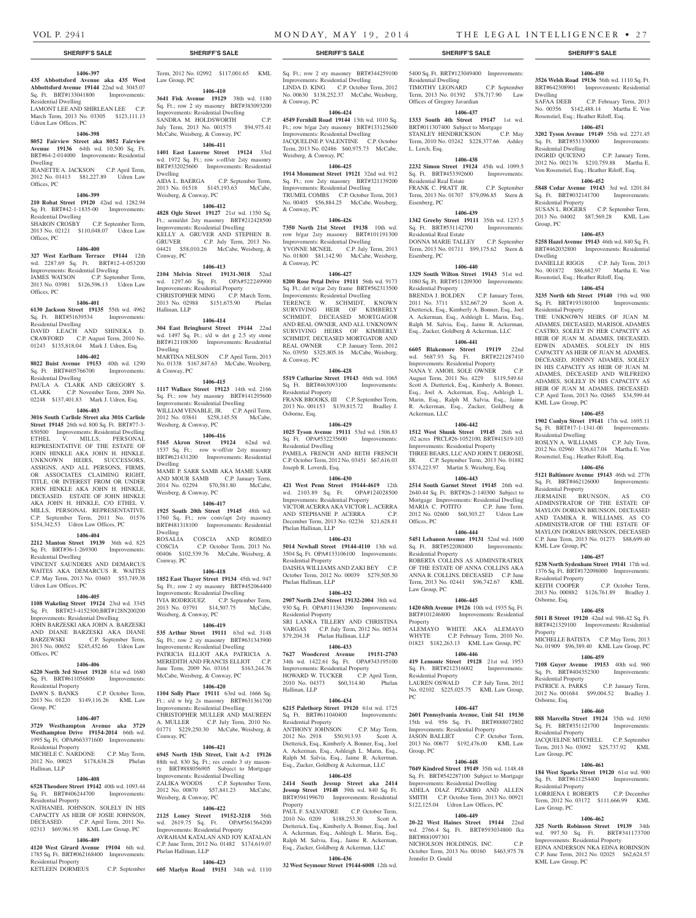## SHERIFF'S SALE

**1406-397**

**435 Abbottsford Avenue aka 435 West Abbottsford Avenue 19144** 22nd wd. 3045.07 Sq. Ft. BRT#133041800 Improvements: Residential Dwelling
LAMONT LEE AND SHIRLEAN LEE C.P. March Term, 2013 No. 03305 $123,111.13 Udren Law Offices, PC

**1406-398**

**8052 Fairview Street aka 8052 Fairview Avenue 19136** 64th wd. 10,500 Sq. Ft. BRT#64-2-014000 Improvements: Residential Dwelling
JEANETTE A. JACKSON C.P. April Term, 2012 No. 01413 $81,227.89 Udren Law Offices, PC

**1406-399**

**210 Robat Street 19120** 42nd wd. 1282.94 Sq. Ft. BRT#42-1-1835-00 Improvements: Residential Dwelling
SHARON CROSBY C.P. September Term, 2013 No. 02121 $110,048.07 Udren Law Offices, PC

**1406-400**

**327 West Earlham Terrace 19144** 12th wd. 2287.69 Sq. Ft. BRT#12-4-053200 Improvements: Residential Dwelling
JAMES WATSON C.P. September Term, 2013 No. 03981 $126,596.13 Udren Law Offices, PC

**1406-401**

**6130 Jackson Street 19135** 55th wd. 4962 Sq. Ft. BRT#51639534 Improvements: Residential Dwelling
DAVID LEACH AND SHINEKA D. CRAWFORD C.P. August Term, 2010 No. 01243 $135,818.04 Mark J. Udren, Esq.

**1406-402**

**8022 Buist Avenue 19153** 40th wd. 1290 Sq. Ft. BRT#405766700 Improvements: Residential Dwelling
PAULA A. CLARK AND GREGORY S. CLARK C.P. November Term, 2009 No. 02248 $137,401.83 Mark J. Udren, Esq.

**1406-403**

**3016 South Carlisle Street aka 3016 Carlisle Street 19145** 26th wd. 800 Sq. Ft. BRT#77-3-850500 Improvements: Residential Dwelling
ETHEL V. MILLS, PERSONAL REPRESENTATIVE OF THE ESTATE OF JOHN HINKLE AKA JOHN H. HINKLE. UNKNOWN HEIRS, SUCCESSORS, ASSIGNS, AND ALL PERSONS, FIRMS, OR ASSOCIATES CLAIMING RIGHT, TITLE, OR INTEREST FROM OR UNDER JOHN HINKLE AKA JOHN H. HINKLE, DECEASED. ESTATE OF JOHN HINKLE AKA JOHN H. HINKLE, C/O ETHEL V. MILLS, PERSONAL REPRESENTATIVE. C.P. September Term, 2011 No. 01576 $154,342.53 Udren Law Offices, PC

**1406-404**

**2212 Manton Street 19139** 36th wd. 825 Sq. Ft. BRT#36-1-269300 Improvements: Residential Dwelling
VINCENT SAUNDERS AND DEMARCUS WAITES AKA DEMARCUS R. WAITES C.P. May Term, 2013 No. 03603 $53,749.38 Udren Law Offices, PC

**1406-405**

**1108 Wakeling Street 19124** 23rd wd. 3345 Sq. Ft. BRT#23-4152300,BRT#128N200200 Improvements: Residential Dwelling
JOHN BARZESKI AKA JOHN A. BARZESKI AND DIANE BARZESKI AKA DIANE BARZEWSKI C.P. September Term, 2013 No. 00652 $245,452.66 Udren Law Offices, PC

**1406-406**

**6220 North 3rd Street 19120** 61st wd. 1680 Sq. Ft. BRT#611056800 Improvements: Residential Property
DAWN S. BANKS C.P. October Term, 2013 No. 01220 $149,116.26 KML Law Group, PC

**1406-407**

**3729 Westhampton Avenue aka 3729 Westhampton Drive 19154-2014** 66th wd. 1995 Sq. Ft. OPA#663371600 Improvements: Residential Property
MICHELE C. NARDONE C.P. May Term, 2012 No. 00025 $178,638.28 Phelan Hallinan, LLP

**1406-408**

**6528 Theodore Street 19142** 40th wd. 1093.44 Sq. Ft. BRT#406244700 Improvements: Residential Property
NATHANIEL JOHNSON, SOLELY IN HIS CAPACITY AS HEIR OF JOSIE JOHNSON, DECEASED. C.P. April Term, 2011 No. 02313 $69,961.95 KML Law Group, PC

**1406-409**

**4120 West Girard Avenue 19104** 6th wd. 1785 Sq. Ft. BRT#062168400 Improvements: Residential Property
KETLEEN DORMEUS C.P. September Term, 2012 No. 02992 $117,001.65 KML Law Group, PC

**1406-410**

**3641 Fisk Avenue 19129** 38th wd. 1180 Sq. Ft.; row 2 sty masonry BRT#383093200 Improvements: Residential Dwelling
SANDRA M. HOLDSWORTH C.P. July Term, 2013 No. 001575 $94,975.41 McCabe, Weisberg, & Conway, PC

**1406-411**

**1401 East Luzerne Street 19124** 33rd wd. 1972 Sq. Ft.; row s-off/str 2sty masonry BRT#332025600 Improvements: Residential Dwelling
AIDA L. BAERGA C.P. September Term, 2013 No. 01518 $145,193.63 McCabe, Weisberg, & Conway, PC

**1406-412**

**4828 Ogle Street 19127** 21st wd. 1350 Sq. Ft.; semi/det 2sty masonry BRT#212428500 Improvements: Residential Dwelling
KELLY A. GRUVER AND STEPHEN B. GRUVER C.P. July Term, 2013 No. 04421 $58,010.26 McCabe, Weisberg, & Conway, PC

**1406-413**

**2104 Melvin Street 19131-3018** 52nd wd. 1297.60 Sq. Ft. OPA#522249900 Improvements: Residential Property
CHRISTOPHER MING C.P. March Term, 2013 No. 02988 $151,675.90 Phelan Hallinan, LLP

**1406-414**

**304 East Bringhurst Street 19144** 22nd wd. 1497 Sq. Ft.; s/d w det g 2.5 sty stone BRT#121108300 Improvements: Residential Dwelling
MARTINA NELSON C.P. April Term, 2013 No. 01338 $167,847.63 McCabe, Weisberg, & Conway, PC

**1406-415**

**1117 Wallace Street 19123** 14th wd. 2166 Sq. Ft.; row 3sty masonry BRT#141295600 Improvements: Residential Dwelling
WILLIAM VENABLE, JR. C.P. April Term, 2012 No. 03841 $258,145.58 McCabe, Weisberg, & Conway, PC

**1406-416**

**5165 Akron Street 19124** 62nd wd. 1537 Sq. Ft.; row w-off/str 2sty masonry BRT#621431200 Improvements: Residential Dwelling
MAME P. SARR SAMB AKA MAME SARR AND MOUR SAMB C.P. January Term, 2014 No. 02294 $70,581.80 McCabe, Weisberg, & Conway, PC

**1406-417**

**1925 South 20th Street 19145** 48th wd. 1760 Sq. Ft.; row conv/apt 2sty masonry BRT#481318100 Improvements: Residential Dwelling
ROSALIA COSCIA AND ROMEO COSCIA C.P. October Term, 2013 No. 00406 $102,539.76 McCabe, Weisberg, & Conway, PC

**1406-418**

**1852 East Thayer Street 19134** 45th wd. 947 Sq. Ft.; row 2 sty masonry BRT#452064400 Improvements: Residential Dwelling
IVIA RODRIGUEZ C.P. September Term, 2013 No. 03791 $14,507.75 McCabe, Weisberg, & Conway, PC

**1406-419**

**535 Arthur Street 19111** 63rd wd. 3148 Sq. Ft.; row 2 sty masonry BRT#631343900 Improvements: Residential Dwelling
PATRICIA ELLIOT AKA PATRICIA A. MEREDITH AND FRANCIS ELLIOT C.P. June Term, 2009 No. 03161 $163,244.76 McCabe, Weisberg, & Conway, PC

**1406-420**

**1104 Solly Place 19111** 63rd wd. 1666 Sq. Ft.; s/d w b/g 2s masonry BRT#631361700 Improvements: Residential Dwelling
CHRISTOPHER MULLER AND MAUREEN A. MULLER C.P. July Term, 2010 No. 01771 $229,250.30 McCabe, Weisberg, & Conway, PC

**1406-421**

**6945 North 15th Street, Unit A-2 19126** 88th wd. 830 Sq. Ft.; res condo 3 sty masonry BRT#888056905 Subject to Mortgage Improvements: Residential Dwelling
ZALIKA WOODS C.P. September Term, 2012 No. 00870 $57,841.23 McCabe, Weisberg, & Conway, PC

**1406-422**

**2125 Loney Street 19152-3218** 56th wd. 2619.75 Sq. Ft. OPA#561564200 Improvements: Residential Property
AVRAHAM KATALAN AND JOY KATALAN C.P. June Term, 2012 No. 01482 $174,619.07 Phelan Hallinan, LLP

**1406-423**

**605 Marlyn Road 19151** 34th wd. 1110 Sq. Ft.; row 2 sty masonry BRT#344259100 Improvements: Residential Dwelling
LINDA D. KING C.P. October Term, 2012 No. 00630 $138,252.37 McCabe, Weisberg, & Conway, PC

**1406-424**

**4549 Fernhill Road 19144** 13th wd. 1010 Sq. Ft.; row b/gar 2sty masonry BRT#133125600 Improvements: Residential Dwelling
JACQUELINE P. VALENTINE C.P. October Term, 2013 No. 02486 $60,975.73 McCabe, Weisberg, & Conway, PC

**1406-425**

**1914 Monument Street 19121** 32nd wd. 912 Sq. Ft.; row 2sty masonry BRT#321139200 Improvements: Residential Dwelling
TRUMEL COMBS C.P. October Term, 2013 No. 00405 $56,884.25 McCabe, Weisberg, & Conway, PC

**1406-426**

**7350 North 21st Street 19138** 10th wd. row b/gar 2sty masonry BRT#101191300 Improvements: Residential Dwelling
YVONNE MCNEIL C.P. July Term, 2013 No. 01800 $81,142.90 McCabe, Weisberg, & Conway, PC

**1406-427**

**8200 Rose Petal Drive 19111** 56th wd. 9173 Sq. Ft.; det w/gar 2sty frame BRT#562313500 Improvements: Residential Dwelling
TERENCE W. SCHMIDT, KNOWN SURVIVING HEIR OF KIMBERLY SCHMIDT, DECEASED MORTGAGOR AND REAL OWNER, AND ALL UNKNOWN SURVIVING HEIRS OF KIMBERLY SCHMIDT, DECEASED MORTGATOR AND REAL OWNER C.P. January Term, 2012 No. 03950 $325,805.16 McCabe, Weisberg, & Conway, PC

**1406-428**

**5519 Catharine Street 19143** 46th wd. 1065 Sq. Ft. BRT#463093100 Improvements: Residential Property
FRANK BROOKS, III C.P. September Term, 2013 No. 001153 $139,815.72 Bradley J. Osborne, Esq.

**1406-429**

**1025 Tyson Avenue 19111** 53rd wd. 1506.83 Sq. Ft. OPA#532235600 Improvements: Residential Dwelling
PAMELA FRENCH AND BETH FRENCH C.P. October Term, 2012 No. 03451 $67,616.03 Joseph R. Loverdi, Esq.

**1406-430**

**421 West Penn Street 19144-4619** 12th wd. 2103.89 Sq. Ft. OPA#124028500 Improvements: Residential Property
VICTOR ACERRA AKA VICTOR L. ACERRA AND STEPHANIE P. ACERRA C.P. December Term, 2013 No. 02236 $21,628.81 Phelan Hallinan, LLP

**1406-431**

**5014 Newhall Street 19144-4110** 13th wd. 3504 Sq. Ft. OPA#133106100 Improvements: Residential Property
DAISHA WILLIAMS AND ZAKI BEY C.P. October Term, 2012 No. 00039 $279,505.50 Phelan Hallinan, LLP

**1406-432**

**2907 North 23rd Street 19132-2004** 38th wd. 930 Sq. Ft. OPA#111363200 Improvements: Residential Property
SRI LANKA TILLERY AND CHRISTINA VARGAS C.P. July Term, 2012 No. 00534 $79,204.38 Phelan Hallinan, LLP

**1406-433**

**7627 Woodcrest Avenue 19151-2703** 34th wd. 1422.61 Sq. Ft. OPA#343195100 Improvements: Residential Property
HOWARD W. TUCKER C.P. April Term, 2010 No. 04373 $60,314.80 Phelan Hallinan, LLP

**1406-434**

**6215 Palethorp Street 19120** 61st wd. 1725 Sq. Ft. BRT#611040400 Improvements: Residential Property
ANTHONY JOHNSON C.P. May Term, 2012 No. 2918 $50,913.93 Scott A. Dietterick, Esq., Kimberly A. Bonner, Esq., Joel A. Ackerman, Esq., Ashleigh L. Marin, Esq., Ralph M. Salvia, Esq., Jaime R. Ackerman, Esq., Zucker, Goldberg & Ackerman, LLC

**1406-435**

**2414 South Jessup Street aka 2414 Jessup Street 19148** 39th wd. 840 Sq. Ft. BRT#394199670 Improvements: Residential Property
PAUL F. SALVATORE C.P. October Term, 2010 No. 0209 $188,253.30 Scott A. Dietterick, Esq., Kimberly A. Bonner, Esq., Joel A. Ackerman, Esq., Ashleigh L. Marin, Esq., Ralph M. Salvia, Esq., Jaime R. Ackerman, Esq., Zucker, Goldberg & Ackerman, LLC

**1406-436**

**32 West Seymour Street 19144-6008** 12th wd. 5400 Sq. Ft. BRT#123049400 Improvements: Residential Dwelling
TIMOTHY LEONARD C.P. September Term, 2013 No. 01392 $78,717.90 Law Offices of Gregory Javardian

**1406-437**

**1333 South 4th Street 19147** 1st wd. BRT#011307400 Subject to Mortgage
STANLEY HENDRICKSON C.P. May Term, 2010 No. 03242 $228,377.66 Ashley L. Lerch, Esq.

**1406-438**

**2232 Simon Street 19124** 45th wd. 1099.5 Sq. Ft. BRT#453392600 Improvements: Residential Real Estate
FRANK C. PRATT JR. C.P. September Term, 2013 No. 01707 $79,096.85 Stern & Eisenberg, PC

**1406-439**

**1342 Greeby Street 19111** 35th wd. 1237.5 Sq. Ft. BRT#531142700 Improvements: Residential Real Estate
DONNA MARIE TALLEY C.P. September Term, 2013 No. 01711 $99,175.62 Stern & Eisenberg, PC

**1406-440**

**1329 South Wilton Street 19143** 51st wd. 1080 Sq. Ft. BRT#511209300 Improvements: Residential Property
BRENDA J. BOLDEN C.P. January Term, 2011 No. 3711 $32,667.29 Scott A. Dietterick, Esq., Kimberly A. Bonner, Esq., Joel A. Ackerman, Esq., Ashleigh L. Marin, Esq., Ralph M. Salvia, Esq., Jaime R. Ackerman, Esq., Zucker, Goldberg & Ackerman, LLC

**1406-441**

**6605 Blakemore Street 19119** 22nd wd. 5687.93 Sq. Ft. BRT#221287410 Improvements: Residential Property
NANA Y. AMOH, SOLE OWNER C.P. August Term, 2011 No. 4229 $119,549.61 Scott A. Dietterick, Esq., Kimberly A. Bonner, Esq., Joel A. Ackerman, Esq., Ashleigh L. Marin, Esq., Ralph M. Salvia, Esq., Jaime R. Ackerman, Esq., Zucker, Goldberg & Ackerman, LLC

**1406-442**

**1512 West Shunk Street 19145** 26th wd. .02 acres PRCL#26-1052100, BRT#41S19-103 Improvements: Residential Property
THREE BEARS, LLC AND JOHN T. DEROSE, JR. C.P. September Term, 2013 No. 01882 $374,223.97 Martin S. Weisberg, Esq.

**1406-443**

**2514 South Garnet Street 19145** 26th wd. 2640.44 Sq. Ft. BRT#26-2-140300 Subject to Mortgage Improvements: Residential Dwelling
MARIA C. POTITO C.P. June Term, 2012 No. 02600 $60,303.27 Udren Law Offices, PC

**1406-444**

**5451 Lebanon Avenue 19131** 52nd wd. 1600 Sq. Ft. BRT#522080400 Improvements: Residential Property
ROBERTA COLLINS AS ADMINSTRATRIX OF THE ESTATE OF ANNA COLLINS AKA ANNA R. COLLINS, DECEASED C.P. June Term, 2013 No. 02441 $96,742.67 KML Law Group, PC

**1406-445**

**1420 68th Avenue 19126** 10th wd. 1935 Sq. Ft. BRT#101246800 Improvements: Residential Property
ALEMAYO WHITE AKA ALEMAYO WHYTE C.P. February Term, 2010 No. 01823 $182,263.13 KML Law Group, PC

**1406-446**

**419 Lemonte Street 19128** 21st wd. 1953 Sq. Ft. BRT#212316002 Improvements: Residential Property
LAUREN OSWALD C.P. July Term, 2012 No. 01202 $225,025.75 KML Law Group, PC

**1406-447**

**2601 Pennsylvania Avenue, Unit 541 19130** 15th wd. 956 Sq. Ft. BRT#888072802 Improvements: Residential Property
JASON BALLIET C.P. October Term, 2013 No. 00677 $192,476.00 KML Law Group, PC

**1406-448**

**7049 Kindred Street 19149** 35th wd. 1148.48 Sq. Ft. BRT#542287100 Subject to Mortgage Improvements: Residential Dwelling
ADELA DIAZ PIZARRO AND ALLEN SMITH C.P. October Term, 2013 No. 00921 $122,125.04 Udren Law Offices, PC

**1406-449**

**20-22 West Haines Street 19144** 22nd wd. 2766.4 Sq. Ft. BRT#593034800 fka BRT#881097301
NICHOLSON HOLDINGS, INC. C.P. October Term, 2013 No. 00160 $463,975.78 Jennifer D. Gould

**1406-450**

**3526 Welsh Road 19136** 56th wd. 1110 Sq. Ft. BRT#642308901 Improvements: Residential Dwelling
SAFAA DEEB C.P. February Term, 2013 No. 00356 $142,488.14 Martha E. Von Rosenstiel, Esq.; Heather Riloff, Esq.

**1406-451**

**3202 Tyson Avenue 19149** 55th wd. 2271.45 Sq. Ft. BRT#551330000 Improvements: Residential Dwelling
INGRID QUICENO C.P. January Term, 2012 No. 002176 $210,759.88 Martha E. Von Rosenstiel, Esq.; Heather Riloff, Esq.

**1406-452**

**5848 Cedar Avenue 19143** 3rd wd. 1201.84 Sq. Ft. BRT#032141700 Improvements: Residential Property
SUSAN L. ROGERS C.P. September Term, 2013 No. 04002 $87,569.28 KML Law Group, PC

**1406-453**

**5258 Hazel Avenue 19143** 46th wd. 840 Sq. Ft. BRT#462032800 Improvements: Residential Dwelling
DANIELLE RIGGS C.P. July Term, 2013 No. 001872 $86,682.97 Martha E. Von Rosenstiel, Esq.; Heather Riloff, Esq.

**1406-454**

**3235 North 6th Street 19140** 19th wd. 900 Sq. Ft. BRT#193180100 Improvements: Residential Property
THE UNKNOWN HEIRS OF JUAN M. ADAMES, DECEASED, MARISOL ADAMES CASTRO, SOLELY IN HER CAPACITY AS HEIR OF JUAN M. ADAMES, DECEASED, EDWIN ADAMES, SOLELY IN HIS CAPACITY AS HEIR OF JUAN M. ADAMES, DECEASED, JOHNNY ADAMES, SOLELY IN HIS CAPACITY AS HEIR OF JUAN M. ADAMES, DECEASED AND WILFREDO ADAMES, SOLELY IN HIS CAPACITY AS HEIR OF JUAN M. ADAMES, DECEASED. C.P. April Term, 2013 No. 02665 $34,599.44 KML Law Group, PC

**1406-455**

**1902 Conlyn Street 19141** 17th wd. 1695.11 Sq. Ft. BRT#17-1-1341-00 Improvements: Residential Dwelling
ROSLYN A. WILLIAMS C.P. July Term, 2012 No. 02960 $36,617.04 Martha E. Von Rosenstiel, Esq.; Heather Riloff, Esq.

**1406-456**

**5121 Baltimore Avenue 19143** 46th wd. 2776 Sq. Ft. BRT#462126000 Improvements: Residential Property
JERMAINE BRUNSON, AS CO ADMINSTRATOR OF THE ESTATE OF MAYLON DORIAN BRUNSON, DECEASED AND TAMIKA R. WILLIAMS, AS CO ADMINISTRATOR OF THE ESTATE OF MAYLON DORIAN BRUNSON, DECEASED C.P. June Term, 2013 No. 01273 $88,699.40 KML Law Group, PC

**1406-457**

**5238 North Sydenham Street 19141** 17th wd. 1376 Sq. Ft. BRT#172098000 Improvements: Residential Property
KEITH COOPER C.P. October Term, 2013 No. 000882 $126,761.89 Bradley J. Osborne, Esq.

**1406-458**

**5011 B Street 19120** 42nd wd. 986.42 Sq. Ft. BRT#421329100 Improvements: Residential Property
MICHELLE BATISTA C.P. May Term, 2013 No. 01909 $96,389.40 KML Law Group, PC

**1406-459**

**7108 Guyer Avenue 19153** 40th wd. 960 Sq. Ft. BRT#404352300 Improvements: Residential Property
PATRICE A. PARKS C.P. January Term, 2012 No. 001684 $99,004.52 Bradley J. Osborne, Esq.

**1406-460**

**888 Marcella Street 19124** 35th wd. 1050 Sq. Ft. BRT#351121700 Improvements: Residential Property
JACQUELINE MITCHELL C.P. September Term, 2013 No. 03092 $25,737.92 KML Law Group, PC

**1406-461**

**184 West Sparks Street 19120** 61st wd. 900 Sq. Ft. BRT#611254400 Improvements: Residential Property
LORRIENA I. ROBERTS C.P. December Term, 2012 No. 03172 $111,666.99 KML Law Group, PC

**1406-462**

**325 North Robinson Street 19139** 34th wd. 997.50 Sq. Ft. BRT#341173700 Improvements: Residential Property
EDNA ANDERSON NKA EDNA ROBINSON C.P. June Term, 2012 No. 02025 $62,624.57 KML Law Group, PC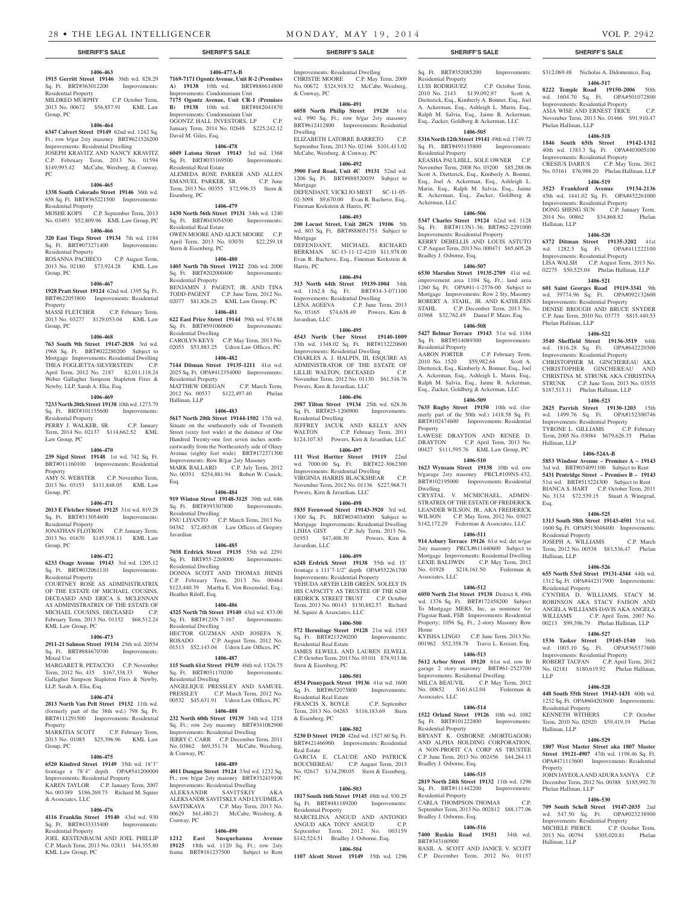## SHERIFF'S SALE

**1406-463**

**1915 Gerritt Street 19146** 36th wd. 828.29 Sq. Ft. BRT#363012200 Improvements: Residential Property
MILDRED MURPHY C.P. October Term, 2013 No. 00672 $56,857.91 KML Law Group, PC

**1406-464**

**6347 Calvert Street 19149** 62nd wd. 1242 Sq. Ft.; row b/gar 2sty masonry BRT#621526200 Improvements: Residential Dwelling
JOSEPH KRAVITZ AND NANCY KRAVITZ C.P. February Term, 2013 No. 01594 $149,993.42 McCabe, Weisberg, & Conway, PC

**1406-465**

**1338 South Colorado Street 19146** 36th wd. 658 Sq. Ft. BRT#365221500 Improvements: Residential Property
MOSHE KOPS C.P. September Term, 2013 No. 03493 $52,809.96 KML Law Group, PC

**1406-466**

**320 East Tioga Street 19134** 7th wd. 1184 Sq. Ft. BRT#073271400 Improvements: Residential Property
ROSANNA PACHECO C.P. August Term, 2013 No. 02180 $73,924.28 KML Law Group, PC

**1406-467**

**1928 Pratt Street 19124** 62nd wd. 1395 Sq. Ft. BRT#622053800 Improvements: Residential Property
MASSI FLETCHER C.P. February Term, 2013 No. 03277 $129,053.04 KML Law Group, PC

**1406-468**

**763 South 9th Street 19147-2838** 3rd wd. 1968 Sq. Ft. BRT#022280200 Subject to Mortgage Improvements: Residential Dwelling
THEA FOGLIETTA-SILVERSTEIN C.P. April Term, 2012 No. 2187 $2,011,118.24 Weber Gallagher Simpson Stapleton Fires & Newby, LLP, Sarah A. Elia, Esq.

**1406-469**

**7233 North 20th Street 19138** 10th wd. 1273.79 Sq. Ft. BRT#101155600 Improvements: Residential Property
PERRY J. WALKER, SR. C.P. January Term, 2014 No. 02137 $114,662.52 KML Law Group, PC

**1406-470**

**239 Sigel Street 19148** 1st wd. 742 Sq. Ft. BRT#011160100 Improvements: Residential Property
AMY N. WEBSTER C.P. November Term, 2013 No. 03153 $111,848.05 KML Law Group, PC

**1406-471**

**2013 E Fletcher Street 19125** 31st wd. 819.28 Sq. Ft. BRT#313054600 Improvements: Residential Property
JONATHAN FLOTRON C.P. January Term, 2013 No. 01670 $145,938.11 KML Law Group, PC

**1406-472**

**6233 Osage Avenue 19143** 3rd wd. 1205.12 Sq. Ft. BRT#032061110 Improvements: Residential Property
COURTNEY ROSE AS ADMINISTRATRIX OF THE ESTATE OF MICHAEL COUSINS, DECEASED AND ERICA S. MCLENNAN AS ADMINISTRATRIX OF THE ESTATE OF MICHAEL COUSINS, DECEASED C.P. February Term, 2013 No. 01152 $68,512.24 KML Law Group, PC

**1406-473**

**2911-21 Salmon Street 19134** 25th wd. 20554 Sq. Ft. BRT#884670700 Improvements: Mixed Use
MARGARET R. PETACCIO C.P. November Term, 2012 No. 435 $167,338.33 Weber Gallagher Simpson Stapleton Fires & Newby, LLP, Sarah A. Elia, Esq.

**1406-474**

**2813 North Van Pelt Street 19132** 11th wd. (formerly part of the 38th wd.) 798 Sq. Ft. BRT#111291500 Improvements: Residential Property
MARKITIA SCOTT C.P. February Term, 2013 No. 01085 $25,396.96 KML Law Group, PC

**1406-475**

**6520 Kindred Street 19149** 35th wd. 18'3" frontage x 78'4" depth OPA#541200000 Improvements: Residential Property
KAREN TAYLOR C.P. January Term, 2007 No. 003389 $186,269.73 Richard M. Squire & Associates, LLC

**1406-476**

**4116 Franklin Street 19140** 43rd wd. 930 Sq. Ft. BRT#433335400 Improvements: Residential Property
JOEL KESTENBAUM AND JOEL PHILLIP C.P. March Term, 2013 No. 02811 $44,355.80 KML Law Group, PC

**1406-477A-B**

**7169-7171 Ogontz Avenue, Unit R-2 (Premises A) 19138** 10th wd. BRT#886614800 Improvements: Condominium Unit
**7175 Ogontz Avenue, Unit CR-1 (Premises B) 19138** 10th wd. BRT#882041870 Improvements: Condominium Unit
OGONTZ HALL INVESTORS, LP C.P. January Term, 2014 No. 02648 $225,242.12 David M. Giles, Esq.

**1406-478**

**6049 Latona Street 19143** 3rd wd. 1368 Sq. Ft. BRT#033169500 Improvements: Residential Real Estate
ALEMEDA ROSE PARKER AND ALLEN EMANUEL PARKER, SR. C.P. June Term, 2013 No. 00355 $72,996.35 Stern & Eisenberg, PC

**1406-479**

**1430 North 56th Street 19131** 34th wd. 1240 Sq. Ft. BRT#043054500 Improvements: Residential Real Estate
OWEN MOORE AND ALICE MOORE C.P. April Term, 2013 No. 03070 $22,259.18 Stern & Eisenberg, PC

**1406-480**

**1405 North 7th Street 19122** 20th wd. 2000 Sq. Ft. BRT#202000400 Improvements: Residential Property
BENJAMIN J. PAGENT, JR. AND TINA TODD-PAGENT C.P. June Term, 2012 No. 02077 $81,826.25 KML Law Group, PC

**1406-481**

**622 East Price Street 19144** 59th wd. 974.88 Sq. Ft. BRT#591060600 Improvements: Residential Dwelling
CAROLYN KEYS C.P. May Term, 2013 No. 02053 $53,883.25 Udren Law Offices, PC

**1406-482**

**7144 Ditman Street 19135-1211** 41st wd. 2025 Sq. Ft. OPA#412354000 Improvements: Residential Property
MATTHEW DEEGAN C.P. March Term, 2012 No. 00537 $122,497.40 Phelan Hallinan, LLP

**1406-483**

**5617 North 20th Street 19144-1502** 17th wd. Situate on the southeasterly side of Twentieth Street (sixty feet wide) at the distance of One Hundred Twenty-one feet seven inches northeastwardly from the Northeasterly side of Olney Avenue (eighty feet wide) BRT#172371300 Improvements: Row B/gar 2sty Masonry
MARK BALLARD C.P. July Term, 2012 No. 00351 $254,881.94 Robert W. Cusick, Esq.

**1406-484**

**919 Winton Street 19148-3125** 39th wd. 686 Sq. Ft. BRT#393307800 Improvements: Residential Dwelling
FNU LIYANTO C.P. March Term, 2013 No. 04382 $72,485.08 Law Offices of Gregory Javardian

**1406-485**

**7038 Erdrick Street 19135** 55th wd. 2291 Sq. Ft. BRT#55-2268000 Improvements: Residential Dwelling
DONNA SCOTT AND THOMAS JHINIS C.P. February Term, 2013 No. 00464 $123,440.39 Martha E. Von Rosenstiel, Esq.; Heather Riloff, Esq.

**1406-486**

**4325 North 7th Street 19140** 43rd wd. 833.00 Sq. Ft. BRT#123N 7-167 Improvements: Residential Dwelling
HECTOR GUZMAN AND JOSEFA N. ROSADO C.P. August Term, 2012 No. 01513 $52,143.04 Udren Law Offices, PC

**1406-487**

**115 South 61st Street 19139** 46th wd. 1326.75 Sq. Ft. BRT#031170200 Improvements: Residential Dwelling
ANGELIQUE PRESSLEY AND SAMUEL PRESSLEY C.P. March Term, 2012 No. 00532 $45,631.91 Udren Law Offices, PC

**1406-488**

**232 North 60th Street 19139** 34th wd. 1218 Sq. Ft.; row 2sty masonry BRT#341082900 Improvements: Residential Dwelling
JERRY C. CARR C.P. December Term, 2011 No. 03862 $69,351.74 McCabe, Weisberg, & Conway, PC

**1406-489**

**4011 Dungan Street 19124** 33rd wd. 1232 Sq. Ft.; row b/gar 2sty masonry BRT#332419100 Improvements: Residential Dwelling
ALEKSANDR SAVITSKIY AKA ALEKSANDR SAVITSKLY AND LYUDMILA SAVITSKAYA C.P. May Term, 2013 No. 00629 $61,480.21 McCabe, Weisberg, & Conway, PC

**1406-490**

**1212 East Susquehanna Avenue 19125** 18th wd. 1120 Sq. Ft.; row 2sty frame BRT#181237500 Subject to Rent Improvements: Residential Dwelling
CHRISTIE MOORE C.P. May Term, 2009 No. 00672 $324,918.32 McCabe, Weisberg, & Conway, PC

**1406-491**

**6058 North Philip Street 19120** 61st wd. 990 Sq. Ft.; row b/gar 2sty masonry BRT#612412800 Improvements: Residential Dwelling
ELIZABETH LATORRE BARRETO C.P. September Term, 2013 No. 02166 $101,413.02 McCabe, Weisberg, & Conway, PC

**1406-492**

**3900 Ford Road, Unit 4C 19131** 52nd wd. 1206 Sq. Ft. BRT#888520039 Subject to Mortgage
DEFENDANT, VICKI JO MEST SC-11-05-02-3098 $9,670.00 Evan R. Bachove, Esq., Fineman Krekstein & Harris, PC

**1406-493**

**200 Locust Street, Unit 20GN 19106** 5th wd. 803 Sq. Ft. BRT#888051751 Subject to Mortgage
DEFENDANT, MICHAEL RICHARD BERKMAN SC-13-11-12-4210 $11,978.00 Evan R. Bachove, Esq., Fineman Krekstein & Harris, PC

**1406-494**

**313 North 64th Street 19139-1004** 34th wd. 1162.8 Sq. Ft. BRT#34-3-071100 Improvements: Residential Dwelling
LENA AGEEVA C.P. June Term, 2013 No. 03165 $74,638.49 Powers, Kirn & Javardian, LLC

**1406-495**

**4543 North Uber Street 19140-1009** 13th wd. 1348.02 Sq. Ft. BRT#132220600 Improvements: Residential Dwelling
CHARLES A. J. HALPIN, III, ESQUIRE AS ADMINISTRATOR OF THE ESTATE OF LILLIE WALTON, DECEASED C.P. November Term, 2012 No. 01130 $61,516.76 Powers, Kirn & Javardian, LLC

**1406-496**

**2987 Tilton Street 19134** 25th wd. 628.36 Sq. Ft. BRT#25-1200900 Improvements: Residential Dwelling
JEFFREY JACUK AND KELLY ANN WALTON C.P. February Term, 2011 $124,107.83 Powers, Kirn & Javardian, LLC

**1406-497**

**111 West Hortter Street 19119** 22nd wd. 7000.00 Sq. Ft. BRT#22-3062300 Improvements: Residential Dwelling
VIRGINIA HARRIS BLACKSHEAR C.P. November Term, 2012 No. 01136 $227,968.71 Powers, Kirn & Javardian, LLC

**1406-498**

**5835 Fernwood Street 19143-3920** 3rd wd. 1300 Sq. Ft. BRT#034034000 Subject to Mortgage Improvements: Residential Dwelling
LISHA GIST C.P. July Term, 2013 No. 01953 $47,408.30 Powers, Kirn & Javardian, LLC

**1406-499**

**6248 Erdrick Street 19138** 55th wd. 15' frontage x 111'7-1/2" depth OPA#552261700 Improvements: Residential Property
YEHUDA ARYEH LEIB GREEN, SOLELY IN HIS CAPACITY AS TRUSTEE OF THE 6248 ERDRICK STREET TRUST C.P. October Term, 2013 No. 00143 $130,882.57 Richard M. Squire & Associates, LLC

**1406-500**

**572 Hermitage Street 19128** 21st wd. 1583 Sq. Ft. BRT#213290200 Improvements: Residential Real Estate
JAMES ELWELL AND LAUREN ELWELL C.P. October Term, 2013 No. 03101 $78,913.86 Stern & Eisenberg, PC

**1406-501**

**4534 Pennypack Street 19136** 41st wd. 1600 Sq. Ft. BRT#652075800 Improvements: Residential Real Estate
FRANCIS X. BOYLE C.P. September Term, 2013 No. 04263 $116,183.69 Stern & Eisenberg, PC

**1406-502**

**5230 D Street 19120** 42nd wd. 1527.60 Sq. Ft. BRT#421466900 Improvements: Residential Real Estate
GARCIA E. CLAUDE AND PATRICK BOUCHEREAU C.P. August Term, 2013 No. 02617 $134,290.05 Stern & Eisenberg, PC

**1406-503**

**1817 South 16th Street 19145** 48th wd. 930.25 Sq. Ft. BRT#481189200 Improvements: Residential Property
MARCELINA ANGUD AND ANTONIO ANGUD AKA TONY ANGUD C.P. September Term, 2012 No. 003159 $142,524.51 Bradley J. Osborne, Esq.

**1406-504**

**1107 Alcott Street 19149** 35th wd. 1296 Sq. Ft. BRT#352085200 Improvements: Residential Property
LUIS RODRIGUEZ C.P. October Term, 2010 No. 2143 $139,092.97 Scott A. Dietterick, Esq., Kimberly A. Bonner, Esq., Joel A. Ackerman, Esq., Ashleigh L. Marin, Esq., Ralph M. Salvia, Esq., Jaime R. Ackerman, Esq., Zucker, Goldberg & Ackerman, LLC

**1406-505**

**5316 North 12th Street 19141** 49th wd. 1749.72 Sq. Ft. BRT#493135800 Improvements: Residential Property
KEASHA PAULHILL, SOLE OWNER C.P. November Term, 2008 No. 03200 $85,288.06 Scott A. Dietterick, Esq., Kimberly A. Bonner, Esq., Joel A. Ackerman, Esq., Ashleigh L. Marin, Esq., Ralph M. Salvia, Esq., Jaime R. Ackerman, Esq., Zucker, Goldberg & Ackerman, LLC

**1406-506**

**5347 Charles Street 19124** 62nd wd. 1128 Sq. Ft. BRT#113N1-36; BRT#62-2291000 Improvements: Residential Property
KERRY DEBELLIS AND LOUIS ASTUTO C.P. August Term, 2013 No. 000471 $65,605.28 Bradley J. Osborne, Esq.

**1406-507**

**6530 Marsden Street 19135-2709** 41st wd. improvement area 1104 Sq. Ft.; land area 1260 Sq. Ft. OPA#41-1-2576-00 Subject to Mortgage Improvements: Row 2 Sty, Masonry
ROBERT A. STAHL, JR. AND KATHLEEN STAHL C.P. December Term, 2013 No. 01968 $32,762.49 Daniel P. Mazo, Esq.

**1406-508**

**5427 Belmar Terrace 19143** 51st wd. 1184 Sq. Ft. BRT#514089300 Improvements: Residential Property
AARON PORTER C.P. February Term, 2010 No. 1520 $59,982.64 Scott A. Dietterick, Esq., Kimberly A. Bonner, Esq., Joel A. Ackerman, Esq., Ashleigh L. Marin, Esq., Ralph M. Salvia, Esq., Jaime R. Ackerman, Esq., Zucker, Goldberg & Ackerman, LLC

**1406-509**

**7635 Rugby Street 19150** 10th wd. (formerly part of the 50th wd.) 1418.58 Sq. Ft. BRT#102474600 Improvements: Residential Property
LAWESE DRAYTON AND RENEE D. DRAYTON C.P. April Term, 2013 No. 00427 $111,595.76 KML Law Group, PC

**1406-510**

**1623 Wynsam Street 19138** 10th wd. row b/garage 2sty masonry PRCL#109NS-432, BRT#102195000 Improvements: Residential Dwelling
CRYSTAL V. MCMICHAEL, ADMINSTRATRIX OF THE ESTATE OF FREDERICK LEANDER WILSON, JR., AKA FREDERICK WILSON C.P. May Term, 2012 No. 03027 $142,172.29 Federman & Associates, LLC

**1406-511**

**914 Asbury Terrace 19126** 61st wd. det w/gar 2sty masonry PRCL#611440600 Subject to Mortgage Improvements: Residential Dwelling
LEXIE BALDWIN C.P. May Term, 2012 No. 01928 $218,161.50 Federman & Associates, LLC

**1406-512**

**6050 North 21st Street 19138** District 8, 49th wd. 1376 Sq. Ft. BRT#172458200 Subject To Mortgage MERS, Inc, as nominee for Flagstar Bank, FSB Improvements: Residential Property; 1056 Sq. Ft., 2-story Masonry Row Home
KYISHA LINGO C.P. June Term, 2013 No. 001962 $52,358.78 Travis L. Kreiser, Esq.

**1406-513**

**5612 Arbor Street 19120** 61st wd. row B/garage 2 story masonry BRT#61-2523700 Improvements: Residential Dwelling
MILCA BEAUVIL C.P. May Term, 2012 No. 00652 $161,612.04 Federman & Associates, LLC

**1406-514**

**1522 Orland Street 19126** 10th wd. 1082 Sq. Ft. BRT#101222800 Improvements: Residential Property
BRYANT K. OSBORNE (MORTGAGOR) AND ALPHA HOLDING CORPORATION, A NON-PROFIT CA CORP AS TRUSTEE C.P. June Term, 2013 No. 002456 $44,284.13 Bradley J. Osborne, Esq.

**1406-515**

**2819 North 24th Street 19132** 11th wd. 1296 Sq. Ft. BRT#111442200 Improvements: Residential Property
CARLA THOMPSON-THOMAS C.P. September Term, 2013 No. 002812 $88,177.06 Bradley J. Osborne, Esq.

**1406-516**

**7400 Ruskin Road 19151** 34th wd. BRT#343160900
BASIL A. SCOTT AND JANICE V. SCOTT C.P. December Term, 2012 No. 01157 $312,069.48 Nicholas A. Didomenico, Esq.

**1406-517**

**8222 Temple Road 19150-2006** 50th wd. 1604.70 Sq. Ft. OPA#501072800 Improvements: Residential Property
ASIA WISE AND ERNEST TRICE C.P. November Term, 2013 No. 01466 $91,910.47 Phelan Hallinan, LLP

**1406-518**

**1846 South 65th Street 19142-1312** 40th wd. 1383.3 Sq. Ft. OPA#403005100 Improvements: Residential Property
CRESIUS DARIUS C.P. May Term, 2012 No. 03161 $76,988.20 Phelan Hallinan, LLP

**1406-519**

**3523 Frankford Avenue 19134-2136** 45th wd. 1441.02 Sq. Ft. OPA#452261000 Improvements: Residential Property
DONG SHENG SUN C.P. January Term, 2014 No. 00862 $34,868.82 Phelan Hallinan, LLP

**1406-520**

**6372 Ditman Street 19135-3202** 41st wd. 1282.5 Sq. Ft. OPA#411222100 Improvements: Residential Property
LISA WALSH C.P. August Term, 2013 No. 02275 $50,525.04 Phelan Hallinan, LLP

**1406-521**

**601 Saint Georges Road 19119-3341** 9th wd. 39774.96 Sq. Ft. OPA#092132600 Improvements: Residential Property
DENISE BROUGH AND BRUCE SNYDER C.P. June Term, 2010 No. 03775 $815,440.53 Phelan Hallinan, LLP

**1406-522**

**3540 Sheffield Street 19136-3519** 64th wd. 1816.28 Sq. Ft. OPA#642220300 Improvements: Residential Property
CHRISTOPHER M. GINCHEREAU AKA CHRISTOPHER GINCHEREAU AND CHRISTINA M. STRUNK AKA CHRISTINA STRUNK C.P. June Term, 2013 No. 03535 $187,513.11 Phelan Hallinan, LLP

**1406-523**

**2825 Parrish Street 19130-1203** 15th wd. 1499.76 Sq. Ft. OPA#152300746 Improvements: Residential Property
TYRONE L. GILLIAMS C.P. February Term, 2005 No. 03084 $679,626.35 Phelan Hallinan, LLP

**1406-524A-B**

**5853 Windsor Avenue – Premises A – 19143** 3rd wd. BRT#034091100 Subject to Rent
**5431 Pentridge Street – Premises B – 19143** 51st wd. BRT#513224300 Subject to Rent
BIANCA S. HART C.P. October Term, 2011 No. 3134 $72,539.15 Stuart A. Winegrad, Esq.

**1406-525**

**1313 South 58th Street 19143-4501** 51st wd. 1600 Sq. Ft. OPA#513048400 Improvements: Residential Property
JOSEPH A. WILLIAMS C.P. March Term, 2012 No. 00538 $83,536.47 Phelan Hallinan, LLP

**1406-526**

**655 North 53rd Street 19131-4344** 44th wd. 1312 Sq. Ft. OPA#442317900 Improvements: Residential Property
CYNTHIA D. WILLIAMS, STACY M. ROBINSON AKA STACY FAISON AND ANGELA WILLIAMS-DAVIS AKA ANGELA WILLIAMS C.P. April Term, 2007 No. 00213 $99,396.79 Phelan Hallinan, LLP

**1406-527**

**1536 Tasker Street 19145-1540** 36th wd. 1003.10 Sq. Ft. OPA#365377600 Improvements: Residential Property
ROBERT TAUFAN C.P. April Term, 2012 No. 02181 $180,619.92 Phelan Hallinan, LLP

**1406-528**

**448 South 55th Street 19143-1431** 60th wd. 1232 Sq. Ft. OPA#604203600 Improvements: Residential Property
KENNETH WITHERS C.P. October Term, 2010 No. 02920 $59,419.19 Phelan Hallinan, LLP

**1406-529**

**1807 West Master Street aka 1807 Master Street 19121-4907** 47th wd. 1198.46 Sq. Ft. OPA#471113600 Improvements: Residential Property
JOHN JAYEOLA AND ADURA SANYA C.P. December Term, 2012 No. 00388 $185,992.70 Phelan Hallinan, LLP

**1406-530**

**709 South Schell Street 19147-2035** 2nd wd. 547.50 Sq. Ft. OPA#023238900 Improvements: Residential Property
MICHELE PIERCE C.P. October Term, 2013 No. 00794 $305,020.81 Phelan Hallinan, LLP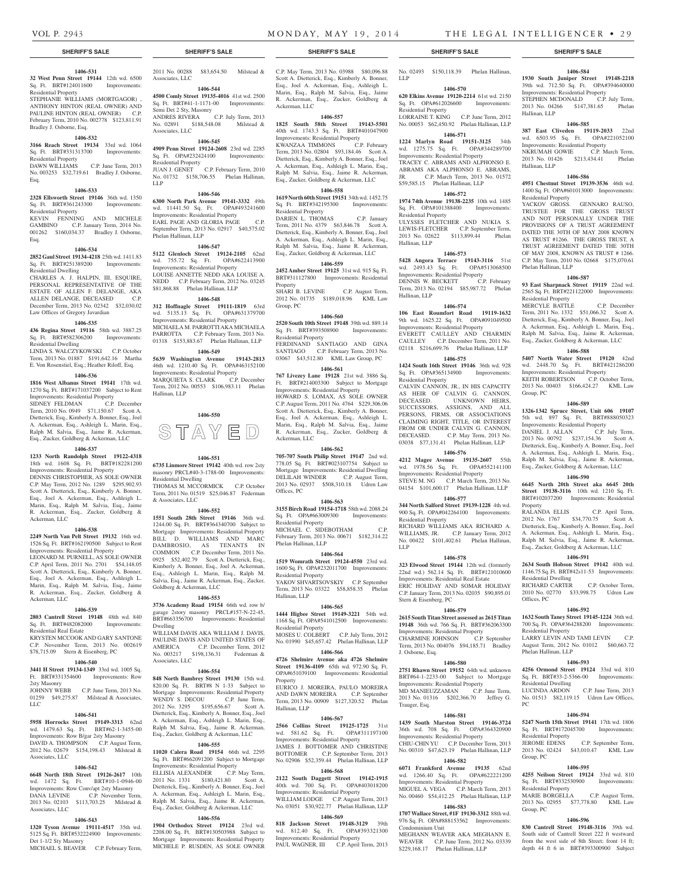## SHERIFF'S SALE

**1406-531**

**32 West Penn Street 19144** 12th wd. 6500 Sq. Ft. BRT#124011600 Improvements: Residential Property
STEPHANIE WILLIAMS (MORTGAGOR) , ANTHONY HINTON (REAL OWNER) AND PAULINE HINTON (REAL OWNER) C.P. February Term, 2010 No. 002778 $123,811.91 Bradley J. Osborne, Esq.

**1406-532**

**3166 Reach Street 19134** 33rd wd. 1064 Sq. Ft. BRT#331313700 Improvements: Residential Property
DAWN WILLIAMS C.P. June Term, 2013 No. 003253 $32,719.61 Bradley J. Osborne, Esq.

**1406-533**

**2328 Ellsworth Street 19146** 36th wd. 1350 Sq. Ft. BRT#361243300 Improvements: Residential Property
KEVIN FENNING AND MICHELE GAMBINO C.P. January Term, 2014 No. 001262 $160,034.37 Bradley J. Osborne, Esq.

**1406-534**

**2852 Gaul Street 19134-4218** 25th wd. 1411.83 Sq. Ft. BRT#251389200 Improvements: Residential Dwelling
CHARLES A. J. HALPIN, III, ESQUIRE, PERSONAL REPRESENTATIVE OF THE ESTATE OF ALLEN F. DELANGE, AKA ALLEN DELANGE, DECEASED C.P. December Term, 2013 No. 02342 $32,030.02 Law Offices of Gregory Javardian

**1406-535**

**436 Regina Street 19116** 58th wd. 3887.25 Sq. Ft. BRT#582306200 Improvements: Residential Dwelling
LINDA S. WALCZYKOWSKI C.P. October Term, 2013 No. 01887 $191,642.16 Martha E. Von Rosenstiel, Esq.; Heather Riloff, Esq.

**1406-536**

**1816 West Albanus Street 19141** 17th wd. 1270 Sq. Ft. BRT#171037200 Subject to Rent Improvements: Residential Property
SIDNEY FELDMAN C.P. December Term, 2010 No. 0949 $71,150.67 Scott A. Dietterick, Esq., Kimberly A. Bonner, Esq., Joel A. Ackerman, Esq., Ashleigh L. Marin, Esq., Ralph M. Salvia, Esq., Jaime R. Ackerman, Esq., Zucker, Goldberg & Ackerman, LLC

**1406-537**

**1233 North Randolph Street 19122-4318** 18th wd. 1608 Sq. Ft. BRT#182281200 Improvements: Residential Property
DENNIS CHRISTOPHER, AS SOLE OWNER C.P. May Term, 2012 No. 1289 $295,902.93 Scott A. Dietterick, Esq., Kimberly A. Bonner, Esq., Joel A. Ackerman, Esq., Ashleigh L. Marin, Esq., Ralph M. Salvia, Esq., Jaime R. Ackerman, Esq., Zucker, Goldberg & Ackerman, LLC

**1406-538**

**2249 North Van Pelt Street 19132** 16th wd. 1526 Sq. Ft. BRT#162190500 Subject to Rent Improvements: Residential Property
LEONARD M. PURNELL, AS SOLE OWNER C.P. April Term, 2011 No. 2701 $54,148.05 Scott A. Dietterick, Esq., Kimberly A. Bonner, Esq., Joel A. Ackerman, Esq., Ashleigh L. Marin, Esq., Ralph M. Salvia, Esq., Jaime R. Ackerman, Esq., Zucker, Goldberg & Ackerman, LLC

**1406-539**

**2803 Cantrell Street 19148** 48th wd. 840 Sq. Ft. BRT#482082000 Improvements: Residential Real Estate
KRYSTEN MCCOOK AND GARY SANTONE C.P. November Term, 2013 No. 002619 $78,715.09 Stern & Eisenberg, PC

**1406-540**

**3441 H Street 19134-1349** 33rd wd. 1005 Sq. Ft. BRT#331354600 Improvements: Row 2sty Masonry
JOHNNY WEBB C.P. June Term, 2013 No. 01259 $49,275.87 Milstead & Associates, LLC

**1406-541**

**5958 Horrocks Street 19149-3313** 62nd wd. 1479.63 Sq. Ft. BRT#62-1-3455-00 Improvements: Row B/gar 2sty Masonry
DAVID A. THOMPSON C.P. August Term, 2012 No. 02679 $154,198.43 Milstead & Associates, LLC

**1406-542**

**6648 North 18th Street 19126-2617** 10th wd. 1472 Sq. Ft. BRT#10-1-0946-00 Improvements: Row Conv/apt 2sty Masonry
DANA LEVINE C.P. November Term, 2013 No. 02103 $113,703.25 Milstead & Associates, LLC

**1406-543**

**1320 Tyson Avenue 19111-4517** 35th wd. 5125 Sq. Ft. BRT#532224900 Improvements: Det 1-1/2 Sty Masonry
MICHAEL S. BEAVER C.P. February Term, 2011 No. 00288 $83,654.50 Milstead & Associates, LLC

**1406-544**

**4500 Comly Street 19135-4016** 41st wd. 2500 Sq. Ft. BRT#41-1-1171-00 Improvements: Semi Det 2 Sty, Masonry
ANDRES RIVERA C.P. July Term, 2013 No. 02891 $188,548.08 Milstead & Associates, LLC

**1406-545**

**4909 Penn Street 19124-2608** 23rd wd. 2285 Sq. Ft. OPA#232424100 Improvements: Residential Property
JUAN J. GENET C.P. February Term, 2010 No. 01732 $158,706.55 Phelan Hallinan, LLP

**1406-546**

**6300 North Park Avenue 19141-3332** 49th wd. 11441.50 Sq. Ft. OPA#493241600 Improvements: Residential Property
EARL PAGE AND GLORIA PAGE C.P. September Term, 2013 No. 02917 $40,575.02 Phelan Hallinan, LLP

**1406-547**

**5122 Glenloch Street 19124-2105** 62nd wd. 755.72 Sq. Ft. OPA#622413900 Improvements: Residential Property
LOUISE ANNETTE NEDD AKA LOUISE A. NEDD C.P. February Term, 2012 No. 03245 $81,868.88 Phelan Hallinan, LLP

**1406-548**

**312 Hoffnagle Street 19111-1819** 63rd wd. 5135.13 Sq. Ft. OPA#631379700 Improvements: Residential Property
MICHAELA M. PARROTTI AKA MICHAELA PARROTTA C.P. February Term, 2013 No. 01318 $153,883.67 Phelan Hallinan, LLP

**1406-549**

**5639 Washington Avenue 19143-2813** 46th wd. 1210.40 Sq. Ft. OPA#463152100 Improvements: Residential Property
MARQUIETA S. CLARK C.P. December Term, 2012 No. 00553 $106,983.11 Phelan Hallinan, LLP

**1406-550**

STAYED

**1406-551**

**6735 Linmore Street 19142** 40th wd. row 2sty masonry PRCL#40-3-1788-00 Improvements: Residential Dwelling
THOMAS M. MCCORMICK C.P. October Term, 2011 No. 01519 $25,046.87 Federman & Associates, LLC

**1406-552**

**1551 South 28th Street 19146** 36th wd. 1244.00 Sq. Ft. BRT#364340700 Subject to Mortgage Improvements: Residential Property
BILL D. WILLIAMS AND MARC DAMBROSIO, AS TENANTS IN COMMON C.P. December Term, 2011 No. 0925 $52,402.79 Scott A. Dietterick, Esq., Kimberly A. Bonner, Esq., Joel A. Ackerman, Esq., Ashleigh L. Marin, Esq., Ralph M. Salvia, Esq., Jaime R. Ackerman, Esq., Zucker, Goldberg & Ackerman, LLC

**1406-553**

**3736 Academy Road 19154** 66th wd. row b/garage 2story masonry PRCL#157-N-22-45, BRT#663356700 Improvements: Residential Dwelling
WILLIAM DAVIS AKA WILLIAM J. DAVIS, PAULINE DAVIS AND UNITED STATES OF AMERICA C.P. December Term, 2012 No. 003217 $198,136.31 Federman & Associates, LLC

**1406-554**

**848 North Bambrey Street 19130** 15th wd. 820.00 Sq. Ft. BRT#8 N 1-33 Subject to Mortgage Improvements: Residential Property
WENDY S. DECOU C.P. June Term, 2012 No. 3295 $195,656.67 Scott A. Dietterick, Esq., Kimberly A. Bonner, Esq., Joel A. Ackerman, Esq., Ashleigh L. Marin, Esq., Ralph M. Salvia, Esq., Jaime R. Ackerman, Esq., Zucker, Goldberg & Ackerman, LLC

**1406-555**

**11020 Calera Road 19154** 66th wd. 2295 Sq. Ft. BRT#662091200 Subject to Mortgage Improvements: Residential Property
ELLISIA ALEXANDER C.P. May Term, 2011 No. 1331 $180,421.80 Scott A. Dietterick, Esq., Kimberly A. Bonner, Esq., Joel A. Ackerman, Esq., Ashleigh L. Marin, Esq., Ralph M. Salvia, Esq., Jaime R. Ackerman, Esq., Zucker, Goldberg & Ackerman, LLC

**1406-556**

**1904 Orthodox Street 19124** 23rd wd. 2208.00 Sq. Ft. BRT#130503988 Subject to Mortgage Improvements: Residential Property
MICHELE P. RUSDEN, AS SOLE OWNER C.P. May Term, 2013 No. 03988 $80,096.88 Scott A. Dietterick, Esq., Kimberly A. Bonner, Esq., Joel A. Ackerman, Esq., Ashleigh L. Marin, Esq., Ralph M. Salvia, Esq., Jaime R. Ackerman, Esq., Zucker, Goldberg & Ackerman, LLC

**1406-557**

**1825 South 58th Street 19143-5501** 40th wd. 1743.3 Sq. Ft. BRT#401047900 Improvements: Residential Property
KWANZAA TIMMONS C.P. February Term, 2013 No. 02804 $93,184.46 Scott A. Dietterick, Esq., Kimberly A. Bonner, Esq., Joel A. Ackerman, Esq., Ashleigh L. Marin, Esq., Ralph M. Salvia, Esq., Jaime R. Ackerman, Esq., Zucker, Goldberg & Ackerman, LLC

**1406-558**

**1619 North 60th Street 19151** 34th wd. 1452.75 Sq. Ft. BRT#342195300 Improvements: Residential Property
DARIEN L. THOMAS C.P. January Term, 2011 No. 4379 $63,846.78 Scott A. Dietterick, Esq., Kimberly A. Bonner, Esq., Joel A. Ackerman, Esq., Ashleigh L. Marin, Esq., Ralph M. Salvia, Esq., Jaime R. Ackerman, Esq., Zucker, Goldberg & Ackerman, LLC

**1406-559**

**2452 Amber Street 19125** 31st wd. 915 Sq. Ft. BRT#311127800 Improvements: Residential Property
SHARI B. LEVINE C.P. August Term, 2012 No. 01735 $189,018.96 KML Law Group, PC

**1406-560**

**2520 South 10th Street 19148** 39th wd. 889.14 Sq. Ft. BRT#393508900 Improvements: Residential Property
FERDINAND SANTIAGO AND GINA SANTIAGO C.P. February Term, 2013 No. 03067 $43,512.80 KML Law Group, PC

**1406-561**

**767 Livezey Lane 19128** 21st wd. 3886 Sq. Ft. BRT#214003300 Subject to Mortgage Improvements: Residential Property
HOWARD S. LOMAX, AS SOLE OWNER C.P. August Term, 2011 No. 4764 $229,306.06 Scott A. Dietterick, Esq., Kimberly A. Bonner, Esq., Joel A. Ackerman, Esq., Ashleigh L. Marin, Esq., Ralph M. Salvia, Esq., Jaime R. Ackerman, Esq., Zucker, Goldberg & Ackerman, LLC

**1406-562**

**705-707 South Philip Street 19147** 2nd wd. 778.05 Sq. Ft. BRT#023107754 Subject to Mortgage Improvements: Residential Dwelling
DELILAH WINDER C.P. August Term, 2013 No. 02937 $508,310.18 Udren Law Offices, PC

**1406-563**

**3155 Birch Road 19154-1718** 58th wd. 2088.24 Sq. Ft. OPA#663009300 Improvements: Residential Property
MICHAEL C. SIDEBOTHAM C.P. February Term, 2013 No. 00671 $182,314.22 Phelan Hallinan, LLP

**1406-564**

**1519 Womrath Street 19124-4550** 23rd wd. 1600 Sq. Ft. OPA#232011700 Improvements: Residential Property
YAKOV SHVARTSOVSKIY C.P. September Term, 2013 No. 03322 $58,858.35 Phelan Hallinan, LLP

**1406-565**

**1444 Higbee Street 19149-3221** 54th wd. 1168 Sq. Ft. OPA#541012500 Improvements: Residential Property
MOSES U. COLBERT C.P. July Term, 2012 No. 01990 $45,657.42 Phelan Hallinan, LLP

**1406-566**

**4726 Shelmire Avenue aka 4726 Shelmire Street 19136-4109** 65th wd. 972.90 Sq. Ft. OPA#651039100 Improvements: Residential Property
EURICO J. MOREIRA, PAULO MOREIRA AND DAWN MOREIRA C.P. September Term, 2013 No. 00909 $127,320.52 Phelan Hallinan, LLP

**1406-567**

**2566 Collins Street 19125-1725** 31st wd. 581.62 Sq. Ft. OPA#311197100 Improvements: Residential Property
JAMES J. BOTTOMER AND CHRISTINE BOTTOMER C.P. September Term, 2013 No. 02906 $52,359.44 Phelan Hallinan, LLP

**1406-568**

**2122 South Daggett Street 19142-1915** 40th wd. 700 Sq. Ft. OPA#403018200 Improvements: Residential Property
WILLIAM LODGE C.P. August Term, 2013 No. 03051 $30,922.77 Phelan Hallinan, LLP

**1406-569**

**818 Jackson Street 19148-3129** 39th wd. 812.40 Sq. Ft. OPA#393321300 Improvements: Residential Property
PAUL WAGNER, III C.P. April Term, 2013 No. 02493 $150,118.39 Phelan Hallinan, LLP

**1406-570**

**620 Elkins Avenue 19120-2214** 61st wd. 2150 Sq. Ft. OPA#612026600 Improvements: Residential Property
LORRAINE T. KING C.P. June Term, 2012 No. 00053 $62,450.92 Phelan Hallinan, LLP

**1406-571**

**1224 Marlyn Road 19151-3125** 34th wd. 1275.75 Sq. Ft. OPA#344289700 Improvements: Residential Property
TRACEY C. ABRAMS AND ALPHONSO E. ABRAMS AKA ALPHONSO E. ABRAMS, JR. C.P. March Term, 2013 No. 01572 $59,585.15 Phelan Hallinan, LLP

**1406-572**

**1974 74th Avenue 19138-2235** 10th wd. 1485 Sq. Ft. OPA#101388400 Improvements: Residential Property
ULYSSES FLETCHER AND NUKIA S. LEWIS-FLETCHER C.P. September Term, 2013 No. 02622 $113,899.44 Phelan Hallinan, LLP

**1406-573**

**5428 Angora Terrace 19143-3116** 51st wd. 2493.43 Sq. Ft. OPA#513068500 Improvements: Residential Property
DENNIS W. BECKETT C.P. February Term, 2013 No. 02194 $85,987.72 Phelan Hallinan, LLP

**1406-574**

**106 East Roumfort Road 19119-1632** 9th wd. 1625.22 Sq. Ft. OPA#091049500 Improvements: Residential Property
EVERETT CAULLEY AND CHARMIN CAULLEY C.P. December Term, 2011 No. 02118 $216,699.76 Phelan Hallinan, LLP

**1406-575**

**1424 South 16th Street 19146** 36th wd. 928 Sq. Ft. OPA#365134900 Improvements: Residential Property
CALVIN CANNON, JR., IN HIS CAPACITY AS HEIR OF CALVIN G. CANNON, DECEASED. UNKNOWN HEIRS, SUCCESSORS, ASSIGNS, AND ALL PERSONS, FIRMS, OR ASSOCIATIONS CLAIMING RIGHT, TITLE, OR INTEREST FROM OR UNDER CALVIN G. CANNON, DECEASED. C.P. May Term, 2013 No. 03038 $77,131.41 Phelan Hallinan, LLP

**1406-576**

**4212 Magee Avenue 19135-2607** 55th wd. 1978.56 Sq. Ft. OPA#552141100 Improvements: Residential Property
STEVE M. NG C.P. March Term, 2013 No. 04154 $101,600.17 Phelan Hallinan, LLP

**1406-577**

**344 North Salford Street 19139-1228** 4th wd. 900 Sq. Ft. OPA#042264100 Improvements: Residential Property
RICHARD WILLIAMS AKA RICHARD A. WILLIAMS, JR. C.P. January Term, 2012 No. 00422 $101,402.61 Phelan Hallinan, LLP

**1406-578**

**323 Elwood Street 19144** 12th wd. (formerly 22nd wd.) 562.14 Sq. Ft. BRT#121010600 Improvements: Residential Real Estate
ERIC HOLIDAY AND SOMAR HOLIDAY C.P. January Term, 2013 No. 02035 $90,895.01 Stern & Eisenberg, PC

**1406-579**

**2615 South Titan Street assessed as 2615 Titan 19148** 36th wd. 766 Sq. Ft. BRT#362063300 Improvements: Residential Property
CHARMINE JOHNSON C.P. September Term, 2013 No. 004076 $94,185.71 Bradley J. Osborne, Esq.

**1406-580**

**2751 Rhawn Street 19152** 64th wd. unknown BRT#64-1-2233-00 Subject to Mortgage Improvements: Residential Property
MD MANIEUZZAMAN C.P. June Term, 2013 No. 01316 $202,366.70 Jeffrey G. Trauger, Esq.

**1406-581**

**1439 South Marston Street 19146-3724** 36th wd. 708 Sq. Ft. OPA#364320900 Improvements: Residential Property
CHIU-CHIN YU C.P. December Term, 2013 No. 00310 $47,623.19 Phelan Hallinan, LLP

**1406-582**

**6071 Frankford Avenue 19135** 62nd wd. 1266.40 Sq. Ft. OPA#622221200 Improvements: Residential Property
MIGUEL A. VEGA C.P. March Term, 2013 No. 00460 $54,412.25 Phelan Hallinan, LLP

**1406-583**

**1707 Wallace Street, #1F 19130-3312** 88th wd. 976 Sq. Ft. OPA#888153562 Improvements: Condominium Unit
MEGHANN WEAVER AKA MEGHANN E. WEAVER C.P. June Term, 2012 No. 03339 $229,168.17 Phelan Hallinan, LLP

**1406-584**

**1930 South Juniper Street 19148-2218** 39th wd. 712.50 Sq. Ft. OPA#394640000 Improvements: Residential Property
STEPHEN MCDONALD C.P. July Term, 2013 No. 04266 $147,381.65 Phelan Hallinan, LLP

**1406-585**

**387 East Cliveden 19119-2033** 22nd wd. 6503.95 Sq. Ft. OPA#221052100 Improvements: Residential Property
NKRUMAH GOWIE C.P. March Term, 2013 No. 01426 $213,434.41 Phelan Hallinan, LLP

**1406-586**

**4951 Chestnut Street 19139-3536** 46th wd. 1400 Sq. Ft. OPA#601013000 Improvements: Residential Property
YACKOV GROSS. GENNARO RAUSO, TRUSTEE FOR THE GROSS TRUST AND NOT PERSONALLY UNDER THE PROVISIONS OF A TRUST AGREEMENT DATED THE 30TH OF MAY 2008 KNOWN AS TRUST #1266. THE GROSS TRUST, A TRUST AGREEMENT DATED THE 30TH OF MAY 2008, KNOWN AS TRUST # 1266. C.P. May Term, 2010 No. 02668 $175,070.61 Phelan Hallinan, LLP

**1406-587**

**93 East Sharpnack Street 19119** 22nd wd. 2565 Sq. Ft. BRT#221122000 Improvements: Residential Property
MERCYLE BATTLE C.P. December Term, 2011 No. 1332 $51,066.32 Scott A. Dietterick, Esq., Kimberly A. Bonner, Esq., Joel A. Ackerman, Esq., Ashleigh L. Marin, Esq., Ralph M. Salvia, Esq., Jaime R. Ackerman, Esq., Zucker, Goldberg & Ackerman, LLC

**1406-588**

**5407 North Water Street 19120** 42nd wd. 2448.70 Sq. Ft. BRT#421286200 Improvements: Residential Property
KEITH ROBERTSON C.P. October Term, 2013 No. 00403 $166,424.27 KML Law Group, PC

**1406-589**

**1326-1342 Spruce Street, Unit 606 19107** 5th wd. 897 Sq. Ft. BRT#888050323 Improvements: Residential Property
DANIEL J. ALLAN C.P. July Term, 2013 No. 00792 $237,154.36 Scott A. Dietterick, Esq., Kimberly A. Bonner, Esq., Joel A. Ackerman, Esq., Ashleigh L. Marin, Esq., Ralph M. Salvia, Esq., Jaime R. Ackerman, Esq., Zucker, Goldberg & Ackerman, LLC

**1406-590**

**6645 North 20th Street aka 6645 20th Street 19138-3116** 10th wd. 1210 Sq. Ft. BRT#102037200 Improvements: Residential Property
RALANDA ELLIS C.P. April Term, 2012 No. 1767 $34,770.75 Scott A. Dietterick, Esq., Kimberly A. Bonner, Esq., Joel A. Ackerman, Esq., Ashleigh L. Marin, Esq., Ralph M. Salvia, Esq., Jaime R. Ackerman, Esq., Zucker, Goldberg & Ackerman, LLC

**1406-591**

**2634 South Hobson Street 19142** 40th wd. 1146.75 Sq. Ft. BRT#42s11-53 Improvements: Residential Dwelling
RICHARD CARTER C.P. October Term, 2010 No. 02770 $33,998.75 Udren Law Offices, PC

**1406-592**

**1632 South Taney Street 19145-1224** 36th wd. 700 Sq. Ft. OPA#364288200 Improvements: Residential Property
LARRY LEVIN AND TAMI LEVIN C.P. August Term, 2012 No. 01012 $60,663.72 Phelan Hallinan, LLP

**1406-593**

**4256 Ormond Street 19124** 33rd wd. 810 Sq. Ft. BRT#33-2-5366-00 Improvements: Residential Dwelling
LUCINDA ARDON C.P. June Term, 2013 No. 01513 $82,119.15 Udren Law Offices, PC

**1406-594**

**5247 North 15th Street 19141** 17th wd. 1806 Sq. Ft. BRT#172045700 Improvements: Residential Property
JEROME EDENS C.P. September Term, 2013 No. 02424 $43,010.47 KML Law Group, PC

**1406-595**

**4255 Neilson Street 19124** 33rd wd. 810 Sq. Ft. BRT#332530900 Improvements: Residential Property
MARIE BORGELLA C.P. August Term, 2013 No. 02955 $77,778.80 KML Law Group, PC

**1406-596**

**830 Cantrell Street 19148-3116** 39th wd. South side of Cantrell Street 222 ft westward from the west side of 8th Street; front 14 ft; depth 44 ft 6 in BRT#393300900 Subject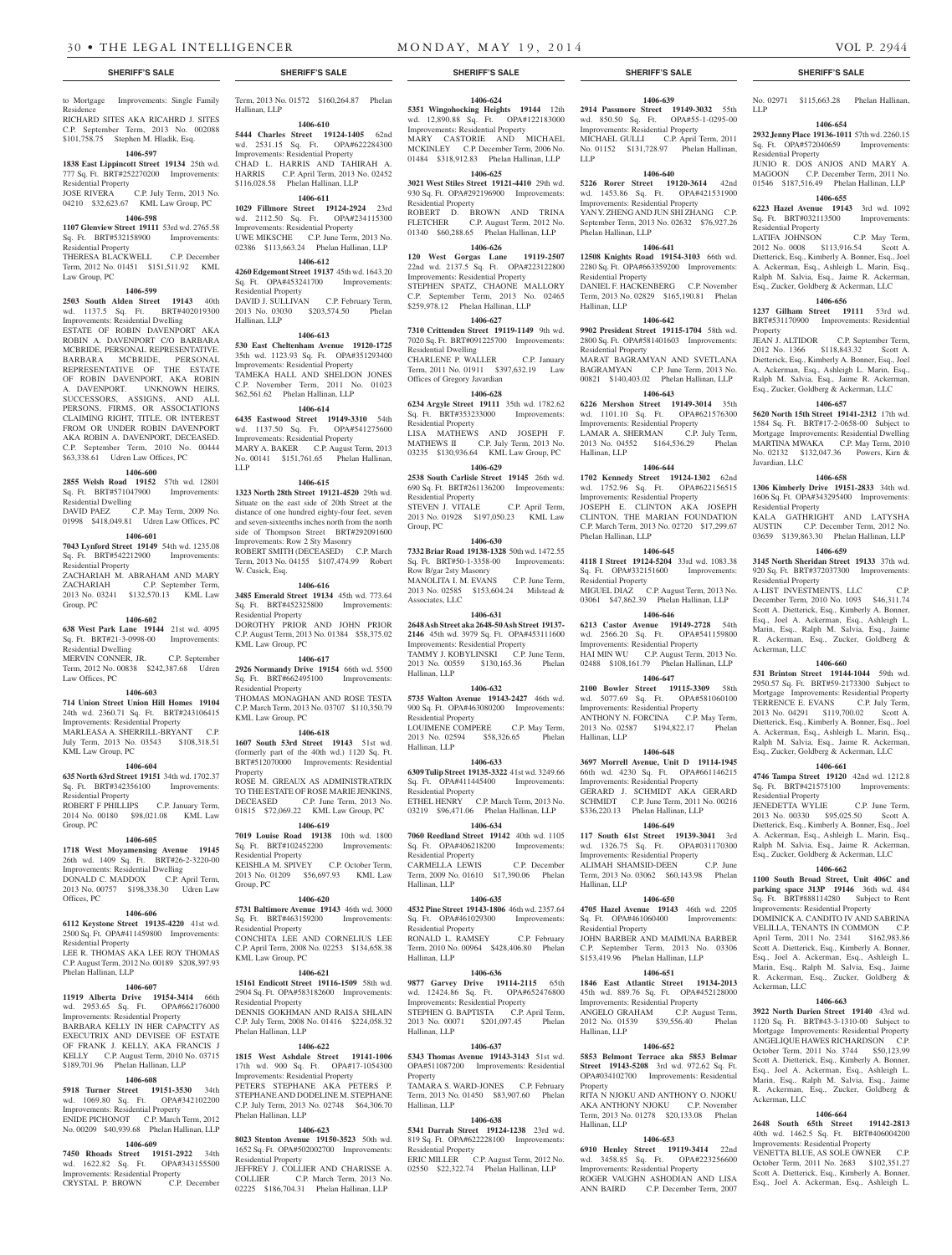to Mortgage Improvements: Single Family Residence

RICHARD SITES AKA RICAHRD J. SITES C.P. September Term, 2013 No. 002088 $101,758.75 Stephen M. Hladik, Esq.

**1406-597**

**1838 East Lippincott Street 19134** 25th wd. 777 Sq. Ft. BRT#252270200 Improvements: Residential Property

JOSE RIVERA C.P. July Term, 2013 No. 04210 $32,623.67 KML Law Group, PC

**1406-598**

**1107 Glenview Street 19111** 53rd wd. 2765.58 Sq. Ft. BRT#532158900 Improvements: Residential Property

THERESA BLACKWELL C.P. December Term, 2012 No. 01451 $151,511.92 KML Law Group, PC

**1406-599**

**2503 South Alden Street 19143** 40th wd. 1137.5 Sq. Ft. BRT#402019300 Improvements: Residential Dwelling

ESTATE OF ROBIN DAVENPORT AKA ROBIN A. DAVENPORT C/O BARBARA MCBRIDE, PERSONAL REPRESENTATIVE. BARBARA MCBRIDE, PERSONAL REPRESENTATIVE OF THE ESTATE OF ROBIN DAVENPORT, AKA ROBIN A. DAVENPORT. UNKNOWN HEIRS, SUCCESSORS, ASSIGNS, AND ALL PERSONS, FIRMS, OR ASSOCIATIONS CLAIMING RIGHT, TITLE, OR INTEREST FROM OR UNDER ROBIN DAVENPORT AKA ROBIN A. DAVENPORT, DECEASED. C.P. September Term, 2010 No. 00444 $63,338.61 Udren Law Offices, PC

**1406-600**

**2855 Welsh Road 19152** 57th wd. 12801 Sq. Ft. BRT#571047900 Improvements: Residential Dwelling

DAVID PAEZ C.P. May Term, 2009 No. 01998 $418,049.81 Udren Law Offices, PC

**1406-601**

**7043 Lynford Street 19149** 54th wd. 1235.08 Sq. Ft. BRT#542212900 Improvements: Residential Property

ZACHARIAH M. ABRAHAM AND MARY ZACHARIAH C.P. September Term, 2013 No. 03241 $132,570.13 KML Law Group, PC

**1406-602**

**638 West Park Lane 19144** 21st wd. 4095 Sq. Ft. BRT#21-3-0998-00 Improvements: Residential Dwelling

MERVIN CONNER, JR. C.P. September Term, 2012 No. 00838 $242,387.68 Udren Law Offices, PC

**1406-603**

**714 Union Street Union Hill Homes 19104** 24th wd. 2360.71 Sq. Ft. BRT#243106415 Improvements: Residential Property

MARLEASA A. SHERRILL-BRYANT C.P. July Term, 2013 No. 03543 $108,318.51 KML Law Group, PC

**1406-604**

**635 North 63rd Street 19151** 34th wd. 1702.37 Sq. Ft. BRT#342356100 Improvements: Residential Property

ROBERT F PHILLIPS C.P. January Term, 2014 No. 00180 $98,021.08 KML Law Group, PC

**1406-605**

**1718 West Moyamensing Avenue 19145** 26th wd. 1409 Sq. Ft. BRT#26-3-2220-00 Improvements: Residential Dwelling

DONALD C. MADDOX C.P. April Term, 2013 No. 00757 $198,338.30 Udren Law Offices, PC

**1406-606**

**6112 Keystone Street 19135-4220** 41st wd. 2500 Sq. Ft. OPA#411459800 Improvements: Residential Property

LEE R. THOMAS AKA LEE ROY THOMAS C.P. August Term, 2012 No. 00189 $208,397.93 Phelan Hallinan, LLP

**1406-607**

**11919 Alberta Drive 19154-3414** 66th wd. 2953.65 Sq. Ft. OPA#662176000 Improvements: Residential Property

BARBARA KELLY IN HER CAPACITY AS EXECUTRIX AND DEVISEE OF ESTATE OF FRANK J. KELLY, AKA FRANCIS J KELLY C.P. August Term, 2010 No. 03715 $189,701.96 Phelan Hallinan, LLP

**1406-608**

**5918 Turner Street 19151-3530** 34th wd. 1069.80 Sq. Ft. OPA#342102200 Improvements: Residential Property

ENIDE PICHONOT C.P. March Term, 2012 No. 00209 $40,939.68 Phelan Hallinan, LLP

**1406-609**

**7450 Rhoads Street 19151-2922** 34th wd. 1622.82 Sq. Ft. OPA#343155500 Improvements: Residential Property

CRYSTAL P. BROWN C.P. December Term, 2013 No. 01572 $160,264.87 Phelan Hallinan, LLP

**1406-610**

**5444 Charles Street 19124-1405** 62nd wd. 2531.15 Sq. Ft. OPA#622284300 Improvements: Residential Property

CHAD L. HARRIS AND TAHIRAH A. HARRIS C.P. April Term, 2013 No. 02452 $116,028.58 Phelan Hallinan, LLP

**1406-611**

**1029 Fillmore Street 19124-2924** 23rd wd. 2112.50 Sq. Ft. OPA#234115300 Improvements: Residential Property

UWE MIKSCHE C.P. June Term, 2013 No. 02386 $113,663.24 Phelan Hallinan, LLP

**1406-612**

**4260 Edgemont Street 19137** 45th wd. 1643.20 Sq. Ft. OPA#453241700 Improvements: Residential Property

DAVID J. SULLIVAN C.P. February Term, 2013 No. 03030 $203,574.50 Phelan Hallinan, LLP

**1406-613**

**530 East Cheltenham Avenue 19120-1725** 35th wd. 1123.93 Sq. Ft. OPA#351293400 Improvements: Residential Property

TAMEKA HALL AND SHELDON JONES C.P. November Term, 2011 No. 01023 $62,561.62 Phelan Hallinan, LLP

**1406-614**

**6435 Eastwood Street 19149-3310** 54th wd. 1137.50 Sq. Ft. OPA#541275600 Improvements: Residential Property

MARY A. BAKER C.P. August Term, 2013 No. 00141 $151,761.65 Phelan Hallinan, LLP

**1406-615**

**1323 North 28th Street 19121-4520** 29th wd. Situate on the east side of 28th Street at the distance of one hundred eighty-four feet, seven and seven-sixteenths inches north from the north side of Thompson Street BRT#292091600 Improvements: Row 2 Sty Masonry

ROBERT SMITH (DECEASED) C.P. March Term, 2013 No. 04155 $107,474.99 Robert W. Cusick, Esq.

**1406-616**

**3485 Emerald Street 19134** 45th wd. 773.64 Sq. Ft. BRT#452325800 Improvements: Residential Property

DOROTHY PRIOR AND JOHN PRIOR C.P. August Term, 2013 No. 01384 $58,375.02 KML Law Group, PC

**1406-617**

**2926 Normandy Drive 19154** 66th wd. 5500 Sq. Ft. BRT#662495100 Improvements: Residential Property

THOMAS MONAGHAN AND ROSE TESTA C.P. March Term, 2013 No. 03707 $110,350.79 KML Law Group, PC

**1406-618**

**1607 South 53rd Street 19143** 51st wd. (formerly part of the 40th wd.) 1120 Sq. Ft. BRT#512070000 Improvements: Residential Property

ROSE M. GREAUX AS ADMINISTRATRIX TO THE ESTATE OF ROSE MARIE JENKINS, DECEASED C.P. June Term, 2013 No. 01815 $72,069.22 KML Law Group, PC

**1406-619**

**7019 Louise Road 19138** 10th wd. 1800 Sq. Ft. BRT#102452200 Improvements: Residential Property

KEISHLA M. SPIVEY C.P. October Term, 2013 No. 01209 $56,697.93 KML Law Group, PC

**1406-620**

**5731 Baltimore Avenue 19143** 46th wd. 3000 Sq. Ft. BRT#463159200 Improvements: Residential Property

CONCHITA LEE AND CORNELIUS LEE C.P. April Term, 2008 No. 02253 $134,658.38 KML Law Group, PC

**1406-621**

**15161 Endicott Street 19116-1509** 58th wd. 2904 Sq. Ft. OPA#583182600 Improvements: Residential Property

DENNIS GOKHMAN AND RAISA SHLAIN C.P. July Term, 2008 No. 01416 $224,058.32 Phelan Hallinan, LLP

**1406-622**

**1815 West Ashdale Street 19141-1006** 17th wd. 900 Sq. Ft. OPA#17-1054300 Improvements: Residential Property

PETERS STEPHANE AKA PETERS P. STEPHANE AND DODELINE M. STEPHANE C.P. July Term, 2013 No. 02748 $64,306.70 Phelan Hallinan, LLP

**1406-623**

**8023 Stenton Avenue 19150-3523** 50th wd. 1652 Sq. Ft. OPA#502002700 Improvements: Residential Property

JEFFREY J. COLLIER AND CHARISSE A. COLLIER C.P. March Term, 2013 No. 02225 $186,704.31 Phelan Hallinan, LLP

**1406-624**

**5351 Wingohocking Heights 19144** 12th wd. 12,890.88 Sq. Ft. OPA#122183000 Improvements: Residential Property

MARY CASTORIE AND MICHAEL MCKINLEY C.P. December Term, 2006 No. 01484 $318,912.83 Phelan Hallinan, LLP

**1406-625**

**3021 West Stiles Street 19121-4410** 29th wd. 930 Sq. Ft. OPA#292196900 Improvements: Residential Property

ROBERT D. BROWN AND TRINA FLETCHER C.P. August Term, 2012 No. 01340 $60,288.65 Phelan Hallinan, LLP

**1406-626**

**120 West Gorgas Lane 19119-2507** 22nd wd. 2137.5 Sq. Ft. OPA#223122800 Improvements: Residential Property

STEPHEN SPATZ, CHAONE MALLORY C.P. September Term, 2013 No. 02465 $259,978.12 Phelan Hallinan, LLP

**1406-627**

**7310 Crittenden Street 19119-1149** 9th wd. 7020 Sq. Ft. BRT#091225700 Improvements: Residential Dwelling

CHARLENE P. WALLER C.P. January Term, 2011 No. 01911 $397,632.19 Law Offices of Gregory Javardian

**1406-628**

**6234 Argyle Street 19111** 35th wd. 1782.62 Sq. Ft. BRT#353233000 Improvements: Residential Property

LISA MATHEWS AND JOSEPH F. MATHEWS II C.P. July Term, 2013 No. 03235 $130,936.64 KML Law Group, PC

**1406-629**

**2538 South Carlisle Street 19145** 26th wd. 690 Sq. Ft. BRT#261136200 Improvements: Residential Property

STEVEN J. VITALE C.P. April Term, 2013 No. 01928 $197,050.23 KML Law Group, PC

**1406-630**

**7332 Briar Road 19138-1328** 50th wd. 1472.55 Sq. Ft. BRT#50-1-3358-00 Improvements: Row B/gar 2sty Masonry

MANOLITA I. M. EVANS C.P. June Term, 2013 No. 02585 $153,604.24 Milstead & Associates, LLC

**1406-631**

**2648 Ash Street aka 2648-50 Ash Street 19137-2146** 45th wd. 3979 Sq. Ft. OPA#453111600 Improvements: Residential Property

TAMMY J. KOBYLINSKI C.P. June Term, 2013 No. 00559 $130,165.36 Phelan Hallinan, LLP

**1406-632**

**5735 Walton Avenue 19143-2427** 46th wd. 900 Sq. Ft. OPA#463080200 Improvements: Residential Property

LOUIMENE COMPERE C.P. May Term, 2013 No. 02594 $58,326.65 Phelan Hallinan, LLP

**1406-633**

**6309 Tulip Street 19135-3322** 41st wd. 3249.66 Sq. Ft. OPA#411445400 Improvements: Residential Property

ETHEL HENRY C.P. March Term, 2013 No. 03219 $96,471.06 Phelan Hallinan, LLP

**1406-634**

**7060 Reedland Street 19142** 40th wd. 1105 Sq. Ft. OPA#406218200 Improvements: Residential Property

CARMELLA LEWIS C.P. December Term, 2009 No. 01610 $17,390.06 Phelan Hallinan, LLP

**1406-635**

**4532 Pine Street 19143-1806** 46th wd. 2357.64 Sq. Ft. OPA#461029300 Improvements: Residential Property

RONALD L. RAMSEY C.P. February Term, 2010 No. 00964 $428,406.80 Phelan Hallinan, LLP

**1406-636**

**9877 Garvey Drive 19114-2115** 65th wd. 12424.86 Sq. Ft. OPA#652476800 Improvements: Residential Property

STEPHEN G. BAPTISTA C.P. April Term, 2013 No. 00071 $201,097.45 Phelan Hallinan, LLP

**1406-637**

**5343 Thomas Avenue 19143-3143** 51st wd. OPA#511087200 Improvements: Residential Property

TAMARA S. WARD-JONES C.P. February Term, 2013 No. 01450 $83,907.60 Phelan Hallinan, LLP

**1406-638**

**5341 Darrah Street 19124-1238** 23rd wd. 819 Sq. Ft. OPA#622228100 Improvements: Residential Property

ERIC MILLER C.P. August Term, 2012 No. 02550 $22,322.74 Phelan Hallinan, LLP

**1406-639**

**2914 Passmore Street 19149-3032** 55th wd. 850.50 Sq. Ft. OPA#55-1-0295-00 Improvements: Residential Property

MICHAEL GULLI C.P. April Term, 2011 No. 01152 $131,728.97 Phelan Hallinan, LLP

**1406-640**

**5226 Rorer Street 19120-3614** 42nd wd. 1453.86 Sq. Ft. OPA#421531900 Improvements: Residential Property

YAN Y. ZHENG AND JUN SHI ZHANG C.P. September Term, 2013 No. 02632 $76,927.26 Phelan Hallinan, LLP

**1406-641**

**12508 Knights Road 19154-3103** 66th wd. 2280 Sq. Ft. OPA#663359200 Improvements: Residential Property

DANIEL F. HACKENBERG C.P. November Term, 2013 No. 02829 $165,190.81 Phelan Hallinan, LLP

**1406-642**

**9902 President Street 19115-1704** 58th wd. 2800 Sq. Ft. OPA#581401603 Improvements: Residential Property

MARAT BAGRAMYAN AND SVETLANA BAGRAMYAN C.P. June Term, 2013 No. 00821 $140,403.02 Phelan Hallinan, LLP

**1406-643**

**6226 Mershon Street 19149-3014** 35th wd. 1101.10 Sq. Ft. OPA#621576300 Improvements: Residential Property

LAMAR A. SHERMAN C.P. July Term, 2013 No. 04552 $164,536.29 Phelan Hallinan, LLP

**1406-644**

**1702 Kennedy Street 19124-1302** 62nd wd. 1752.96 Sq. Ft. OPA#622156515 Improvements: Residential Property

JOSEPH E. CLINTON AKA JOSEPH CLINTON, THE MARIAN FOUNDATION C.P. March Term, 2013 No. 02720 $17,299.67 Phelan Hallinan, LLP

**1406-645**

**4118 I Street 19124-5204** 33rd wd. 1083.38 Sq. Ft. OPA#332151600 Improvements: Residential Property

MIGUEL DIAZ C.P. August Term, 2013 No. 03061 $47,862.39 Phelan Hallinan, LLP

**1406-646**

**6213 Castor Avenue 19149-2728** 54th wd. 2566.20 Sq. Ft. OPA#541159800 Improvements: Residential Property

HAI MIN WU C.P. August Term, 2013 No. 02488 $108,161.79 Phelan Hallinan, LLP

**1406-647**

**2100 Bowler Street 19115-3309** 58th wd. 5077.69 Sq. Ft. OPA#581060100 Improvements: Residential Property

ANTHONY N. FORCINA C.P. May Term, 2013 No. 02587 $194,822.17 Phelan Hallinan, LLP

**1406-648**

**3697 Morrell Avenue, Unit D 19114-1945** 66th wd. 4230 Sq. Ft. OPA#661146215 Improvements: Residential Property

GERARD J. SCHMIDT AKA GERARD SCHMIDT C.P. June Term, 2011 No. 00216 $336,220.13 Phelan Hallinan, LLP

**1406-649**

**117 South 61st Street 19139-3041** 3rd wd. 1326.75 Sq. Ft. OPA#031170300 Improvements: Residential Property

ALIMAH SHAMSID-DEEN C.P. June Term, 2013 No. 03062 $60,143.98 Phelan Hallinan, LLP

**1406-650**

**4705 Hazel Avenue 19143** 46th wd. 2205 Sq. Ft. OPA#461060400 Improvements: Residential Property

JOHN BARBER AND MAIMUNA BARBER C.P. September Term, 2013 No. 03306 $153,419.96 Phelan Hallinan, LLP

**1406-651**

**1846 East Atlantic Street 19134-2013** 45th wd. 889.76 Sq. Ft. OPA#452128000 Improvements: Residential Property

ANGELO GRAHAM C.P. August Term, 2012 No. 01539 $39,556.40 Phelan Hallinan, LLP

**1406-652**

**5853 Belmont Terrace aka 5853 Belmar Street 19143-5208** 3rd wd. 972.62 Sq. Ft. OPA#034102700 Improvements: Residential Property

RITA N NJOKU AND ANTHONY O. NJOKU AKA ANTHONY NJOKU C.P. November Term, 2013 No. 01278 $20,133.08 Phelan Hallinan, LLP

**1406-653**

**6910 Henley Street 19119-3414** 22nd wd. 3458.85 Sq. Ft. OPA#223256600 Improvements: Residential Property

ROGER VAUGHN ASHODIAN AND LISA ANN BAIRD C.P. December Term, 2007 No. 02971 $115,663.28 Phelan Hallinan, LLP

**1406-654**

**2932 Jenny Place 19136-1011** 57th wd. 2260.15 Sq. Ft. OPA#572040659 Improvements: Residential Property

JUNIO R. DOS ANJOS AND MARY A. MAGOON C.P. December Term, 2011 No. 01546 $187,516.49 Phelan Hallinan, LLP

**1406-655**

**6223 Hazel Avenue 19143** 3rd wd. 1092 Sq. Ft. BRT#032113500 Improvements: Residential Property

LATIFA JOHNSON C.P. May Term, 2012 No. 0008 $113,916.54 Scott A. Dietterick, Esq., Kimberly A. Bonner, Esq., Joel A. Ackerman, Esq., Ashleigh L. Marin, Esq., Ralph M. Salvia, Esq., Jaime R. Ackerman, Esq., Zucker, Goldberg & Ackerman, LLC

**1406-656**

**1237 Gilham Street 19111** 53rd wd. BRT#531170900 Improvements: Residential Property

JEAN J. ALTIDOR C.P. September Term, 2012 No. 1366 $118,843.32 Scott A. Dietterick, Esq., Kimberly A. Bonner, Esq., Joel A. Ackerman, Esq., Ashleigh L. Marin, Esq., Ralph M. Salvia, Esq., Jaime R. Ackerman, Esq., Zucker, Goldberg & Ackerman, LLC

**1406-657**

**5620 North 15th Street 19141-2312** 17th wd. 1584 Sq. Ft. BRT#17-2-0658-00 Subject to Mortgage Improvements: Residential Dwelling

MARTINA MWAKA C.P. May Term, 2010 No. 02132 $132,047.36 Powers, Kirn & Javardian, LLC

**1406-658**

**1306 Kimberly Drive 19151-2833** 34th wd. 1606 Sq. Ft. OPA#343295400 Improvements: Residential Property

KALA GATHRIGHT AND LATYSHA AUSTIN C.P. December Term, 2012 No. 03659 $139,863.30 Phelan Hallinan, LLP

**1406-659**

**3145 North Sheridan Street 19133** 37th wd. 920 Sq. Ft. BRT#372037300 Improvements: Residential Property

A-LIST INVESTMENTS, LLC C.P. December Term, 2010 No. 1093 $46,311.74 Scott A. Dietterick, Esq., Kimberly A. Bonner, Esq., Joel A. Ackerman, Esq., Ashleigh L. Marin, Esq., Ralph M. Salvia, Esq., Jaime R. Ackerman, Esq., Zucker, Goldberg & Ackerman, LLC

**1406-660**

**531 Brinton Street 19144-1044** 59th wd. 2950.57 Sq. Ft. BRT#59-2173300 Subject to Mortgage Improvements: Residential Property

TERRENCE E. EVANS C.P. July Term, 2013 No. 04291 $119,700.02 Scott A. Dietterick, Esq., Kimberly A. Bonner, Esq., Joel A. Ackerman, Esq., Ashleigh L. Marin, Esq., Ralph M. Salvia, Esq., Jaime R. Ackerman, Esq., Zucker, Goldberg & Ackerman, LLC

**1406-661**

**4746 Tampa Street 19120** 42nd wd. 1212.8 Sq. Ft. BRT#421575100 Improvements: Residential Property

JENEDETTA WYLIE C.P. June Term, 2013 No. 00330 $95,025.50 Scott A. Dietterick, Esq., Kimberly A. Bonner, Esq., Joel A. Ackerman, Esq., Ashleigh L. Marin, Esq., Ralph M. Salvia, Esq., Jaime R. Ackerman, Esq., Zucker, Goldberg & Ackerman, LLC

**1406-662**

**1100 South Broad Street, Unit 406C and parking space 313P 19146** 36th wd. 484 Sq. Ft. BRT#888114280 Subject to Rent Improvements: Residential Property

DOMINICK A. CANDITO IV AND SABRINA VELILLA, TENANTS IN COMMON C.P. April Term, 2011 No. 2341 $162,983.86 Scott A. Dietterick, Esq., Kimberly A. Bonner, Esq., Joel A. Ackerman, Esq., Ashleigh L. Marin, Esq., Ralph M. Salvia, Esq., Jaime R. Ackerman, Esq., Zucker, Goldberg & Ackerman, LLC

**1406-663**

**3922 North Darien Street 19140** 43rd wd. 1120 Sq. Ft. BRT#43-3-1310-00 Subject to Mortgage Improvements: Residential Property

ANGELIQUE HAWES RICHARDSON C.P. October Term, 2011 No. 3744 $50,123.99 Scott A. Dietterick, Esq., Kimberly A. Bonner, Esq., Joel A. Ackerman, Esq., Ashleigh L. Marin, Esq., Ralph M. Salvia, Esq., Jaime R. Ackerman, Esq., Zucker, Goldberg & Ackerman, LLC

**1406-664**

**2648 South 65th Street 19142-2813** 40th wd. 1462.5 Sq. Ft. BRT#406004200 Improvements: Residential Property

VENETTA BLUE, AS SOLE OWNER C.P. October Term, 2011 No. 2683 $102,351.27 Scott A. Dietterick, Esq., Kimberly A. Bonner, Esq., Joel A. Ackerman, Esq., Ashleigh L.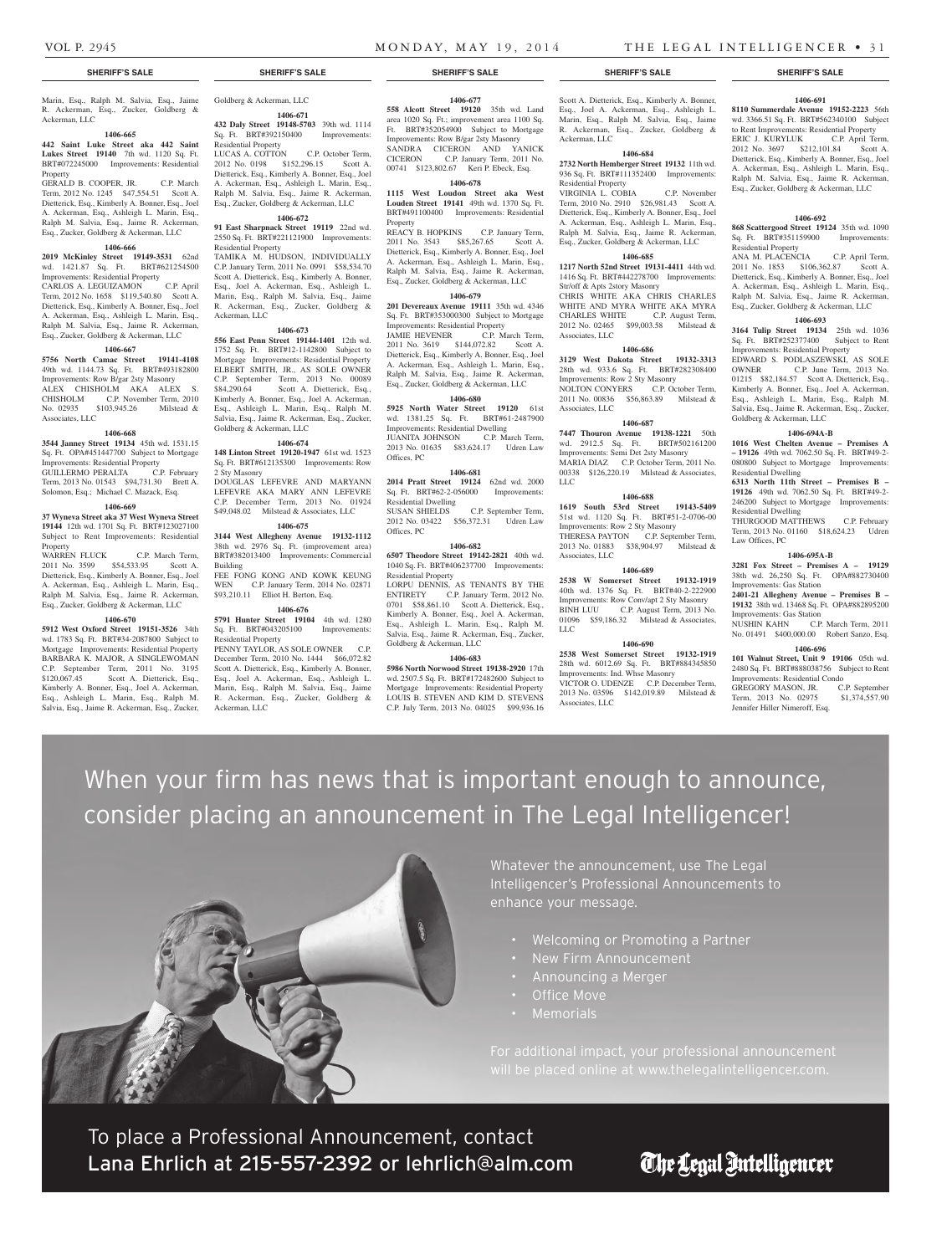## SHERIFF'S SALE

Marin, Esq., Ralph M. Salvia, Esq., Jaime R. Ackerman, Esq., Zucker, Goldberg & Ackerman, LLC

**1406-665**

**442 Saint Luke Street aka 442 Saint Lukes Street 19140** 7th wd. 1120 Sq. Ft. BRT#072245000 Improvements: Residential Property
GERALD B. COOPER, JR. C.P. March Term, 2012 No. 1245 $47,554.51 Scott A. Dietterick, Esq., Kimberly A. Bonner, Esq., Joel A. Ackerman, Esq., Ashleigh L. Marin, Esq., Ralph M. Salvia, Esq., Jaime R. Ackerman, Esq., Zucker, Goldberg & Ackerman, LLC

**1406-666**

**2019 McKinley Street 19149-3531** 62nd wd. 1421.87 Sq. Ft. BRT#621254500 Improvements: Residential Property
CARLOS A. LEGUIZAMON C.P. April Term, 2012 No. 1658 $119,540.80 Scott A. Dietterick, Esq., Kimberly A. Bonner, Esq., Joel A. Ackerman, Esq., Ashleigh L. Marin, Esq., Ralph M. Salvia, Esq., Jaime R. Ackerman, Esq., Zucker, Goldberg & Ackerman, LLC

**1406-667**

**5756 North Camac Street 19141-4108** 49th wd. 1144.73 Sq. Ft. BRT#493182800 Improvements: Row B/gar 2sty Masonry
ALEX CHISHOLM AKA ALEX S. CHISHOLM C.P. November Term, 2010 No. 02935 $103,945.26 Milstead & Associates, LLC

**1406-668**

**3544 Janney Street 19134** 45th wd. 1531.15 Sq. Ft. OPA#451447700 Subject to Mortgage Improvements: Residential Property
GUILLERMO PERALTA C.P. February Term, 2013 No. 01543 $94,731.30 Brett A. Solomon, Esq.; Michael C. Mazack, Esq.

**1406-669**

**37 Wyneva Street aka 37 West Wyneva Street 19144** 12th wd. 1701 Sq. Ft. BRT#123027100 Subject to Rent Improvements: Residential Property
WARREN FLUCK C.P. March Term, 2011 No. 3599 $54,533.95 Scott A. Dietterick, Esq., Kimberly A. Bonner, Esq., Joel A. Ackerman, Esq., Ashleigh L. Marin, Esq., Ralph M. Salvia, Esq., Jaime R. Ackerman, Esq., Zucker, Goldberg & Ackerman, LLC

**1406-670**

**5912 West Oxford Street 19151-3526** 34th wd. 1783 Sq. Ft. BRT#34-2087800 Subject to Mortgage Improvements: Residential Property
BARBARA K. MAJOR, A SINGLEWOMAN C.P. September Term, 2011 No. 3195 $120,067.45 Scott A. Dietterick, Esq., Kimberly A. Bonner, Esq., Joel A. Ackerman, Esq., Ashleigh L. Marin, Esq., Ralph M. Salvia, Esq., Jaime R. Ackerman, Esq., Zucker, Goldberg & Ackerman, LLC

**1406-671**

**432 Daly Street 19148-5703** 39th wd. 1114 Sq. Ft. BRT#392150400 Improvements: Residential Property
LUCAS A. COTTON C.P. October Term, 2012 No. 0198 $152,296.15 Scott A. Dietterick, Esq., Kimberly A. Bonner, Esq., Joel A. Ackerman, Esq., Ashleigh L. Marin, Esq., Ralph M. Salvia, Esq., Jaime R. Ackerman, Esq., Zucker, Goldberg & Ackerman, LLC

**1406-672**

**91 East Sharpnack Street 19119** 22nd wd. 2550 Sq. Ft. BRT#221121900 Improvements: Residential Property
TAMIKA M. HUDSON, INDIVIDUALLY C.P. January Term, 2011 No. 0991 $58,534.70 Scott A. Dietterick, Esq., Kimberly A. Bonner, Esq., Joel A. Ackerman, Esq., Ashleigh L. Marin, Esq., Ralph M. Salvia, Esq., Jaime R. Ackerman, Esq., Zucker, Goldberg & Ackerman, LLC

**1406-673**

**556 East Penn Street 19144-1401** 12th wd. 1752 Sq. Ft. BRT#12-1142800 Subject to Mortgage Improvements: Residential Property
ELBERT SMITH, JR., AS SOLE OWNER C.P. September Term, 2013 No. 00089 $84,290.64 Scott A. Dietterick, Esq., Kimberly A. Bonner, Esq., Joel A. Ackerman, Esq., Ashleigh L. Marin, Esq., Ralph M. Salvia, Esq., Jaime R. Ackerman, Esq., Zucker, Goldberg & Ackerman, LLC

**1406-674**

**148 Linton Street 19120-1947** 61st wd. 1523 Sq. Ft. BRT#612135300 Improvements: Row 2 Sty Masonry
DOUGLAS LEFEVRE AND MARYANN LEFEVRE AKA MARY ANN LEFEVRE C.P. December Term, 2013 No. 01924 $49,048.02 Milstead & Associates, LLC

**1406-675**

**3144 West Allegheny Avenue 19132-1112** 38th wd. 2976 Sq. Ft. (improvement area) BRT#382013400 Improvements: Commercial Building
FEE FONG KONG AND KOWK KEUNG WEN C.P. January Term, 2014 No. 02871 $93,210.11 Elliot H. Berton, Esq.

**1406-676**

**5791 Hunter Street 19104** 4th wd. 1280 Sq. Ft. BRT#043205100 Improvements: Residential Property
PENNY TAYLOR, AS SOLE OWNER C.P. December Term, 2010 No. 1444 $66,072.82 Scott A. Dietterick, Esq., Kimberly A. Bonner, Esq., Joel A. Ackerman, Esq., Ashleigh L. Marin, Esq., Ralph M. Salvia, Esq., Jaime R. Ackerman, Esq., Zucker, Goldberg & Ackerman, LLC

**1406-677**

**558 Alcott Street 19120** 35th wd. Land area 1020 Sq. Ft.; improvement area 1100 Sq. Ft. BRT#352054900 Subject to Mortgage Improvements: Row B/gar 2sty Masonry
SANDRA CICERON AND YANICK CICERON C.P. January Term, 2011 No. 00741 $123,802.67 Keri P. Ebeck, Esq.

**1406-678**

**1115 West Loudon Street aka West Louden Street 19141** 49th wd. 1370 Sq. Ft. BRT#491100400 Improvements: Residential Property
REACY B. HOPKINS C.P. January Term, 2011 No. 3543 $85,267.65 Scott A. Dietterick, Esq., Kimberly A. Bonner, Esq., Joel A. Ackerman, Esq., Ashleigh L. Marin, Esq., Ralph M. Salvia, Esq., Jaime R. Ackerman, Esq., Zucker, Goldberg & Ackerman, LLC

**1406-679**

**201 Devereaux Avenue 19111** 35th wd. 4346 Sq. Ft. BRT#353000300 Subject to Mortgage Improvements: Residential Property
JAMIE HEVENER C.P. March Term, 2011 No. 3619 $144,072.82 Scott A. Dietterick, Esq., Kimberly A. Bonner, Esq., Joel A. Ackerman, Esq., Ashleigh L. Marin, Esq., Ralph M. Salvia, Esq., Jaime R. Ackerman, Esq., Zucker, Goldberg & Ackerman, LLC

**1406-680**

**5925 North Water Street 19120** 61st wd. 1381.25 Sq. Ft. BRT#61-2487900 Improvements: Residential Dwelling
JUANITA JOHNSON C.P. March Term, 2013 No. 01635 $83,624.17 Udren Law Offices, PC

**1406-681**

**2014 Pratt Street 19124** 62nd wd. 2000 Sq. Ft. BRT#62-2-056000 Improvements: Residential Dwelling
SUSAN SHIELDS C.P. September Term, 2012 No. 03422 $56,372.31 Udren Law Offices, PC

**1406-682**

**6507 Theodore Street 19142-2821** 40th wd. 1040 Sq. Ft. BRT#406237700 Improvements: Residential Property
LORPU DENNIS, AS TENANTS BY THE ENTIRETY C.P. January Term, 2012 No. 0701 $58,861.10 Scott A. Dietterick, Esq., Kimberly A. Bonner, Esq., Joel A. Ackerman, Esq., Ashleigh L. Marin, Esq., Ralph M. Salvia, Esq., Jaime R. Ackerman, Esq., Zucker, Goldberg & Ackerman, LLC

**1406-683**

**5986 North Norwood Street 19138-2920** 17th wd. 2507.5 Sq. Ft. BRT#172482600 Subject to Mortgage Improvements: Residential Property
LOUIS B. STEVEN AND KIM D. STEVENS C.P. July Term, 2013 No. 04025 $99,936.16 Scott A. Dietterick, Esq., Kimberly A. Bonner, Esq., Joel A. Ackerman, Esq., Ashleigh L. Marin, Esq., Ralph M. Salvia, Esq., Jaime R. Ackerman, Esq., Zucker, Goldberg & Ackerman, LLC

**1406-684**

**2732 North Hemberger Street 19132** 11th wd. 936 Sq. Ft. BRT#111352400 Improvements: Residential Property
VIRGINIA L. COBIA C.P. November Term, 2010 No. 2910 $26,981.43 Scott A. Dietterick, Esq., Kimberly A. Bonner, Esq., Joel A. Ackerman, Esq., Ashleigh L. Marin, Esq., Ralph M. Salvia, Esq., Jaime R. Ackerman, Esq., Zucker, Goldberg & Ackerman, LLC

**1406-685**

**1217 North 52nd Street 19131-4411** 44th wd. 1416 Sq. Ft. BRT#442278700 Improvements: Str/off & Apts 2story Masonry
CHRIS WHITE AKA CHRIS CHARLES WHITE AND MYRA WHITE AKA MYRA CHARLES WHITE C.P. August Term, 2012 No. 02465 $99,003.58 Milstead & Associates, LLC

**1406-686**

**3129 West Dakota Street 19132-3313** 28th wd. 933.6 Sq. Ft. BRT#282308400 Improvements: Row 2 Sty Masonry
NOLTON CONYERS C.P. October Term, 2011 No. 00836 $56,863.89 Milstead & Associates, LLC

**1406-687**

**7447 Thouron Avenue 19138-1221** 50th wd. 2912.5 Sq. Ft. BRT#502161200 Improvements: Semi Det 2sty Masonry
MARIA DIAZ C.P. October Term, 2011 No. 00338 $126,220.19 Milstead & Associates, LLC

**1406-688**

**1619 South 53rd Street 19143-5409** 51st wd. 1120 Sq. Ft. BRT#51-2-0706-00 Improvements: Row 2 Sty Masonry
THERESA PAYTON C.P. September Term, 2013 No. 01883 $38,904.97 Milstead & Associates, LLC

**1406-689**

**2538 W Somerset Street 19132-1919** 40th wd. 1376 Sq. Ft. BRT#40-2-222900 Improvements: Row Conv/apt 2 Sty Masonry
BINH LUU C.P. August Term, 2013 No. 01096 $59,186.32 Milstead & Associates, LLC

**1406-690**

**2538 West Somerset Street 19132-1919** 28th wd. 6012.69 Sq. Ft. BRT#884345850 Improvements: Ind. Whse Masonry
VICTOR O. UDENZE C.P. December Term, 2013 No. 03596 $142,019.89 Milstead & Associates, LLC

**1406-691**

**8110 Summerdale Avenue 19152-2223** 56th wd. 3366.51 Sq. Ft. BRT#562340100 Subject to Rent Improvements: Residential Property
ERIC J. KURYLUK C.P. April Term, 2012 No. 3697 $212,101.84 Scott A. Dietterick, Esq., Kimberly A. Bonner, Esq., Joel A. Ackerman, Esq., Ashleigh L. Marin, Esq., Ralph M. Salvia, Esq., Jaime R. Ackerman, Esq., Zucker, Goldberg & Ackerman, LLC

**1406-692**

**868 Scattergood Street 19124** 35th wd. 1090 Sq. Ft. BRT#351159900 Improvements: Residential Property
ANA M. PLACENCIA C.P. April Term, 2011 No. 1853 $106,362.87 Scott A. Dietterick, Esq., Kimberly A. Bonner, Esq., Joel A. Ackerman, Esq., Ashleigh L. Marin, Esq., Ralph M. Salvia, Esq., Jaime R. Ackerman, Esq., Zucker, Goldberg & Ackerman, LLC

**1406-693**

**3164 Tulip Street 19134** 25th wd. 1036 Sq. Ft. BRT#252377400 Subject to Rent Improvements: Residential Property
EDWARD S. PODLASZEWSKI, AS SOLE OWNER C.P. June Term, 2013 No. 01215 $82,184.57 Scott A. Dietterick, Esq., Kimberly A. Bonner, Esq., Joel A. Ackerman, Esq., Ashleigh L. Marin, Esq., Ralph M. Salvia, Esq., Jaime R. Ackerman, Esq., Zucker, Goldberg & Ackerman, LLC

**1406-694A-B**

**1016 West Chelten Avenue – Premises A – 19126** 49th wd. 7062.50 Sq. Ft. BRT#49-2-080800 Subject to Mortgage Improvements: Residential Dwelling
**6313 North 11th Street – Premises B – 19126** 49th wd. 7062.50 Sq. Ft. BRT#49-2-246200 Subject to Mortgage Improvements: Residential Dwelling
THURGOOD MATTHEWS C.P. February Term, 2013 No. 01160 $18,624.23 Udren Law Offices, PC

**1406-695A-B**

**3281 Fox Street – Premises A – 19129** 38th wd. 26,250 Sq. Ft. OPA#882730400 Improvements: Gas Station
**2401-21 Allegheny Avenue – Premises B – 19132** 38th wd. 13468 Sq. Ft. OPA#882895200 Improvements: Gas Station
NUSHIN KAHN C.P. March Term, 2011 No. 01491 $400,000.00 Robert Sanzo, Esq.

**1406-696**

**101 Walnut Street, Unit 9 19106** 05th wd. 2480 Sq. Ft. BRT#888038756 Subject to Rent Improvements: Residential Condo
GREGORY MASON, JR. C.P. September Term, 2013 No. 02975 $1,374,557.90 Jennifer Hiller Nimeroff, Esq.

---

# When your firm has news that is important enough to announce, consider placing an announcement in The Legal Intelligencer!

Whatever the announcement, use The Legal Intelligencer's Professional Announcements to enhance your message.

- Welcoming or Promoting a Partner
- New Firm Announcement
- Announcing a Merger
- Office Move
- Memorials

For additional impact, your professional announcement will be placed online at www.thelegalintelligencer.com.

To place a Professional Announcement, contact
Lana Ehrlich at 215-557-2392 or lehrlich@alm.com

The Legal Intelligencer